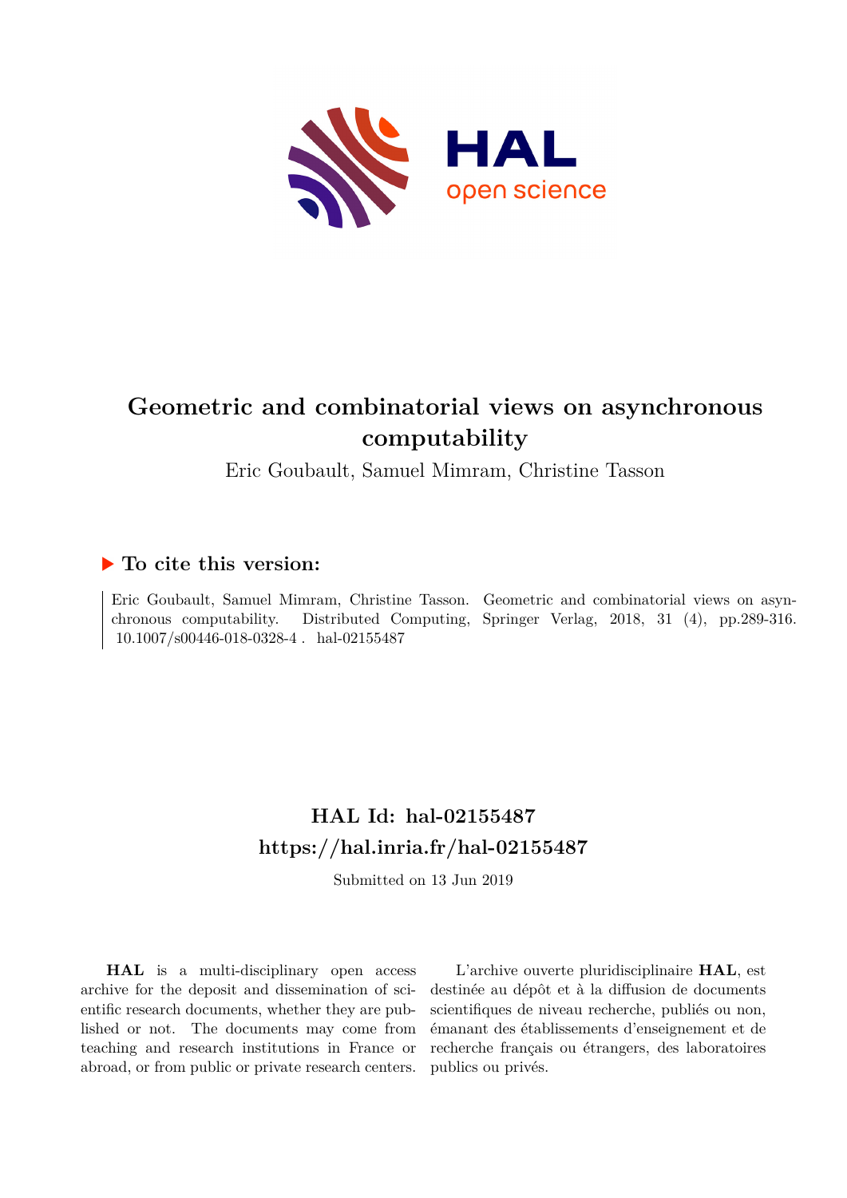# Geometric and combinatorial views on asynchronous computability

Eric Goubault, Samuel Mimram, Christine Tasson

## ▶ To cite this version:

Eric Goubault, Samuel Mimram, Christine Tasson. Geometric and combinatorial views on asynchronous computability. Distributed Computing, Springer Verlag, 2018, 31 (4), pp.289-316. 10.1007/s00446-018-0328-4 . hal-02155487

## HAL Id: hal-02155487
## https://hal.inria.fr/hal-02155487

Submitted on 13 Jun 2019

**HAL** is a multi-disciplinary open access archive for the deposit and dissemination of scientific research documents, whether they are published or not. The documents may come from teaching and research institutions in France or abroad, or from public or private research centers.

L'archive ouverte pluridisciplinaire **HAL**, est destinée au dépôt et à la diffusion de documents scientifiques de niveau recherche, publiés ou non, émanant des établissements d'enseignement et de recherche français ou étrangers, des laboratoires publics ou privés.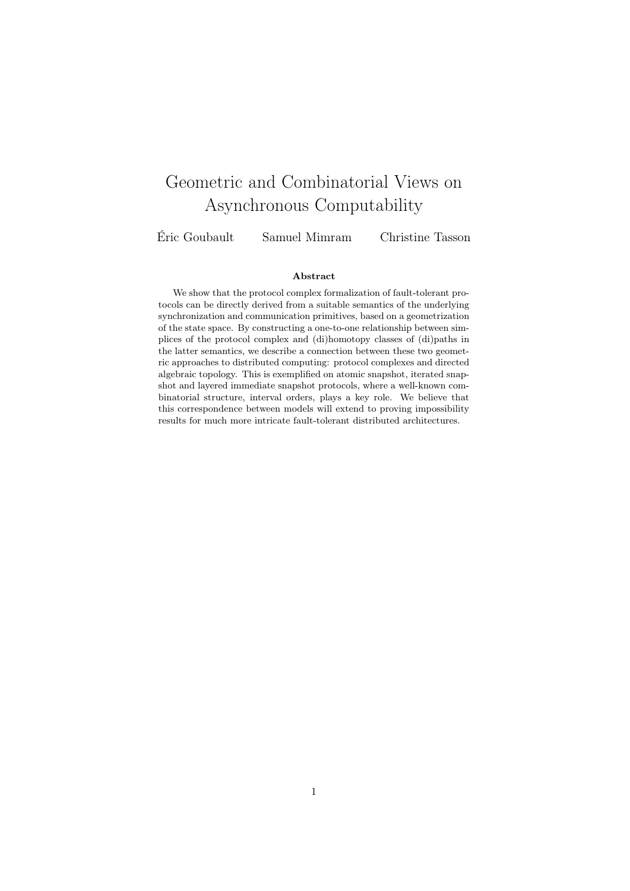# Geometric and Combinatorial Views on Asynchronous Computability

Éric Goubault  Samuel Mimram  Christine Tasson

### Abstract

We show that the protocol complex formalization of fault-tolerant protocols can be directly derived from a suitable semantics of the underlying synchronization and communication primitives, based on a geometrization of the state space. By constructing a one-to-one relationship between simplices of the protocol complex and (di)homotopy classes of (di)paths in the latter semantics, we describe a connection between these two geometric approaches to distributed computing: protocol complexes and directed algebraic topology. This is exemplified on atomic snapshot, iterated snapshot and layered immediate snapshot protocols, where a well-known combinatorial structure, interval orders, plays a key role. We believe that this correspondence between models will extend to proving impossibility results for much more intricate fault-tolerant distributed architectures.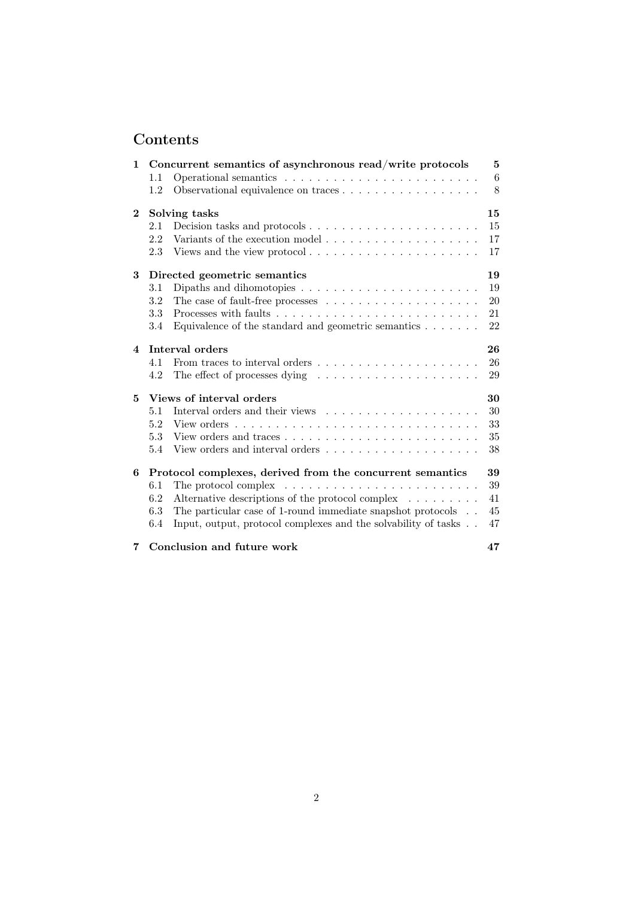# Contents

**1 Concurrent semantics of asynchronous read/write protocols** — **5**
- 1.1 Operational semantics — 6
- 1.2 Observational equivalence on traces — 8

**2 Solving tasks** — **15**
- 2.1 Decision tasks and protocols — 15
- 2.2 Variants of the execution model — 17
- 2.3 Views and the view protocol — 17

**3 Directed geometric semantics** — **19**
- 3.1 Dipaths and dihomotopies — 19
- 3.2 The case of fault-free processes — 20
- 3.3 Processes with faults — 21
- 3.4 Equivalence of the standard and geometric semantics — 22

**4 Interval orders** — **26**
- 4.1 From traces to interval orders — 26
- 4.2 The effect of processes dying — 29

**5 Views of interval orders** — **30**
- 5.1 Interval orders and their views — 30
- 5.2 View orders — 33
- 5.3 View orders and traces — 35
- 5.4 View orders and interval orders — 38

**6 Protocol complexes, derived from the concurrent semantics** — **39**
- 6.1 The protocol complex — 39
- 6.2 Alternative descriptions of the protocol complex — 41
- 6.3 The particular case of 1-round immediate snapshot protocols — 45
- 6.4 Input, output, protocol complexes and the solvability of tasks — 47

**7 Conclusion and future work** — **47**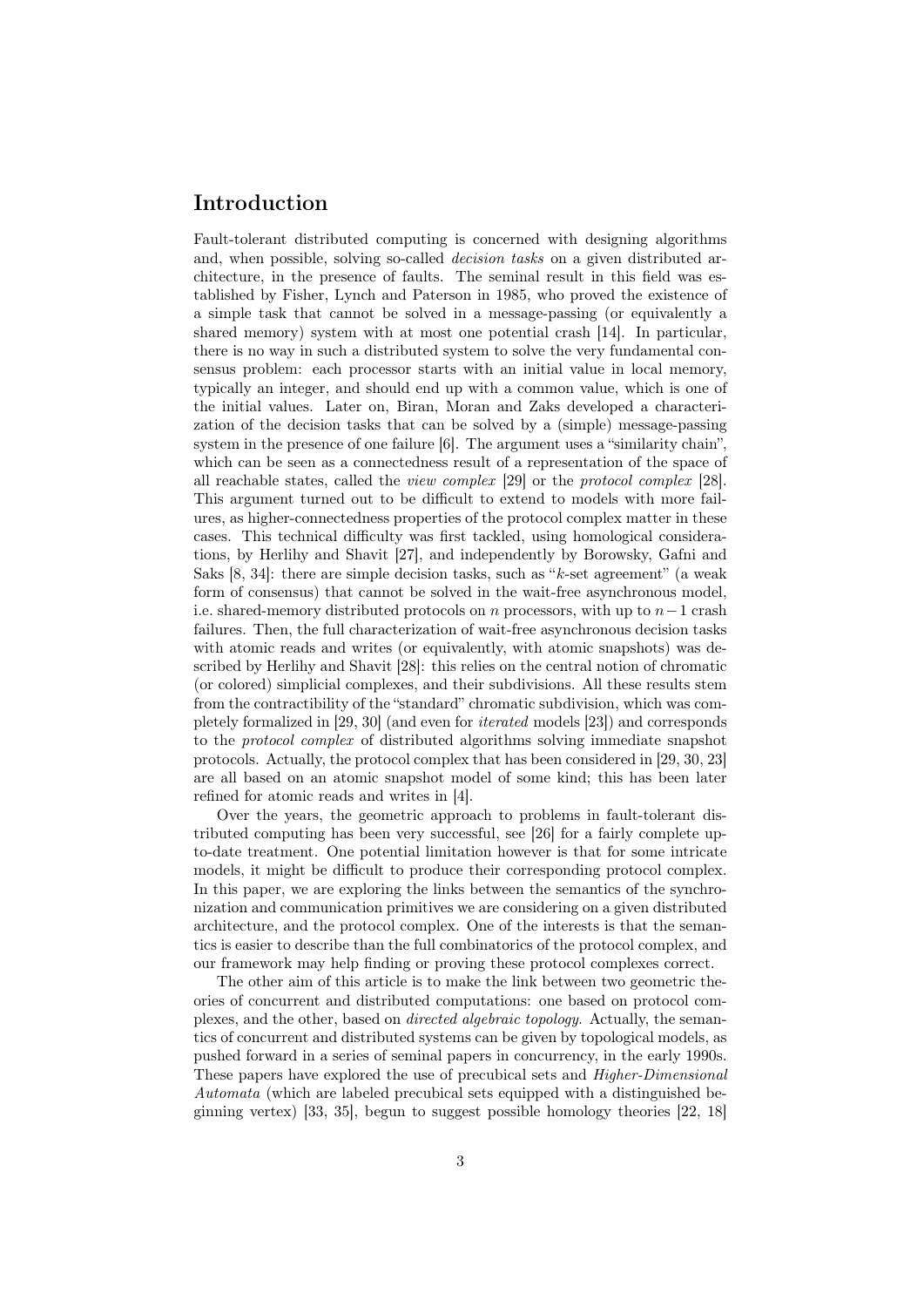# Introduction

Fault-tolerant distributed computing is concerned with designing algorithms and, when possible, solving so-called *decision tasks* on a given distributed architecture, in the presence of faults. The seminal result in this field was established by Fisher, Lynch and Paterson in 1985, who proved the existence of a simple task that cannot be solved in a message-passing (or equivalently a shared memory) system with at most one potential crash [14]. In particular, there is no way in such a distributed system to solve the very fundamental consensus problem: each processor starts with an initial value in local memory, typically an integer, and should end up with a common value, which is one of the initial values. Later on, Biran, Moran and Zaks developed a characterization of the decision tasks that can be solved by a (simple) message-passing system in the presence of one failure [6]. The argument uses a "similarity chain", which can be seen as a connectedness result of a representation of the space of all reachable states, called the *view complex* [29] or the *protocol complex* [28]. This argument turned out to be difficult to extend to models with more failures, as higher-connectedness properties of the protocol complex matter in these cases. This technical difficulty was first tackled, using homological considerations, by Herlihy and Shavit [27], and independently by Borowsky, Gafni and Saks [8, 34]: there are simple decision tasks, such as "$k$-set agreement" (a weak form of consensus) that cannot be solved in the wait-free asynchronous model, i.e. shared-memory distributed protocols on $n$ processors, with up to $n-1$ crash failures. Then, the full characterization of wait-free asynchronous decision tasks with atomic reads and writes (or equivalently, with atomic snapshots) was described by Herlihy and Shavit [28]: this relies on the central notion of chromatic (or colored) simplicial complexes, and their subdivisions. All these results stem from the contractibility of the "standard" chromatic subdivision, which was completely formalized in [29, 30] (and even for *iterated* models [23]) and corresponds to the *protocol complex* of distributed algorithms solving immediate snapshot protocols. Actually, the protocol complex that has been considered in [29, 30, 23] are all based on an atomic snapshot model of some kind; this has been later refined for atomic reads and writes in [4].

Over the years, the geometric approach to problems in fault-tolerant distributed computing has been very successful, see [26] for a fairly complete up-to-date treatment. One potential limitation however is that for some intricate models, it might be difficult to produce their corresponding protocol complex. In this paper, we are exploring the links between the semantics of the synchronization and communication primitives we are considering on a given distributed architecture, and the protocol complex. One of the interests is that the semantics is easier to describe than the full combinatorics of the protocol complex, and our framework may help finding or proving these protocol complexes correct.

The other aim of this article is to make the link between two geometric theories of concurrent and distributed computations: one based on protocol complexes, and the other, based on *directed algebraic topology*. Actually, the semantics of concurrent and distributed systems can be given by topological models, as pushed forward in a series of seminal papers in concurrency, in the early 1990s. These papers have explored the use of precubical sets and *Higher-Dimensional Automata* (which are labeled precubical sets equipped with a distinguished beginning vertex) [33, 35], begun to suggest possible homology theories [22, 18]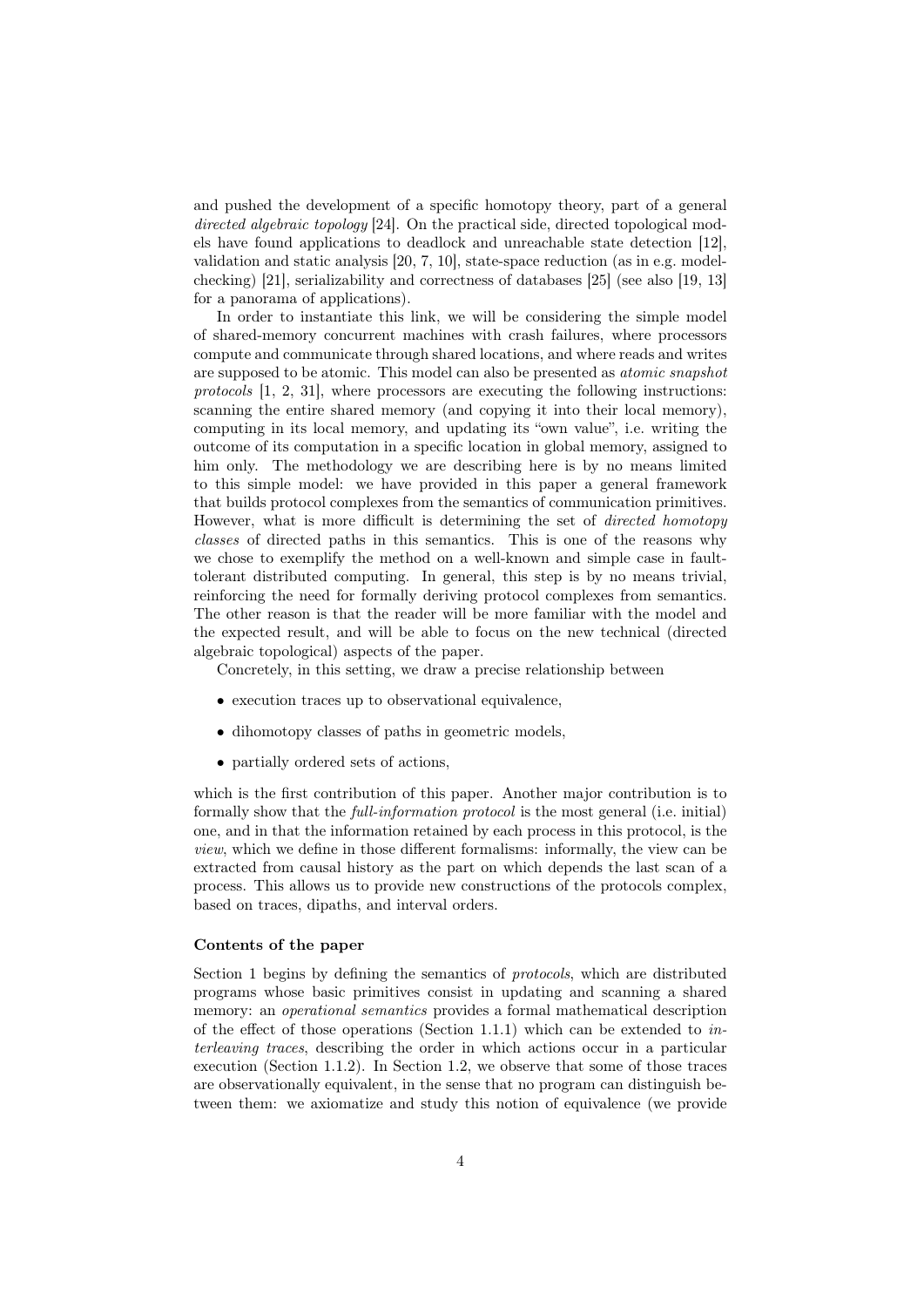and pushed the development of a specific homotopy theory, part of a general *directed algebraic topology* [24]. On the practical side, directed topological models have found applications to deadlock and unreachable state detection [12], validation and static analysis [20, 7, 10], state-space reduction (as in e.g. model-checking) [21], serializability and correctness of databases [25] (see also [19, 13] for a panorama of applications).

In order to instantiate this link, we will be considering the simple model of shared-memory concurrent machines with crash failures, where processors compute and communicate through shared locations, and where reads and writes are supposed to be atomic. This model can also be presented as *atomic snapshot protocols* [1, 2, 31], where processors are executing the following instructions: scanning the entire shared memory (and copying it into their local memory), computing in its local memory, and updating its "own value", i.e. writing the outcome of its computation in a specific location in global memory, assigned to him only. The methodology we are describing here is by no means limited to this simple model: we have provided in this paper a general framework that builds protocol complexes from the semantics of communication primitives. However, what is more difficult is determining the set of *directed homotopy classes* of directed paths in this semantics. This is one of the reasons why we chose to exemplify the method on a well-known and simple case in fault-tolerant distributed computing. In general, this step is by no means trivial, reinforcing the need for formally deriving protocol complexes from semantics. The other reason is that the reader will be more familiar with the model and the expected result, and will be able to focus on the new technical (directed algebraic topological) aspects of the paper.

Concretely, in this setting, we draw a precise relationship between

- execution traces up to observational equivalence,
- dihomotopy classes of paths in geometric models,
- partially ordered sets of actions,

which is the first contribution of this paper. Another major contribution is to formally show that the *full-information protocol* is the most general (i.e. initial) one, and in that the information retained by each process in this protocol, is the *view*, which we define in those different formalisms: informally, the view can be extracted from causal history as the part on which depends the last scan of a process. This allows us to provide new constructions of the protocols complex, based on traces, dipaths, and interval orders.

**Contents of the paper**

Section 1 begins by defining the semantics of *protocols*, which are distributed programs whose basic primitives consist in updating and scanning a shared memory: an *operational semantics* provides a formal mathematical description of the effect of those operations (Section 1.1.1) which can be extended to *interleaving traces*, describing the order in which actions occur in a particular execution (Section 1.1.2). In Section 1.2, we observe that some of those traces are observationally equivalent, in the sense that no program can distinguish between them: we axiomatize and study this notion of equivalence (we provide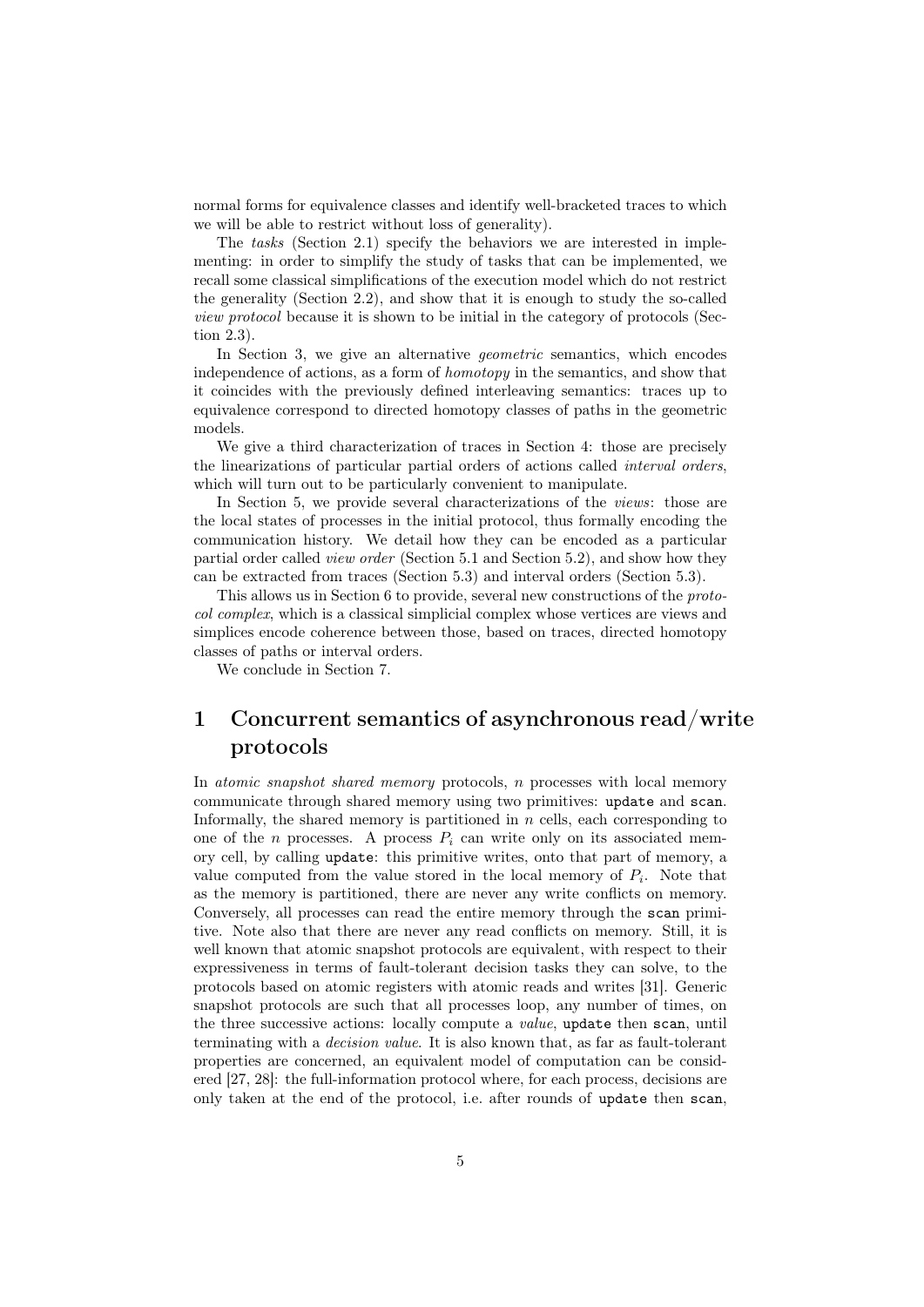normal forms for equivalence classes and identify well-bracketed traces to which we will be able to restrict without loss of generality).

The *tasks* (Section 2.1) specify the behaviors we are interested in implementing: in order to simplify the study of tasks that can be implemented, we recall some classical simplifications of the execution model which do not restrict the generality (Section 2.2), and show that it is enough to study the so-called *view protocol* because it is shown to be initial in the category of protocols (Section 2.3).

In Section 3, we give an alternative *geometric* semantics, which encodes independence of actions, as a form of *homotopy* in the semantics, and show that it coincides with the previously defined interleaving semantics: traces up to equivalence correspond to directed homotopy classes of paths in the geometric models.

We give a third characterization of traces in Section 4: those are precisely the linearizations of particular partial orders of actions called *interval orders*, which will turn out to be particularly convenient to manipulate.

In Section 5, we provide several characterizations of the *views*: those are the local states of processes in the initial protocol, thus formally encoding the communication history. We detail how they can be encoded as a particular partial order called *view order* (Section 5.1 and Section 5.2), and show how they can be extracted from traces (Section 5.3) and interval orders (Section 5.3).

This allows us in Section 6 to provide, several new constructions of the *protocol complex*, which is a classical simplicial complex whose vertices are views and simplices encode coherence between those, based on traces, directed homotopy classes of paths or interval orders.

We conclude in Section 7.

# 1 Concurrent semantics of asynchronous read/write protocols

In *atomic snapshot shared memory* protocols, $n$ processes with local memory communicate through shared memory using two primitives: `update` and `scan`. Informally, the shared memory is partitioned in $n$ cells, each corresponding to one of the $n$ processes. A process $P_i$ can write only on its associated memory cell, by calling `update`: this primitive writes, onto that part of memory, a value computed from the value stored in the local memory of $P_i$. Note that as the memory is partitioned, there are never any write conflicts on memory. Conversely, all processes can read the entire memory through the `scan` primitive. Note also that there are never any read conflicts on memory. Still, it is well known that atomic snapshot protocols are equivalent, with respect to their expressiveness in terms of fault-tolerant decision tasks they can solve, to the protocols based on atomic registers with atomic reads and writes [31]. Generic snapshot protocols are such that all processes loop, any number of times, on the three successive actions: locally compute a *value*, `update` then `scan`, until terminating with a *decision value*. It is also known that, as far as fault-tolerant properties are concerned, an equivalent model of computation can be considered [27, 28]: the full-information protocol where, for each process, decisions are only taken at the end of the protocol, i.e. after rounds of `update` then `scan`,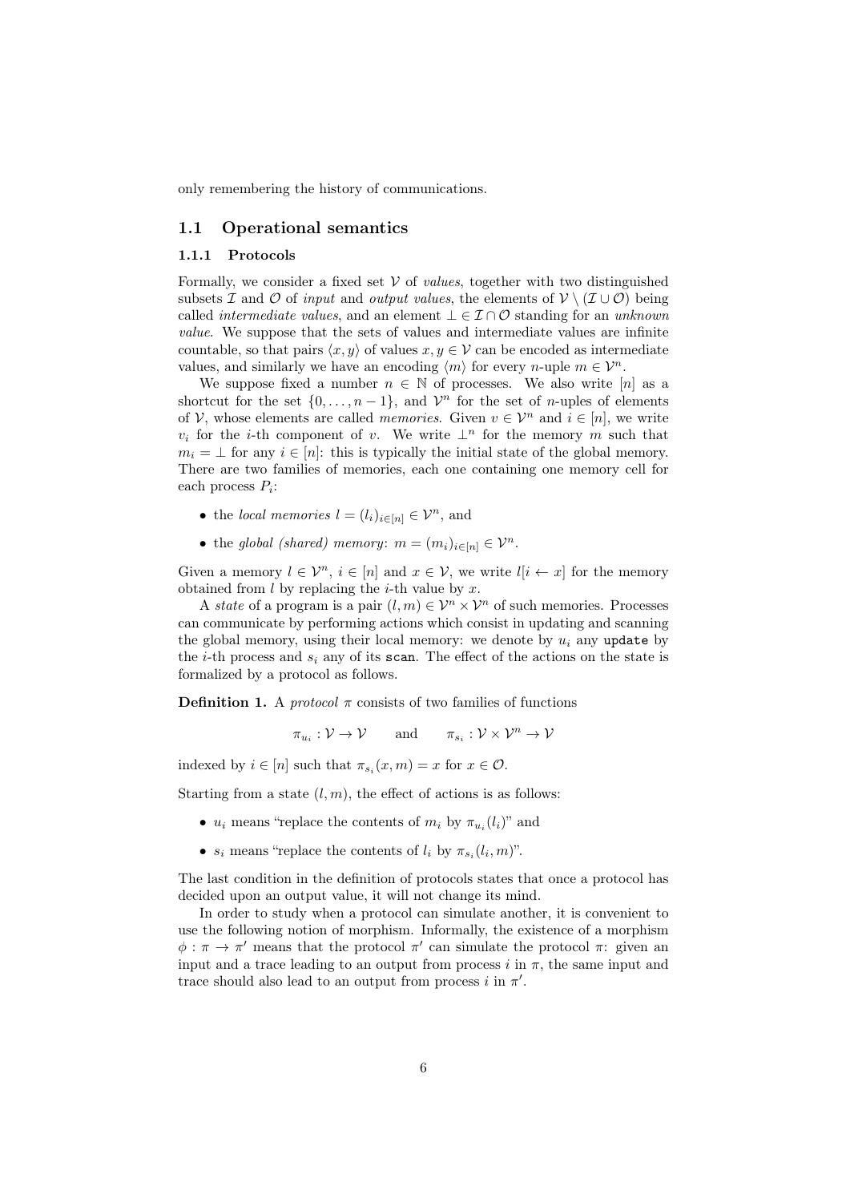only remembering the history of communications.

## 1.1 Operational semantics

### 1.1.1 Protocols

Formally, we consider a fixed set $\mathcal{V}$ of *values*, together with two distinguished subsets $\mathcal{I}$ and $\mathcal{O}$ of *input* and *output values*, the elements of $\mathcal{V} \setminus (\mathcal{I} \cup \mathcal{O})$ being called *intermediate values*, and an element $\bot \in \mathcal{I} \cap \mathcal{O}$ standing for an *unknown value*. We suppose that the sets of values and intermediate values are infinite countable, so that pairs $\langle x, y \rangle$ of values $x, y \in \mathcal{V}$ can be encoded as intermediate values, and similarly we have an encoding $\langle m \rangle$ for every $n$-uple $m \in \mathcal{V}^n$.

We suppose fixed a number $n \in \mathbb{N}$ of processes. We also write $[n]$ as a shortcut for the set $\{0, \ldots, n-1\}$, and $\mathcal{V}^n$ for the set of $n$-uples of elements of $\mathcal{V}$, whose elements are called *memories*. Given $v \in \mathcal{V}^n$ and $i \in [n]$, we write $v_i$ for the $i$-th component of $v$. We write $\bot^n$ for the memory $m$ such that $m_i = \bot$ for any $i \in [n]$: this is typically the initial state of the global memory. There are two families of memories, each one containing one memory cell for each process $P_i$:

- the *local memories* $l = (l_i)_{i \in [n]} \in \mathcal{V}^n$, and
- the *global (shared) memory*: $m = (m_i)_{i \in [n]} \in \mathcal{V}^n$.

Given a memory $l \in \mathcal{V}^n$, $i \in [n]$ and $x \in \mathcal{V}$, we write $l[i \leftarrow x]$ for the memory obtained from $l$ by replacing the $i$-th value by $x$.

A *state* of a program is a pair $(l, m) \in \mathcal{V}^n \times \mathcal{V}^n$ of such memories. Processes can communicate by performing actions which consist in updating and scanning the global memory, using their local memory: we denote by $u_i$ any `update` by the $i$-th process and $s_i$ any of its `scan`. The effect of the actions on the state is formalized by a protocol as follows.

**Definition 1.** A *protocol* $\pi$ consists of two families of functions

$$\pi_{u_i} : \mathcal{V} \to \mathcal{V} \qquad \text{and} \qquad \pi_{s_i} : \mathcal{V} \times \mathcal{V}^n \to \mathcal{V}$$

indexed by $i \in [n]$ such that $\pi_{s_i}(x, m) = x$ for $x \in \mathcal{O}$.

Starting from a state $(l, m)$, the effect of actions is as follows:

- $u_i$ means "replace the contents of $m_i$ by $\pi_{u_i}(l_i)$" and
- $s_i$ means "replace the contents of $l_i$ by $\pi_{s_i}(l_i, m)$".

The last condition in the definition of protocols states that once a protocol has decided upon an output value, it will not change its mind.

In order to study when a protocol can simulate another, it is convenient to use the following notion of morphism. Informally, the existence of a morphism $\phi : \pi \to \pi'$ means that the protocol $\pi'$ can simulate the protocol $\pi$: given an input and a trace leading to an output from process $i$ in $\pi$, the same input and trace should also lead to an output from process $i$ in $\pi'$.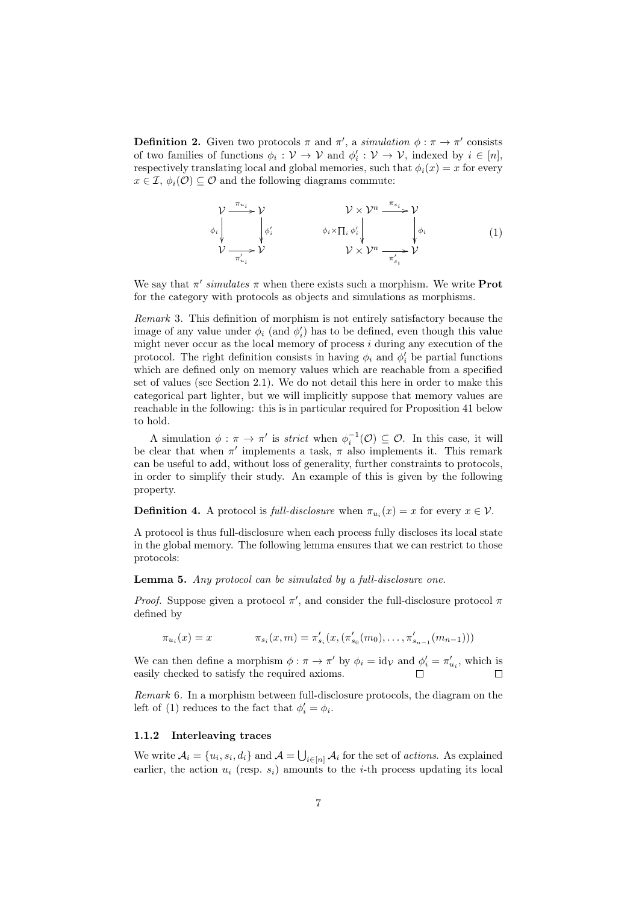**Definition 2.** Given two protocols $\pi$ and $\pi'$, a *simulation* $\phi : \pi \to \pi'$ consists of two families of functions $\phi_i : \mathcal{V} \to \mathcal{V}$ and $\phi'_i : \mathcal{V} \to \mathcal{V}$, indexed by $i \in [n]$, respectively translating local and global memories, such that $\phi_i(x) = x$ for every $x \in \mathcal{I}$, $\phi_i(\mathcal{O}) \subseteq \mathcal{O}$ and the following diagrams commute:

$$
\begin{array}{ccc}
\mathcal{V} & \xrightarrow{\pi_{u_i}} & \mathcal{V} \\
{\scriptstyle \phi_i}\downarrow & & \downarrow{\scriptstyle \phi'_i} \\
\mathcal{V} & \xrightarrow[\pi'_{u_i}]{} & \mathcal{V}
\end{array}
\qquad\qquad
\begin{array}{ccc}
\mathcal{V} \times \mathcal{V}^n & \xrightarrow{\pi_{s_i}} & \mathcal{V} \\
{\scriptstyle \phi_i \times \prod_i \phi'_i}\downarrow & & \downarrow{\scriptstyle \phi_i} \\
\mathcal{V} \times \mathcal{V}^n & \xrightarrow[\pi'_{s_i}]{} & \mathcal{V}
\end{array}
\tag{1}
$$

We say that $\pi'$ *simulates* $\pi$ when there exists such a morphism. We write **Prot** for the category with protocols as objects and simulations as morphisms.

*Remark* 3. This definition of morphism is not entirely satisfactory because the image of any value under $\phi_i$ (and $\phi'_i$) has to be defined, even though this value might never occur as the local memory of process $i$ during any execution of the protocol. The right definition consists in having $\phi_i$ and $\phi'_i$ be partial functions which are defined only on memory values which are reachable from a specified set of values (see Section 2.1). We do not detail this here in order to make this categorical part lighter, but we will implicitly suppose that memory values are reachable in the following: this is in particular required for Proposition 41 below to hold.

A simulation $\phi : \pi \to \pi'$ is *strict* when $\phi_i^{-1}(\mathcal{O}) \subseteq \mathcal{O}$. In this case, it will be clear that when $\pi'$ implements a task, $\pi$ also implements it. This remark can be useful to add, without loss of generality, further constraints to protocols, in order to simplify their study. An example of this is given by the following property.

**Definition 4.** A protocol is *full-disclosure* when $\pi_{u_i}(x) = x$ for every $x \in \mathcal{V}$.

A protocol is thus full-disclosure when each process fully discloses its local state in the global memory. The following lemma ensures that we can restrict to those protocols:

**Lemma 5.** *Any protocol can be simulated by a full-disclosure one.*

*Proof.* Suppose given a protocol $\pi'$, and consider the full-disclosure protocol $\pi$ defined by

$$
\pi_{u_i}(x) = x \qquad\qquad \pi_{s_i}(x, m) = \pi'_{s_i}(x, (\pi'_{s_0}(m_0), \ldots, \pi'_{s_{n-1}}(m_{n-1})))
$$

We can then define a morphism $\phi : \pi \to \pi'$ by $\phi_i = \mathrm{id}_{\mathcal{V}}$ and $\phi'_i = \pi'_{u_i}$, which is easily checked to satisfy the required axioms. ∎ ∎

*Remark* 6. In a morphism between full-disclosure protocols, the diagram on the left of (1) reduces to the fact that $\phi'_i = \phi_i$.

#### 1.1.2 Interleaving traces

We write $\mathcal{A}_i = \{u_i, s_i, d_i\}$ and $\mathcal{A} = \bigcup_{i \in [n]} \mathcal{A}_i$ for the set of *actions*. As explained earlier, the action $u_i$ (resp. $s_i$) amounts to the $i$-th process updating its local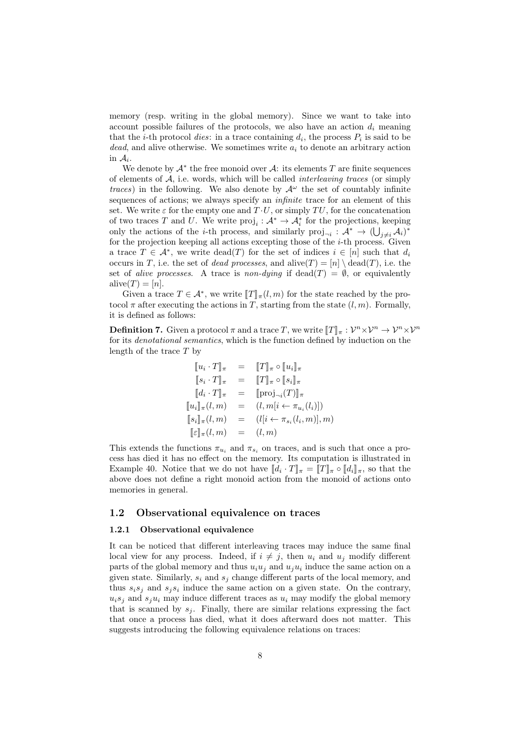memory (resp. writing in the global memory). Since we want to take into account possible failures of the protocols, we also have an action $d_i$ meaning that the $i$-th protocol *dies*: in a trace containing $d_i$, the process $P_i$ is said to be *dead*, and alive otherwise. We sometimes write $a_i$ to denote an arbitrary action in $\mathcal{A}_i$.

We denote by $\mathcal{A}^*$ the free monoid over $\mathcal{A}$: its elements $T$ are finite sequences of elements of $\mathcal{A}$, i.e. words, which will be called *interleaving traces* (or simply *traces*) in the following. We also denote by $\mathcal{A}^\omega$ the set of countably infinite sequences of actions; we always specify an *infinite* trace for an element of this set. We write $\varepsilon$ for the empty one and $T \cdot U$, or simply $TU$, for the concatenation of two traces $T$ and $U$. We write $\mathrm{proj}_i : \mathcal{A}^* \to \mathcal{A}_i^*$ for the projections, keeping only the actions of the $i$-th process, and similarly $\mathrm{proj}_{\neg i} : \mathcal{A}^* \to (\bigcup_{j \neq i} \mathcal{A}_i)^*$ for the projection keeping all actions excepting those of the $i$-th process. Given a trace $T \in \mathcal{A}^*$, we write $\mathrm{dead}(T)$ for the set of indices $i \in [n]$ such that $d_i$ occurs in $T$, i.e. the set of *dead processes*, and $\mathrm{alive}(T) = [n] \setminus \mathrm{dead}(T)$, i.e. the set of *alive processes*. A trace is *non-dying* if $\mathrm{dead}(T) = \emptyset$, or equivalently $\mathrm{alive}(T) = [n]$.

Given a trace $T \in \mathcal{A}^*$, we write $[\![T]\!]_\pi(l, m)$ for the state reached by the protocol $\pi$ after executing the actions in $T$, starting from the state $(l, m)$. Formally, it is defined as follows:

**Definition 7.** Given a protocol $\pi$ and a trace $T$, we write $[\![T]\!]_\pi : \mathcal{V}^n \times \mathcal{V}^n \to \mathcal{V}^n \times \mathcal{V}^n$ for its *denotational semantics*, which is the function defined by induction on the length of the trace $T$ by

$$
\begin{array}{rcl}
[\![u_i \cdot T]\!]_\pi & = & [\![T]\!]_\pi \circ [\![u_i]\!]_\pi \\
[\![s_i \cdot T]\!]_\pi & = & [\![T]\!]_\pi \circ [\![s_i]\!]_\pi \\
[\![d_i \cdot T]\!]_\pi & = & [\![\mathrm{proj}_{\neg i}(T)]\!]_\pi \\
[\![u_i]\!]_\pi(l, m) & = & (l, m[i \leftarrow \pi_{u_i}(l_i)]) \\
[\![s_i]\!]_\pi(l, m) & = & (l[i \leftarrow \pi_{s_i}(l_i, m)], m) \\
[\![\varepsilon]\!]_\pi(l, m) & = & (l, m)
\end{array}
$$

This extends the functions $\pi_{u_i}$ and $\pi_{s_i}$ on traces, and is such that once a process has died it has no effect on the memory. Its computation is illustrated in Example 40. Notice that we do not have $[\![d_i \cdot T]\!]_\pi = [\![T]\!]_\pi \circ [\![d_i]\!]_\pi$, so that the above does not define a right monoid action from the monoid of actions onto memories in general.

## 1.2 Observational equivalence on traces

### 1.2.1 Observational equivalence

It can be noticed that different interleaving traces may induce the same final local view for any process. Indeed, if $i \neq j$, then $u_i$ and $u_j$ modify different parts of the global memory and thus $u_i u_j$ and $u_j u_i$ induce the same action on a given state. Similarly, $s_i$ and $s_j$ change different parts of the local memory, and thus $s_i s_j$ and $s_j s_i$ induce the same action on a given state. On the contrary, $u_i s_j$ and $s_j u_i$ may induce different traces as $u_i$ may modify the global memory that is scanned by $s_j$. Finally, there are similar relations expressing the fact that once a process has died, what it does afterward does not matter. This suggests introducing the following equivalence relations on traces: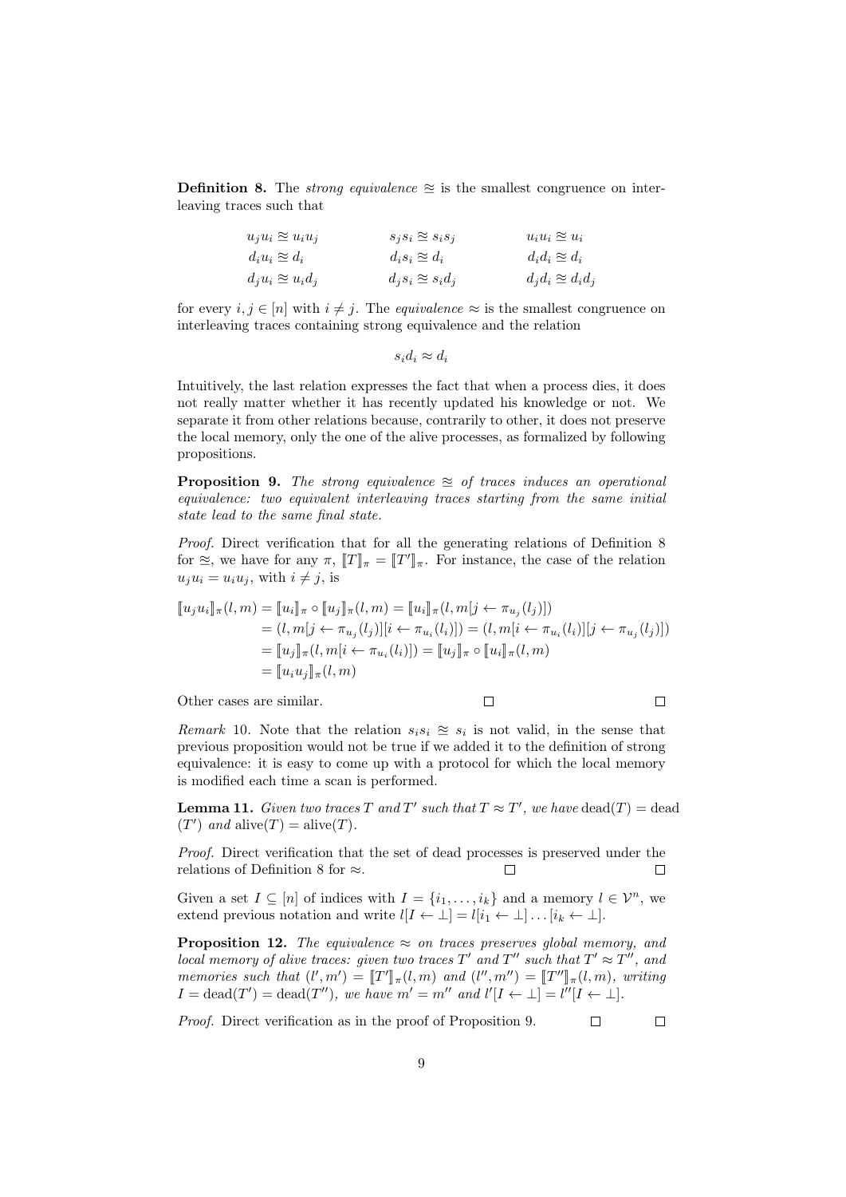**Definition 8.** The *strong equivalence* $\cong$ is the smallest congruence on interleaving traces such that

$$
\begin{array}{lll}
u_j u_i \cong u_i u_j & s_j s_i \cong s_i s_j & u_i u_i \cong u_i \\
d_i u_i \cong d_i & d_i s_i \cong d_i & d_i d_i \cong d_i \\
d_j u_i \cong u_i d_j & d_j s_i \cong s_i d_j & d_j d_i \cong d_i d_j
\end{array}
$$

for every $i, j \in [n]$ with $i \neq j$. The *equivalence* $\approx$ is the smallest congruence on interleaving traces containing strong equivalence and the relation

$$s_i d_i \approx d_i$$

Intuitively, the last relation expresses the fact that when a process dies, it does not really matter whether it has recently updated his knowledge or not. We separate it from other relations because, contrarily to other, it does not preserve the local memory, only the one of the alive processes, as formalized by following propositions.

**Proposition 9.** *The strong equivalence $\cong$ of traces induces an operational equivalence: two equivalent interleaving traces starting from the same initial state lead to the same final state.*

*Proof.* Direct verification that for all the generating relations of Definition 8 for $\cong$, we have for any $\pi$, $[\![T]\!]_\pi = [\![T']\!]_\pi$. For instance, the case of the relation $u_j u_i = u_i u_j$, with $i \neq j$, is

$$
\begin{aligned}
[\![u_j u_i]\!]_\pi(l, m) &= [\![u_i]\!]_\pi \circ [\![u_j]\!]_\pi(l, m) = [\![u_i]\!]_\pi(l, m[j \leftarrow \pi_{u_j}(l_j)]) \\
&= (l, m[j \leftarrow \pi_{u_j}(l_j)][i \leftarrow \pi_{u_i}(l_i)]) = (l, m[i \leftarrow \pi_{u_i}(l_i)][j \leftarrow \pi_{u_j}(l_j)]) \\
&= [\![u_j]\!]_\pi(l, m[i \leftarrow \pi_{u_i}(l_i)]) = [\![u_j]\!]_\pi \circ [\![u_i]\!]_\pi(l, m) \\
&= [\![u_i u_j]\!]_\pi(l, m)
\end{aligned}
$$

Other cases are similar. □ □

*Remark* 10. Note that the relation $s_i s_i \cong s_i$ is not valid, in the sense that previous proposition would not be true if we added it to the definition of strong equivalence: it is easy to come up with a protocol for which the local memory is modified each time a scan is performed.

**Lemma 11.** *Given two traces $T$ and $T'$ such that $T \approx T'$, we have* $\mathrm{dead}(T) = \mathrm{dead}(T')$ *and* $\mathrm{alive}(T) = \mathrm{alive}(T)$.

*Proof.* Direct verification that the set of dead processes is preserved under the relations of Definition 8 for $\approx$. □ □

Given a set $I \subseteq [n]$ of indices with $I = \{i_1, \ldots, i_k\}$ and a memory $l \in \mathcal{V}^n$, we extend previous notation and write $l[I \leftarrow \bot] = l[i_1 \leftarrow \bot] \ldots [i_k \leftarrow \bot]$.

**Proposition 12.** *The equivalence $\approx$ on traces preserves global memory, and local memory of alive traces: given two traces $T'$ and $T''$ such that $T' \approx T''$, and memories such that $(l', m') = [\![T']\!]_\pi(l, m)$ and $(l'', m'') = [\![T'']\!]_\pi(l, m)$, writing $I = \mathrm{dead}(T') = \mathrm{dead}(T'')$, we have $m' = m''$ and $l'[I \leftarrow \bot] = l''[I \leftarrow \bot]$.*

*Proof.* Direct verification as in the proof of Proposition 9. □ □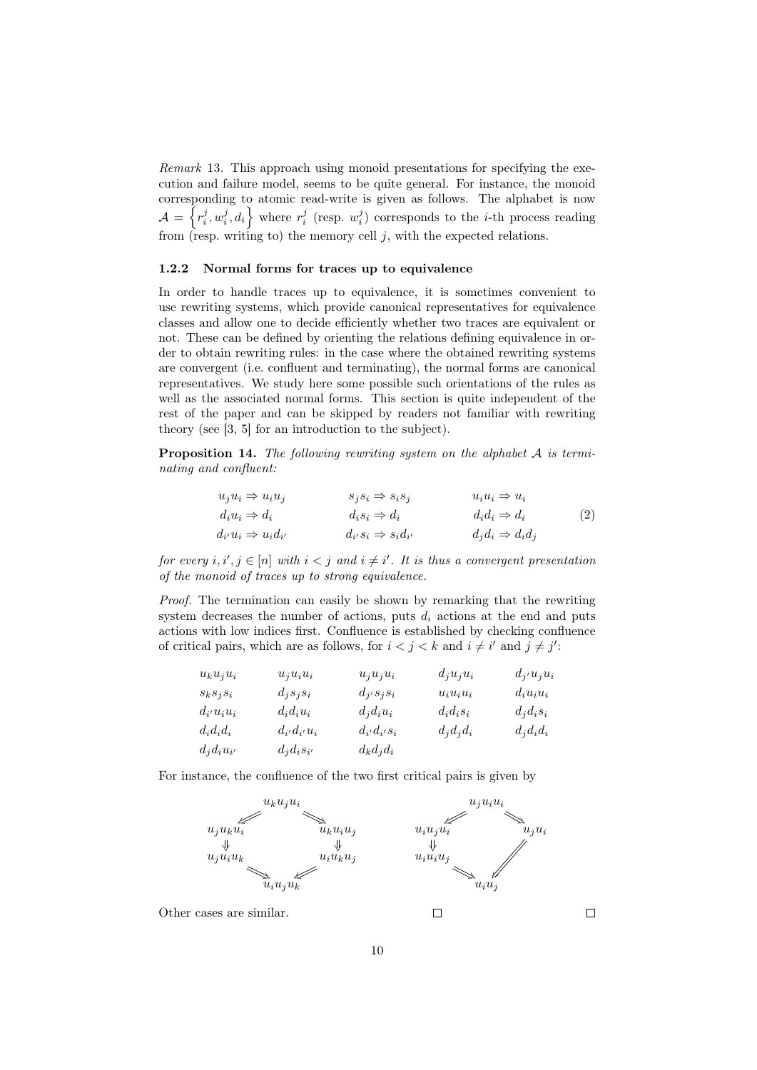*Remark* 13. This approach using monoid presentations for specifying the execution and failure model, seems to be quite general. For instance, the monoid corresponding to atomic read-write is given as follows. The alphabet is now $\mathcal{A} = \left\{r_i^j, w_i^j, d_i\right\}$ where $r_i^j$ (resp. $w_i^j$) corresponds to the $i$-th process reading from (resp. writing to) the memory cell $j$, with the expected relations.

### 1.2.2 Normal forms for traces up to equivalence

In order to handle traces up to equivalence, it is sometimes convenient to use rewriting systems, which provide canonical representatives for equivalence classes and allow one to decide efficiently whether two traces are equivalent or not. These can be defined by orienting the relations defining equivalence in order to obtain rewriting rules: in the case where the obtained rewriting systems are convergent (i.e. confluent and terminating), the normal forms are canonical representatives. We study here some possible such orientations of the rules as well as the associated normal forms. This section is quite independent of the rest of the paper and can be skipped by readers not familiar with rewriting theory (see [3, 5] for an introduction to the subject).

**Proposition 14.** *The following rewriting system on the alphabet $\mathcal{A}$ is terminating and confluent:*

$$
\begin{array}{lll}
u_j u_i \Rightarrow u_i u_j & s_j s_i \Rightarrow s_i s_j & u_i u_i \Rightarrow u_i \\
d_i u_i \Rightarrow d_i & d_i s_i \Rightarrow d_i & d_i d_i \Rightarrow d_i \\
d_{i'} u_i \Rightarrow u_i d_{i'} & d_{i'} s_i \Rightarrow s_i d_{i'} & d_j d_i \Rightarrow d_i d_j
\end{array}
\tag{2}
$$

*for every $i, i', j \in [n]$ with $i < j$ and $i \neq i'$. It is thus a convergent presentation of the monoid of traces up to strong equivalence.*

*Proof.* The termination can easily be shown by remarking that the rewriting system decreases the number of actions, puts $d_i$ actions at the end and puts actions with low indices first. Confluence is established by checking confluence of critical pairs, which are as follows, for $i < j < k$ and $i \neq i'$ and $j \neq j'$:

$$
\begin{array}{lllll}
u_k u_j u_i & u_j u_i u_i & u_j u_j u_i & d_j u_j u_i & d_{j'} u_j u_i \\
s_k s_j s_i & d_j s_j s_i & d_{j'} s_j s_i & u_i u_i u_i & d_i u_i u_i \\
d_{i'} u_i u_i & d_i d_i u_i & d_j d_i u_i & d_i d_i s_i & d_j d_i s_i \\
d_i d_i d_i & d_{i'} d_{i'} u_i & d_{i'} d_{i'} s_i & d_j d_j d_i & d_j d_i d_i \\
d_j d_i u_{i'} & d_j d_i s_{i'} & d_k d_j d_i & &
\end{array}
$$

For instance, the confluence of the two first critical pairs is given by

$$
\begin{array}{c}
u_k u_j u_i \Rightarrow u_j u_k u_i \Rightarrow u_j u_i u_k \Rightarrow u_i u_j u_k \\
u_k u_j u_i \Rightarrow u_k u_i u_j \Rightarrow u_i u_k u_j \Rightarrow u_i u_j u_k
\end{array}
\qquad
\begin{array}{c}
u_j u_i u_i \Rightarrow u_i u_j u_i \Rightarrow u_i u_i u_j \Rightarrow u_i u_j \\
u_j u_i u_i \Rightarrow u_j u_i \Rightarrow u_i u_j
\end{array}
$$

Other cases are similar. ◻ ◻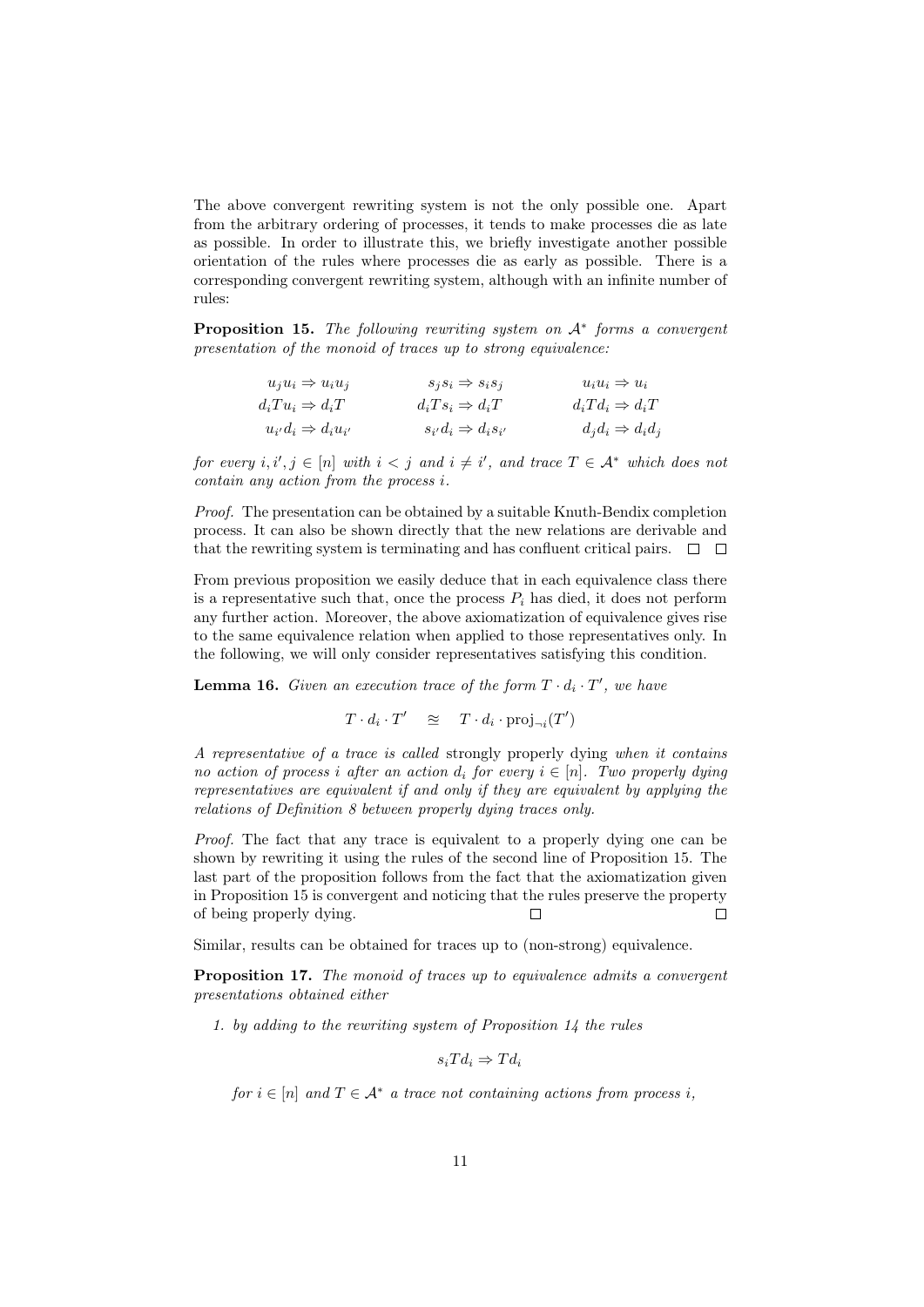The above convergent rewriting system is not the only possible one. Apart from the arbitrary ordering of processes, it tends to make processes die as late as possible. In order to illustrate this, we briefly investigate another possible orientation of the rules where processes die as early as possible. There is a corresponding convergent rewriting system, although with an infinite number of rules:

**Proposition 15.** *The following rewriting system on $\mathcal{A}^*$ forms a convergent presentation of the monoid of traces up to strong equivalence:*

$$
\begin{array}{ccc}
u_j u_i \Rightarrow u_i u_j & s_j s_i \Rightarrow s_i s_j & u_i u_i \Rightarrow u_i \\
d_i T u_i \Rightarrow d_i T & d_i T s_i \Rightarrow d_i T & d_i T d_i \Rightarrow d_i T \\
u_{i'} d_i \Rightarrow d_i u_{i'} & s_{i'} d_i \Rightarrow d_i s_{i'} & d_j d_i \Rightarrow d_i d_j
\end{array}
$$

*for every $i, i', j \in [n]$ with $i < j$ and $i \neq i'$, and trace $T \in \mathcal{A}^*$ which does not contain any action from the process $i$.*

*Proof.* The presentation can be obtained by a suitable Knuth-Bendix completion process. It can also be shown directly that the new relations are derivable and that the rewriting system is terminating and has confluent critical pairs. □ □

From previous proposition we easily deduce that in each equivalence class there is a representative such that, once the process $P_i$ has died, it does not perform any further action. Moreover, the above axiomatization of equivalence gives rise to the same equivalence relation when applied to those representatives only. In the following, we will only consider representatives satisfying this condition.

**Lemma 16.** *Given an execution trace of the form $T \cdot d_i \cdot T'$, we have*

$$
T \cdot d_i \cdot T' \quad \approx \quad T \cdot d_i \cdot \mathrm{proj}_{\neg i}(T')
$$

*A representative of a trace is called* strongly properly dying *when it contains no action of process $i$ after an action $d_i$ for every $i \in [n]$. Two properly dying representatives are equivalent if and only if they are equivalent by applying the relations of Definition 8 between properly dying traces only.*

*Proof.* The fact that any trace is equivalent to a properly dying one can be shown by rewriting it using the rules of the second line of Proposition 15. The last part of the proposition follows from the fact that the axiomatization given in Proposition 15 is convergent and noticing that the rules preserve the property of being properly dying. □ □

Similar, results can be obtained for traces up to (non-strong) equivalence.

**Proposition 17.** *The monoid of traces up to equivalence admits a convergent presentations obtained either*

1. *by adding to the rewriting system of Proposition 14 the rules*

$$
s_i T d_i \Rightarrow T d_i
$$

*for $i \in [n]$ and $T \in \mathcal{A}^*$ a trace not containing actions from process $i$,*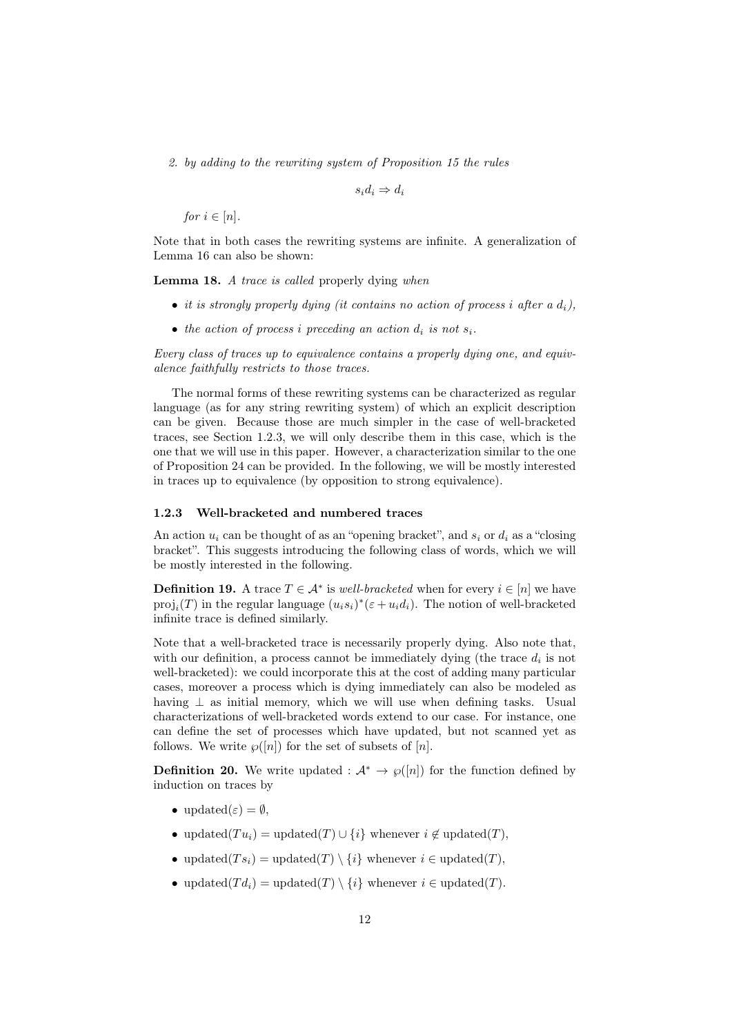2. *by adding to the rewriting system of Proposition 15 the rules*

$$s_i d_i \Rightarrow d_i$$

*for* $i \in [n]$.

Note that in both cases the rewriting systems are infinite. A generalization of Lemma 16 can also be shown:

**Lemma 18.** *A trace is called* properly dying *when*

- *it is strongly properly dying (it contains no action of process* $i$ *after a* $d_i$*),*
- *the action of process* $i$ *preceding an action* $d_i$ *is not* $s_i$*.*

*Every class of traces up to equivalence contains a properly dying one, and equivalence faithfully restricts to those traces.*

The normal forms of these rewriting systems can be characterized as regular language (as for any string rewriting system) of which an explicit description can be given. Because those are much simpler in the case of well-bracketed traces, see Section 1.2.3, we will only describe them in this case, which is the one that we will use in this paper. However, a characterization similar to the one of Proposition 24 can be provided. In the following, we will be mostly interested in traces up to equivalence (by opposition to strong equivalence).

### 1.2.3 Well-bracketed and numbered traces

An action $u_i$ can be thought of as an "opening bracket", and $s_i$ or $d_i$ as a "closing bracket". This suggests introducing the following class of words, which we will be mostly interested in the following.

**Definition 19.** A trace $T \in \mathcal{A}^*$ is *well-bracketed* when for every $i \in [n]$ we have $\mathrm{proj}_i(T)$ in the regular language $(u_i s_i)^*(\varepsilon + u_i d_i)$. The notion of well-bracketed infinite trace is defined similarly.

Note that a well-bracketed trace is necessarily properly dying. Also note that, with our definition, a process cannot be immediately dying (the trace $d_i$ is not well-bracketed): we could incorporate this at the cost of adding many particular cases, moreover a process which is dying immediately can also be modeled as having $\perp$ as initial memory, which we will use when defining tasks. Usual characterizations of well-bracketed words extend to our case. For instance, one can define the set of processes which have updated, but not scanned yet as follows. We write $\wp([n])$ for the set of subsets of $[n]$.

**Definition 20.** We write updated : $\mathcal{A}^* \to \wp([n])$ for the function defined by induction on traces by

- $\mathrm{updated}(\varepsilon) = \emptyset$,
- $\mathrm{updated}(T u_i) = \mathrm{updated}(T) \cup \{i\}$ whenever $i \notin \mathrm{updated}(T)$,
- $\mathrm{updated}(T s_i) = \mathrm{updated}(T) \setminus \{i\}$ whenever $i \in \mathrm{updated}(T)$,
- $\mathrm{updated}(T d_i) = \mathrm{updated}(T) \setminus \{i\}$ whenever $i \in \mathrm{updated}(T)$.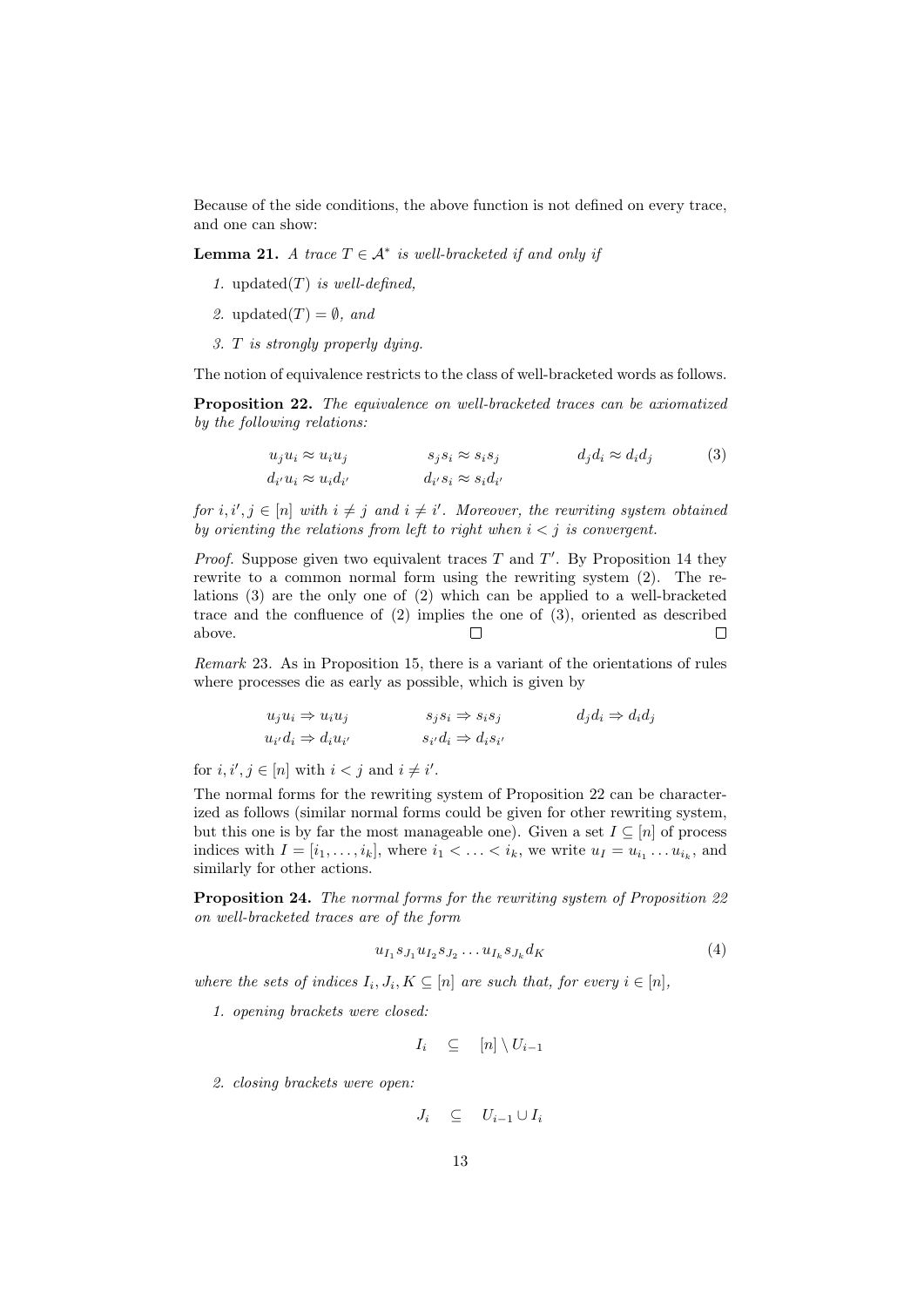Because of the side conditions, the above function is not defined on every trace, and one can show:

**Lemma 21.** *A trace $T \in \mathcal{A}^*$ is well-bracketed if and only if*

1. *$\text{updated}(T)$ is well-defined,*
2. *$\text{updated}(T) = \emptyset$, and*
3. *$T$ is strongly properly dying.*

The notion of equivalence restricts to the class of well-bracketed words as follows.

**Proposition 22.** *The equivalence on well-bracketed traces can be axiomatized by the following relations:*

$$
\begin{array}{lll}
u_j u_i \approx u_i u_j & s_j s_i \approx s_i s_j & d_j d_i \approx d_i d_j \\
d_{i'} u_i \approx u_i d_{i'} & d_{i'} s_i \approx s_i d_{i'} &
\end{array}
\tag{3}
$$

*for $i, i', j \in [n]$ with $i \neq j$ and $i \neq i'$. Moreover, the rewriting system obtained by orienting the relations from left to right when $i < j$ is convergent.*

*Proof.* Suppose given two equivalent traces $T$ and $T'$. By Proposition 14 they rewrite to a common normal form using the rewriting system (2). The relations (3) are the only one of (2) which can be applied to a well-bracketed trace and the confluence of (2) implies the one of (3), oriented as described above. ◻ ◻

*Remark* 23. As in Proposition 15, there is a variant of the orientations of rules where processes die as early as possible, which is given by

$$
\begin{array}{lll}
u_j u_i \Rightarrow u_i u_j & s_j s_i \Rightarrow s_i s_j & d_j d_i \Rightarrow d_i d_j \\
u_{i'} d_i \Rightarrow d_i u_{i'} & s_{i'} d_i \Rightarrow d_i s_{i'} &
\end{array}
$$

for $i, i', j \in [n]$ with $i < j$ and $i \neq i'$.

The normal forms for the rewriting system of Proposition 22 can be characterized as follows (similar normal forms could be given for other rewriting system, but this one is by far the most manageable one). Given a set $I \subseteq [n]$ of process indices with $I = [i_1, \ldots, i_k]$, where $i_1 < \ldots < i_k$, we write $u_I = u_{i_1} \ldots u_{i_k}$, and similarly for other actions.

**Proposition 24.** *The normal forms for the rewriting system of Proposition 22 on well-bracketed traces are of the form*

$$
u_{I_1} s_{J_1} u_{I_2} s_{J_2} \ldots u_{I_k} s_{J_k} d_K \tag{4}
$$

*where the sets of indices $I_i, J_i, K \subseteq [n]$ are such that, for every $i \in [n]$,*

1. *opening brackets were closed:*

$$
I_i \quad \subseteq \quad [n] \setminus U_{i-1}
$$

2. *closing brackets were open:*

$$
J_i \quad \subseteq \quad U_{i-1} \cup I_i
$$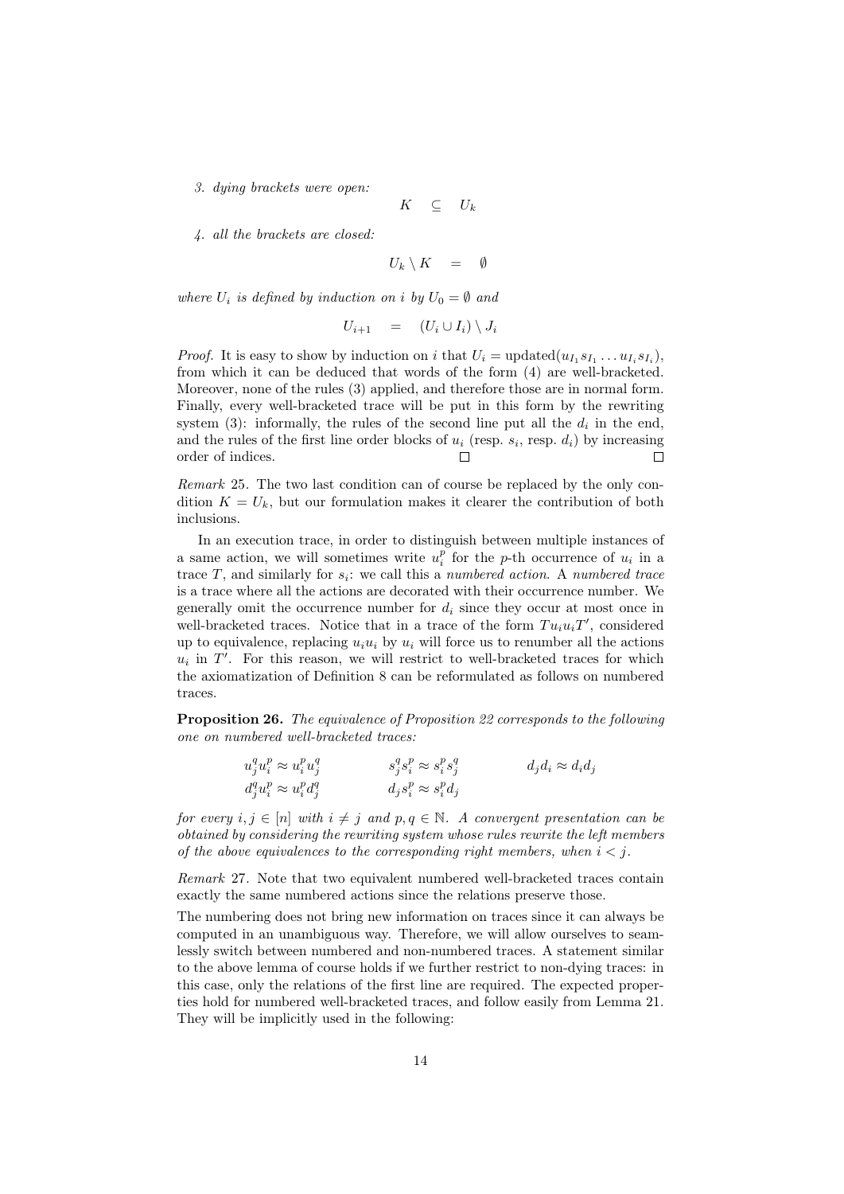*3. dying brackets were open:*

$$K \quad \subseteq \quad U_k$$

*4. all the brackets are closed:*

$$U_k \setminus K \quad = \quad \emptyset$$

*where $U_i$ is defined by induction on $i$ by $U_0 = \emptyset$ and*

$$U_{i+1} \quad = \quad (U_i \cup I_i) \setminus J_i$$

*Proof.* It is easy to show by induction on $i$ that $U_i = \text{updated}(u_{I_1} s_{I_1} \ldots u_{I_i} s_{I_i})$, from which it can be deduced that words of the form (4) are well-bracketed. Moreover, none of the rules (3) applied, and therefore those are in normal form. Finally, every well-bracketed trace will be put in this form by the rewriting system (3): informally, the rules of the second line put all the $d_i$ in the end, and the rules of the first line order blocks of $u_i$ (resp. $s_i$, resp. $d_i$) by increasing order of indices. □ □

*Remark* 25. The two last condition can of course be replaced by the only condition $K = U_k$, but our formulation makes it clearer the contribution of both inclusions.

In an execution trace, in order to distinguish between multiple instances of a same action, we will sometimes write $u_i^p$ for the $p$-th occurrence of $u_i$ in a trace $T$, and similarly for $s_i$: we call this a *numbered action*. A *numbered trace* is a trace where all the actions are decorated with their occurrence number. We generally omit the occurrence number for $d_i$ since they occur at most once in well-bracketed traces. Notice that in a trace of the form $T u_i u_i T'$, considered up to equivalence, replacing $u_i u_i$ by $u_i$ will force us to renumber all the actions $u_i$ in $T'$. For this reason, we will restrict to well-bracketed traces for which the axiomatization of Definition 8 can be reformulated as follows on numbered traces.

**Proposition 26.** *The equivalence of Proposition 22 corresponds to the following one on numbered well-bracketed traces:*

$$\begin{array}{lll} u_j^q u_i^p \approx u_i^p u_j^q & \qquad s_j^q s_i^p \approx s_i^p s_j^q & \qquad d_j d_i \approx d_i d_j \\ d_j^q u_i^p \approx u_i^p d_j^q & \qquad d_j s_i^p \approx s_i^p d_j & \end{array}$$

*for every $i, j \in [n]$ with $i \neq j$ and $p, q \in \mathbb{N}$. A convergent presentation can be obtained by considering the rewriting system whose rules rewrite the left members of the above equivalences to the corresponding right members, when $i < j$.*

*Remark* 27. Note that two equivalent numbered well-bracketed traces contain exactly the same numbered actions since the relations preserve those.

The numbering does not bring new information on traces since it can always be computed in an unambiguous way. Therefore, we will allow ourselves to seamlessly switch between numbered and non-numbered traces. A statement similar to the above lemma of course holds if we further restrict to non-dying traces: in this case, only the relations of the first line are required. The expected properties hold for numbered well-bracketed traces, and follow easily from Lemma 21. They will be implicitly used in the following: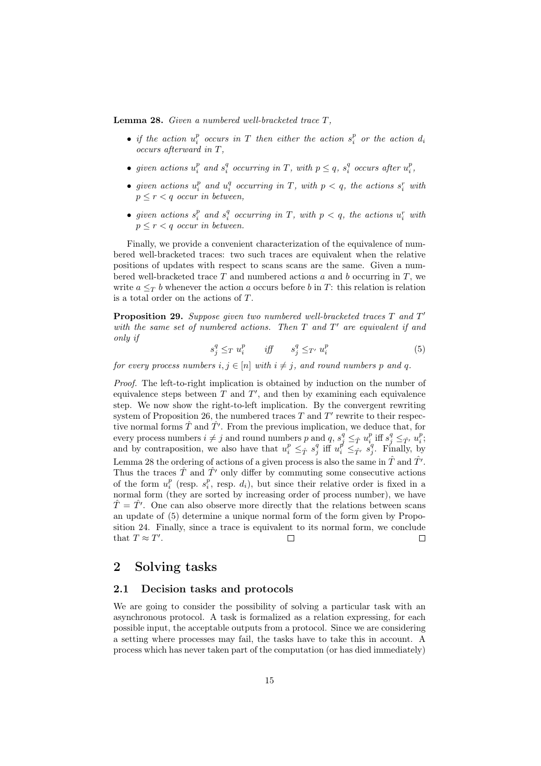**Lemma 28.** *Given a numbered well-bracketed trace $T$,*

- *if the action $u_i^p$ occurs in $T$ then either the action $s_i^p$ or the action $d_i$ occurs afterward in $T$,*
- *given actions $u_i^p$ and $s_i^q$ occurring in $T$, with $p \leq q$, $s_i^q$ occurs after $u_i^p$,*
- *given actions $u_i^p$ and $u_i^q$ occurring in $T$, with $p < q$, the actions $s_i^r$ with $p \leq r < q$ occur in between,*
- *given actions $s_i^p$ and $s_i^q$ occurring in $T$, with $p < q$, the actions $u_i^r$ with $p \leq r < q$ occur in between.*

Finally, we provide a convenient characterization of the equivalence of numbered well-bracketed traces: two such traces are equivalent when the relative positions of updates with respect to scans scans are the same. Given a numbered well-bracketed trace $T$ and numbered actions $a$ and $b$ occurring in $T$, we write $a \leq_T b$ whenever the action $a$ occurs before $b$ in $T$: this relation is relation is a total order on the actions of $T$.

**Proposition 29.** *Suppose given two numbered well-bracketed traces $T$ and $T'$ with the same set of numbered actions. Then $T$ and $T'$ are equivalent if and only if*

$$s_j^q \leq_T u_i^p \qquad \textit{iff} \qquad s_j^q \leq_{T'} u_i^p \tag{5}$$

*for every process numbers $i, j \in [n]$ with $i \neq j$, and round numbers $p$ and $q$.*

*Proof.* The left-to-right implication is obtained by induction on the number of equivalence steps between $T$ and $T'$, and then by examining each equivalence step. We now show the right-to-left implication. By the convergent rewriting system of Proposition 26, the numbered traces $T$ and $T'$ rewrite to their respective normal forms $\hat{T}$ and $\hat{T}'$. From the previous implication, we deduce that, for every process numbers $i \neq j$ and round numbers $p$ and $q$, $s_j^q \leq_{\hat{T}} u_i^p$ iff $s_j^q \leq_{\hat{T}'} u_i^p$; and by contraposition, we also have that $u_i^p \leq_{\hat{T}} s_j^q$ iff $u_i^p \leq_{\hat{T}'} s_j^q$. Finally, by Lemma 28 the ordering of actions of a given process is also the same in $\hat{T}$ and $\hat{T}'$. Thus the traces $\hat{T}$ and $\hat{T}'$ only differ by commuting some consecutive actions of the form $u_i^p$ (resp. $s_i^p$, resp. $d_i$), but since their relative order is fixed in a normal form (they are sorted by increasing order of process number), we have $\hat{T} = \hat{T}'$. One can also observe more directly that the relations between scans an update of (5) determine a unique normal form of the form given by Proposition 24. Finally, since a trace is equivalent to its normal form, we conclude that $T \approx T'$. □ □

## 2 Solving tasks

### 2.1 Decision tasks and protocols

We are going to consider the possibility of solving a particular task with an asynchronous protocol. A task is formalized as a relation expressing, for each possible input, the acceptable outputs from a protocol. Since we are considering a setting where processes may fail, the tasks have to take this in account. A process which has never taken part of the computation (or has died immediately)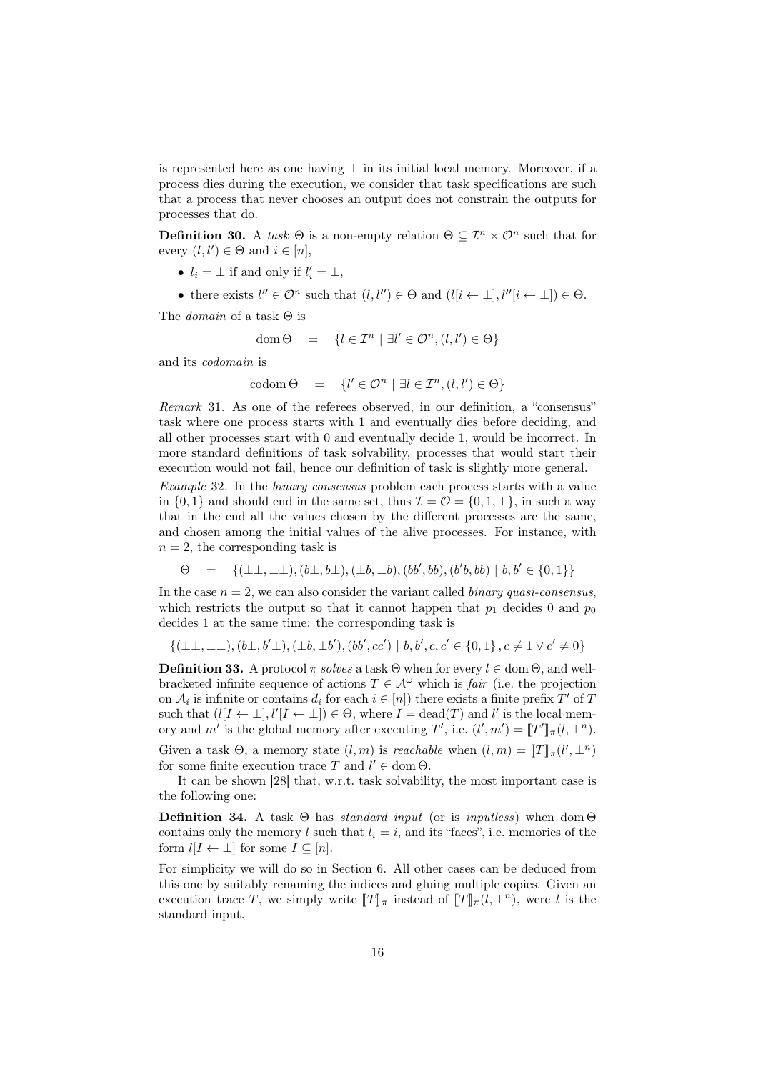is represented here as one having $\perp$ in its initial local memory. Moreover, if a process dies during the execution, we consider that task specifications are such that a process that never chooses an output does not constrain the outputs for processes that do.

**Definition 30.** A *task* $\Theta$ is a non-empty relation $\Theta \subseteq \mathcal{I}^n \times \mathcal{O}^n$ such that for every $(l, l') \in \Theta$ and $i \in [n]$,

- $l_i = \perp$ if and only if $l'_i = \perp$,
- there exists $l'' \in \mathcal{O}^n$ such that $(l, l'') \in \Theta$ and $(l[i \leftarrow \perp], l''[i \leftarrow \perp]) \in \Theta$.

The *domain* of a task $\Theta$ is

$$\operatorname{dom} \Theta \quad = \quad \{l \in \mathcal{I}^n \mid \exists l' \in \mathcal{O}^n, (l, l') \in \Theta\}$$

and its *codomain* is

$$\operatorname{codom} \Theta \quad = \quad \{l' \in \mathcal{O}^n \mid \exists l \in \mathcal{I}^n, (l, l') \in \Theta\}$$

*Remark* 31. As one of the referees observed, in our definition, a "consensus" task where one process starts with 1 and eventually dies before deciding, and all other processes start with 0 and eventually decide 1, would be incorrect. In more standard definitions of task solvability, processes that would start their execution would not fail, hence our definition of task is slightly more general.

*Example* 32. In the *binary consensus* problem each process starts with a value in $\{0, 1\}$ and should end in the same set, thus $\mathcal{I} = \mathcal{O} = \{0, 1, \perp\}$, in such a way that in the end all the values chosen by the different processes are the same, and chosen among the initial values of the alive processes. For instance, with $n = 2$, the corresponding task is

$$\Theta \quad = \quad \{(\perp\perp, \perp\perp), (b\perp, b\perp), (\perp b, \perp b), (bb', bb), (b'b, bb) \mid b, b' \in \{0, 1\}\}$$

In the case $n = 2$, we can also consider the variant called *binary quasi-consensus*, which restricts the output so that it cannot happen that $p_1$ decides 0 and $p_0$ decides 1 at the same time: the corresponding task is

$$\{(\perp\perp, \perp\perp), (b\perp, b'\perp), (\perp b, \perp b'), (bb', cc') \mid b, b', c, c' \in \{0, 1\}, c \neq 1 \vee c' \neq 0\}$$

**Definition 33.** A protocol $\pi$ *solves* a task $\Theta$ when for every $l \in \operatorname{dom} \Theta$, and well-bracketed infinite sequence of actions $T \in \mathcal{A}^\omega$ which is *fair* (i.e. the projection on $\mathcal{A}_i$ is infinite or contains $d_i$ for each $i \in [n]$) there exists a finite prefix $T'$ of $T$ such that $(l[I \leftarrow \perp], l'[I \leftarrow \perp]) \in \Theta$, where $I = \operatorname{dead}(T)$ and $l'$ is the local memory and $m'$ is the global memory after executing $T'$, i.e. $(l', m') = [\![T']\!]_\pi(l, \perp^n)$.

Given a task $\Theta$, a memory state $(l, m)$ is *reachable* when $(l, m) = [\![T]\!]_\pi(l', \perp^n)$ for some finite execution trace $T$ and $l' \in \operatorname{dom} \Theta$.

It can be shown [28] that, w.r.t. task solvability, the most important case is the following one:

**Definition 34.** A task $\Theta$ has *standard input* (or is *inputless*) when $\operatorname{dom} \Theta$ contains only the memory $l$ such that $l_i = i$, and its "faces", i.e. memories of the form $l[I \leftarrow \perp]$ for some $I \subseteq [n]$.

For simplicity we will do so in Section 6. All other cases can be deduced from this one by suitably renaming the indices and gluing multiple copies. Given an execution trace $T$, we simply write $[\![T]\!]_\pi$ instead of $[\![T]\!]_\pi(l, \perp^n)$, were $l$ is the standard input.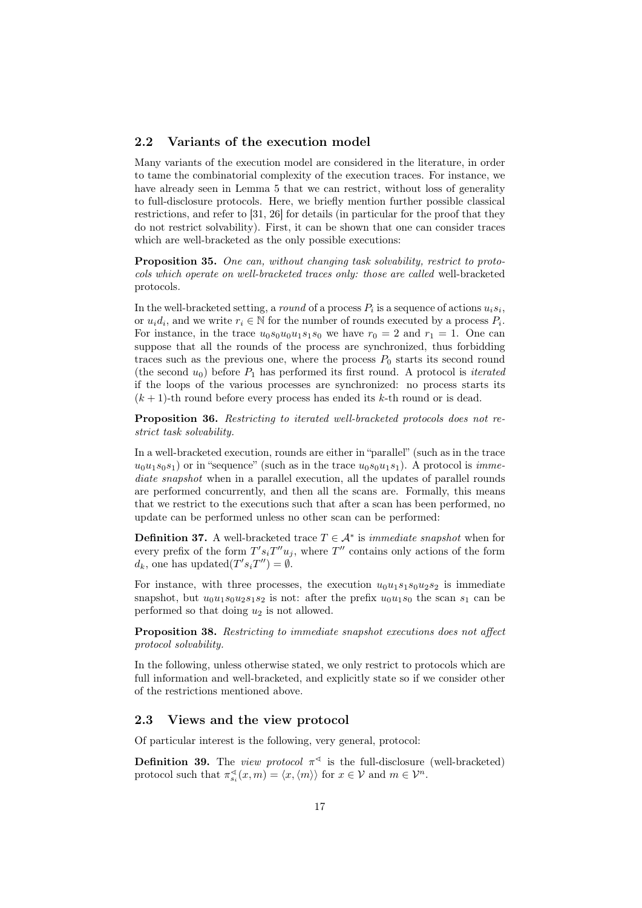## 2.2 Variants of the execution model

Many variants of the execution model are considered in the literature, in order to tame the combinatorial complexity of the execution traces. For instance, we have already seen in Lemma 5 that we can restrict, without loss of generality to full-disclosure protocols. Here, we briefly mention further possible classical restrictions, and refer to [31, 26] for details (in particular for the proof that they do not restrict solvability). First, it can be shown that one can consider traces which are well-bracketed as the only possible executions:

**Proposition 35.** *One can, without changing task solvability, restrict to protocols which operate on well-bracketed traces only: those are called* well-bracketed *protocols.*

In the well-bracketed setting, a *round* of a process $P_i$ is a sequence of actions $u_i s_i$, or $u_i d_i$, and we write $r_i \in \mathbb{N}$ for the number of rounds executed by a process $P_i$. For instance, in the trace $u_0 s_0 u_0 u_1 s_1 s_0$ we have $r_0 = 2$ and $r_1 = 1$. One can suppose that all the rounds of the process are synchronized, thus forbidding traces such as the previous one, where the process $P_0$ starts its second round (the second $u_0$) before $P_1$ has performed its first round. A protocol is *iterated* if the loops of the various processes are synchronized: no process starts its $(k+1)$-th round before every process has ended its $k$-th round or is dead.

**Proposition 36.** *Restricting to iterated well-bracketed protocols does not restrict task solvability.*

In a well-bracketed execution, rounds are either in "parallel" (such as in the trace $u_0 u_1 s_0 s_1$) or in "sequence" (such as in the trace $u_0 s_0 u_1 s_1$). A protocol is *immediate snapshot* when in a parallel execution, all the updates of parallel rounds are performed concurrently, and then all the scans are. Formally, this means that we restrict to the executions such that after a scan has been performed, no update can be performed unless no other scan can be performed:

**Definition 37.** A well-bracketed trace $T \in \mathcal{A}^*$ is *immediate snapshot* when for every prefix of the form $T' s_i T'' u_j$, where $T''$ contains only actions of the form $d_k$, one has $\text{updated}(T' s_i T'') = \emptyset$.

For instance, with three processes, the execution $u_0 u_1 s_1 s_0 u_2 s_2$ is immediate snapshot, but $u_0 u_1 s_0 u_2 s_1 s_2$ is not: after the prefix $u_0 u_1 s_0$ the scan $s_1$ can be performed so that doing $u_2$ is not allowed.

**Proposition 38.** *Restricting to immediate snapshot executions does not affect protocol solvability.*

In the following, unless otherwise stated, we only restrict to protocols which are full information and well-bracketed, and explicitly state so if we consider other of the restrictions mentioned above.

## 2.3 Views and the view protocol

Of particular interest is the following, very general, protocol:

**Definition 39.** The *view protocol* $\pi^{\triangleleft}$ is the full-disclosure (well-bracketed) protocol such that $\pi^{\triangleleft}_{s_i}(x, m) = \langle x, \langle m \rangle \rangle$ for $x \in \mathcal{V}$ and $m \in \mathcal{V}^n$.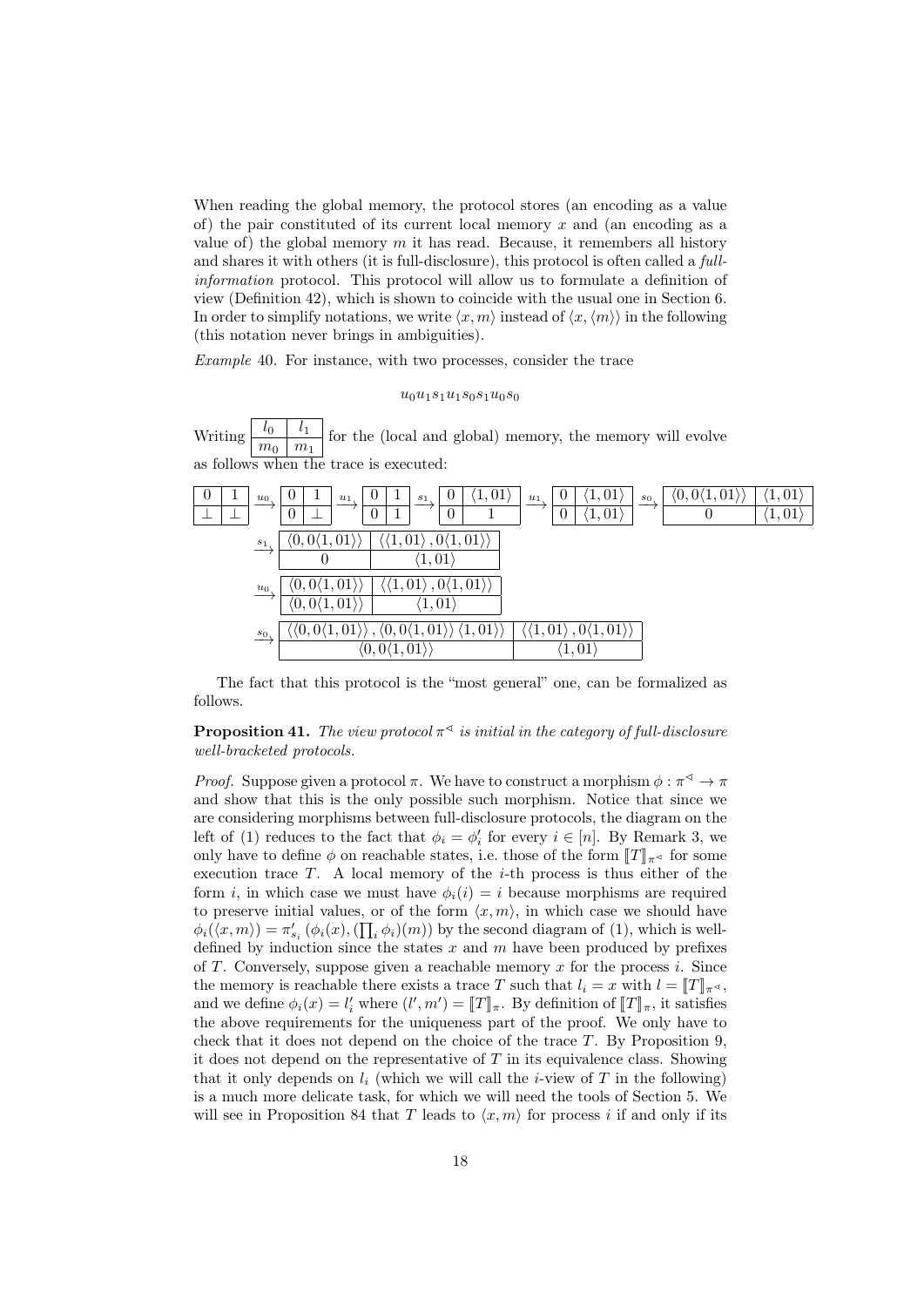When reading the global memory, the protocol stores (an encoding as a value of) the pair constituted of its current local memory $x$ and (an encoding as a value of) the global memory $m$ it has read. Because, it remembers all history and shares it with others (it is full-disclosure), this protocol is often called a *full-information* protocol. This protocol will allow us to formulate a definition of view (Definition 42), which is shown to coincide with the usual one in Section 6. In order to simplify notations, we write $\langle x, m\rangle$ instead of $\langle x, \langle m\rangle\rangle$ in the following (this notation never brings in ambiguities).

*Example* 40. For instance, with two processes, consider the trace

$$u_0 u_1 s_1 u_1 s_0 s_1 u_0 s_0$$

Writing $\begin{array}{|c|c|}\hline l_0 & l_1 \\ \hline m_0 & m_1 \\ \hline\end{array}$ for the (local and global) memory, the memory will evolve as follows when the trace is executed:

$$\begin{array}{|c|c|}\hline 0 & 1 \\ \hline \bot & \bot \\ \hline\end{array} \xrightarrow{u_0} \begin{array}{|c|c|}\hline 0 & 1 \\ \hline 0 & \bot \\ \hline\end{array} \xrightarrow{u_1} \begin{array}{|c|c|}\hline 0 & 1 \\ \hline 0 & 1 \\ \hline\end{array} \xrightarrow{s_1} \begin{array}{|c|c|}\hline 0 & \langle 1, 01\rangle \\ \hline 0 & 1 \\ \hline\end{array} \xrightarrow{u_1} \begin{array}{|c|c|}\hline 0 & \langle 1, 01\rangle \\ \hline 0 & \langle 1, 01\rangle \\ \hline\end{array} \xrightarrow{s_0} \begin{array}{|c|c|}\hline \langle 0, 0\langle 1, 01\rangle\rangle & \langle 1, 01\rangle \\ \hline 0 & \langle 1, 01\rangle \\ \hline\end{array}$$

$$\xrightarrow{s_1} \begin{array}{|c|c|}\hline \langle 0, 0\langle 1, 01\rangle\rangle & \langle\langle 1, 01\rangle, 0\langle 1, 01\rangle\rangle \\ \hline 0 & \langle 1, 01\rangle \\ \hline\end{array}$$

$$\xrightarrow{u_0} \begin{array}{|c|c|}\hline \langle 0, 0\langle 1, 01\rangle\rangle & \langle\langle 1, 01\rangle, 0\langle 1, 01\rangle\rangle \\ \hline \langle 0, 0\langle 1, 01\rangle\rangle & \langle 1, 01\rangle \\ \hline\end{array}$$

$$\xrightarrow{s_0} \begin{array}{|c|c|}\hline \langle\langle 0, 0\langle 1, 01\rangle\rangle, \langle 0, 0\langle 1, 01\rangle\rangle \langle 1, 01\rangle\rangle & \langle\langle 1, 01\rangle, 0\langle 1, 01\rangle\rangle \\ \hline \langle 0, 0\langle 1, 01\rangle\rangle & \langle 1, 01\rangle \\ \hline\end{array}$$

The fact that this protocol is the "most general" one, can be formalized as follows.

**Proposition 41.** *The view protocol $\pi^{\triangleleft}$ is initial in the category of full-disclosure well-bracketed protocols.*

*Proof.* Suppose given a protocol $\pi$. We have to construct a morphism $\phi : \pi^{\triangleleft} \to \pi$ and show that this is the only possible such morphism. Notice that since we are considering morphisms between full-disclosure protocols, the diagram on the left of (1) reduces to the fact that $\phi_i = \phi'_i$ for every $i \in [n]$. By Remark 3, we only have to define $\phi$ on reachable states, i.e. those of the form $[\![T]\!]_{\pi^{\triangleleft}}$ for some execution trace $T$. A local memory of the $i$-th process is thus either of the form $i$, in which case we must have $\phi_i(i) = i$ because morphisms are required to preserve initial values, or of the form $\langle x, m\rangle$, in which case we should have $\phi_i(\langle x, m\rangle) = \pi'_{s_i}(\phi_i(x), (\prod_i \phi_i)(m))$ by the second diagram of (1), which is well-defined by induction since the states $x$ and $m$ have been produced by prefixes of $T$. Conversely, suppose given a reachable memory $x$ for the process $i$. Since the memory is reachable there exists a trace $T$ such that $l_i = x$ with $l = [\![T]\!]_{\pi^{\triangleleft}}$, and we define $\phi_i(x) = l'_i$ where $(l', m') = [\![T]\!]_{\pi}$. By definition of $[\![T]\!]_{\pi}$, it satisfies the above requirements for the uniqueness part of the proof. We only have to check that it does not depend on the choice of the trace $T$. By Proposition 9, it does not depend on the representative of $T$ in its equivalence class. Showing that it only depends on $l_i$ (which we will call the $i$-view of $T$ in the following) is a much more delicate task, for which we will need the tools of Section 5. We will see in Proposition 84 that $T$ leads to $\langle x, m\rangle$ for process $i$ if and only if its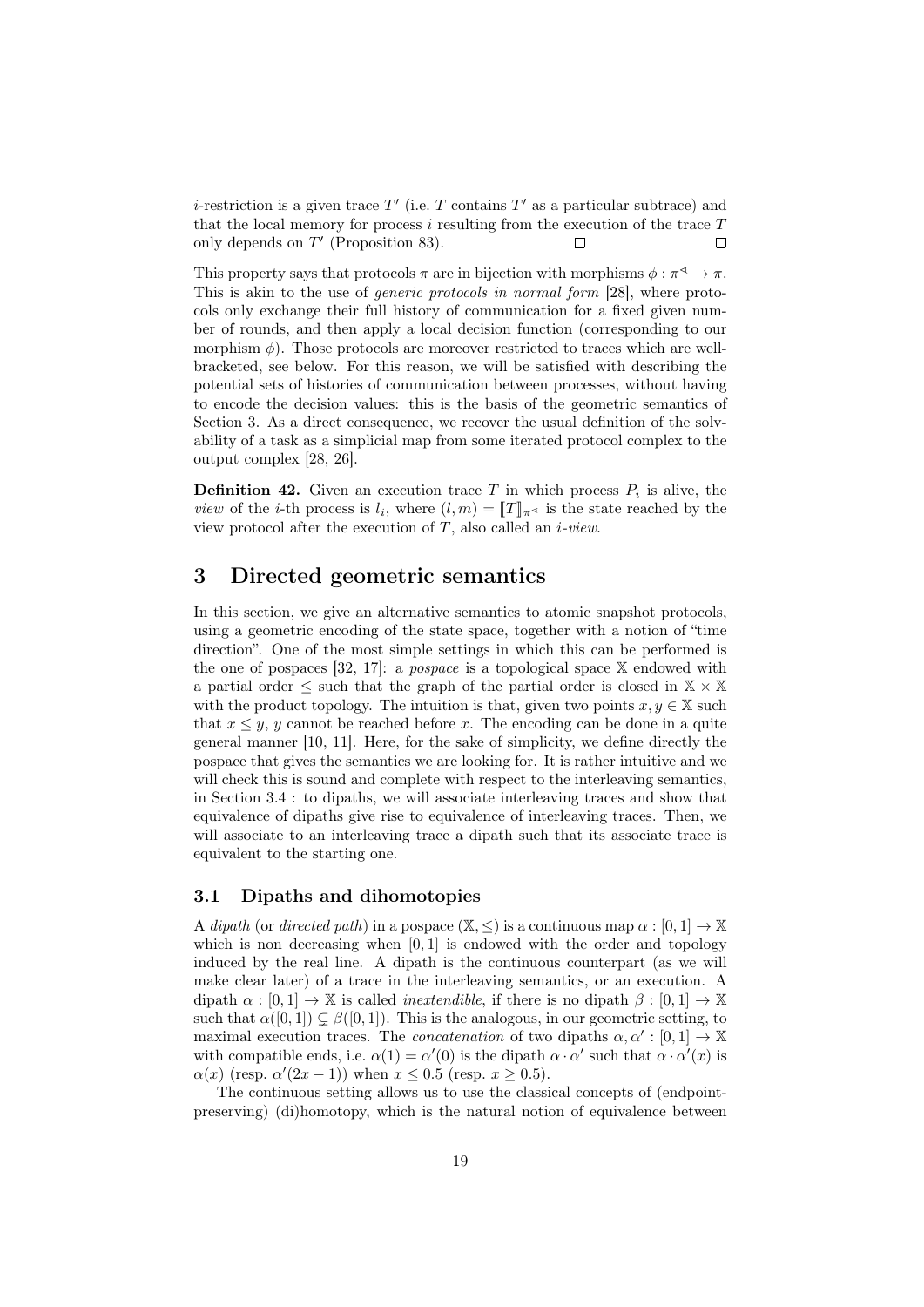$i$-restriction is a given trace $T'$ (i.e. $T$ contains $T'$ as a particular subtrace) and that the local memory for process $i$ resulting from the execution of the trace $T$ only depends on $T'$ (Proposition 83). $\square$ $\square$

This property says that protocols $\pi$ are in bijection with morphisms $\phi : \pi^{\triangleleft} \to \pi$. This is akin to the use of *generic protocols in normal form* [28], where protocols only exchange their full history of communication for a fixed given number of rounds, and then apply a local decision function (corresponding to our morphism $\phi$). Those protocols are moreover restricted to traces which are well-bracketed, see below. For this reason, we will be satisfied with describing the potential sets of histories of communication between processes, without having to encode the decision values: this is the basis of the geometric semantics of Section 3. As a direct consequence, we recover the usual definition of the solvability of a task as a simplicial map from some iterated protocol complex to the output complex [28, 26].

**Definition 42.** Given an execution trace $T$ in which process $P_i$ is alive, the *view* of the $i$-th process is $l_i$, where $(l, m) = [\![T]\!]_{\pi^{\triangleleft}}$ is the state reached by the view protocol after the execution of $T$, also called an *$i$-view*.

# 3 Directed geometric semantics

In this section, we give an alternative semantics to atomic snapshot protocols, using a geometric encoding of the state space, together with a notion of "time direction". One of the most simple settings in which this can be performed is the one of pospaces [32, 17]: a *pospace* is a topological space $\mathbb{X}$ endowed with a partial order $\leq$ such that the graph of the partial order is closed in $\mathbb{X} \times \mathbb{X}$ with the product topology. The intuition is that, given two points $x, y \in \mathbb{X}$ such that $x \leq y$, $y$ cannot be reached before $x$. The encoding can be done in a quite general manner [10, 11]. Here, for the sake of simplicity, we define directly the pospace that gives the semantics we are looking for. It is rather intuitive and we will check this is sound and complete with respect to the interleaving semantics, in Section 3.4 : to dipaths, we will associate interleaving traces and show that equivalence of dipaths give rise to equivalence of interleaving traces. Then, we will associate to an interleaving trace a dipath such that its associate trace is equivalent to the starting one.

## 3.1 Dipaths and dihomotopies

A *dipath* (or *directed path*) in a pospace $(\mathbb{X}, \leq)$ is a continuous map $\alpha : [0, 1] \to \mathbb{X}$ which is non decreasing when $[0, 1]$ is endowed with the order and topology induced by the real line. A dipath is the continuous counterpart (as we will make clear later) of a trace in the interleaving semantics, or an execution. A dipath $\alpha : [0, 1] \to \mathbb{X}$ is called *inextendible*, if there is no dipath $\beta : [0, 1] \to \mathbb{X}$ such that $\alpha([0, 1]) \subsetneq \beta([0, 1])$. This is the analogous, in our geometric setting, to maximal execution traces. The *concatenation* of two dipaths $\alpha, \alpha' : [0, 1] \to \mathbb{X}$ with compatible ends, i.e. $\alpha(1) = \alpha'(0)$ is the dipath $\alpha \cdot \alpha'$ such that $\alpha \cdot \alpha'(x)$ is $\alpha(x)$ (resp. $\alpha'(2x - 1)$) when $x \leq 0.5$ (resp. $x \geq 0.5$).

The continuous setting allows us to use the classical concepts of (endpoint-preserving) (di)homotopy, which is the natural notion of equivalence between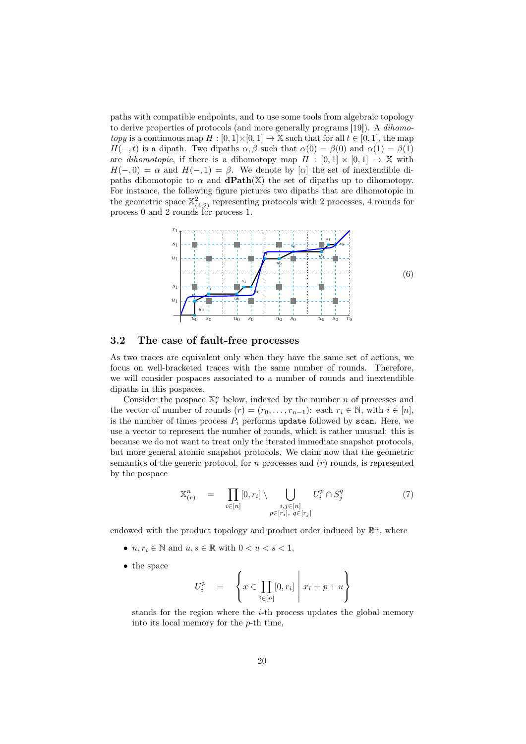paths with compatible endpoints, and to use some tools from algebraic topology to derive properties of protocols (and more generally programs [19]). A *dihomotopy* is a continuous map $H : [0,1]\times[0,1] \to \mathbb{X}$ such that for all $t \in [0,1]$, the map $H(-,t)$ is a dipath. Two dipaths $\alpha, \beta$ such that $\alpha(0) = \beta(0)$ and $\alpha(1) = \beta(1)$ are *dihomotopic*, if there is a dihomotopy map $H : [0,1] \times [0,1] \to \mathbb{X}$ with $H(-,0) = \alpha$ and $H(-,1) = \beta$. We denote by $[\alpha]$ the set of inextendible dipaths dihomotopic to $\alpha$ and $\mathbf{dPath}(\mathbb{X})$ the set of dipaths up to dihomotopy. For instance, the following figure pictures two dipaths that are dihomotopic in the geometric space $\mathbb{X}^2_{(4,2)}$ representing protocols with 2 processes, 4 rounds for process 0 and 2 rounds for process 1.

(6)

## 3.2 The case of fault-free processes

As two traces are equivalent only when they have the same set of actions, we focus on well-bracketed traces with the same number of rounds. Therefore, we will consider pospaces associated to a number of rounds and inextendible dipaths in this pospaces.

Consider the pospace $\mathbb{X}^n_r$ below, indexed by the number $n$ of processes and the vector of number of rounds $(r) = (r_0, \ldots, r_{n-1})$: each $r_i \in \mathbb{N}$, with $i \in [n]$, is the number of times process $P_i$ performs `update` followed by `scan`. Here, we use a vector to represent the number of rounds, which is rather unusual: this is because we do not want to treat only the iterated immediate snapshot protocols, but more general atomic snapshot protocols. We claim now that the geometric semantics of the generic protocol, for $n$ processes and $(r)$ rounds, is represented by the pospace

$$\mathbb{X}^n_{(r)} \quad = \quad \prod_{i\in[n]} [0, r_i] \setminus \bigcup_{\substack{i,j\in[n] \\ p\in[r_i],\ q\in[r_j]}} U^p_i \cap S^q_j \tag{7}$$

endowed with the product topology and product order induced by $\mathbb{R}^n$, where

- $n, r_i \in \mathbb{N}$ and $u, s \in \mathbb{R}$ with $0 < u < s < 1$,
- the space

$$U^p_i \quad = \quad \left\{ x \in \prod_{i\in[n]} [0, r_i] \;\middle|\; x_i = p + u \right\}$$

  stands for the region where the $i$-th process updates the global memory into its local memory for the $p$-th time,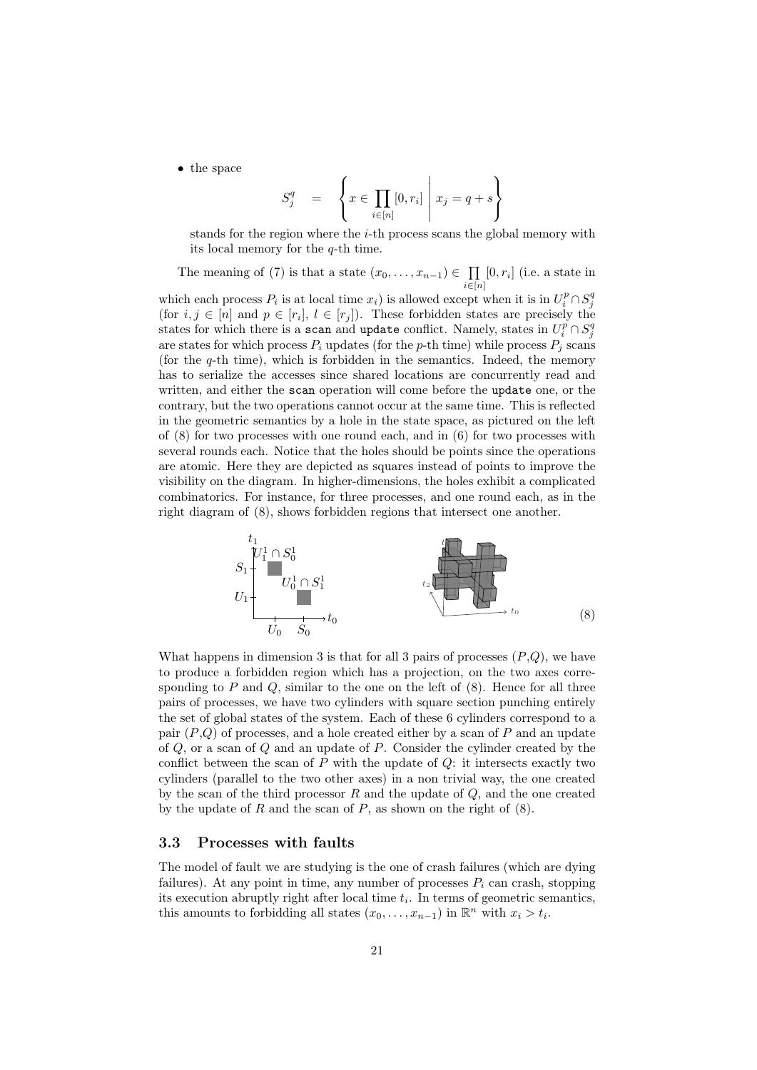- the space

$$S_j^q \quad = \quad \left\{ x \in \prod_{i\in[n]} [0, r_i] \;\middle|\; x_j = q + s \right\}$$

  stands for the region where the $i$-th process scans the global memory with its local memory for the $q$-th time.

The meaning of (7) is that a state $(x_0, \ldots, x_{n-1}) \in \prod_{i\in[n]} [0, r_i]$ (i.e. a state in which each process $P_i$ is at local time $x_i$) is allowed except when it is in $U_i^p \cap S_j^q$ (for $i, j \in [n]$ and $p \in [r_i]$, $l \in [r_j]$). These forbidden states are precisely the states for which there is a `scan` and `update` conflict. Namely, states in $U_i^p \cap S_j^q$ are states for which process $P_i$ updates (for the $p$-th time) while process $P_j$ scans (for the $q$-th time), which is forbidden in the semantics. Indeed, the memory has to serialize the accesses since shared locations are concurrently read and written, and either the `scan` operation will come before the `update` one, or the contrary, but the two operations cannot occur at the same time. This is reflected in the geometric semantics by a hole in the state space, as pictured on the left of (8) for two processes with one round each, and in (6) for two processes with several rounds each. Notice that the holes should be points since the operations are atomic. Here they are depicted as squares instead of points to improve the visibility on the diagram. In higher-dimensions, the holes exhibit a complicated combinatorics. For instance, for three processes, and one round each, as in the right diagram of (8), shows forbidden regions that intersect one another.

(8)

What happens in dimension 3 is that for all 3 pairs of processes ($P$,$Q$), we have to produce a forbidden region which has a projection, on the two axes corresponding to $P$ and $Q$, similar to the one on the left of (8). Hence for all three pairs of processes, we have two cylinders with square section punching entirely the set of global states of the system. Each of these 6 cylinders correspond to a pair ($P$,$Q$) of processes, and a hole created either by a scan of $P$ and an update of $Q$, or a scan of $Q$ and an update of $P$. Consider the cylinder created by the conflict between the scan of $P$ with the update of $Q$: it intersects exactly two cylinders (parallel to the two other axes) in a non trivial way, the one created by the scan of the third processor $R$ and the update of $Q$, and the one created by the update of $R$ and the scan of $P$, as shown on the right of (8).

### 3.3 Processes with faults

The model of fault we are studying is the one of crash failures (which are dying failures). At any point in time, any number of processes $P_i$ can crash, stopping its execution abruptly right after local time $t_i$. In terms of geometric semantics, this amounts to forbidding all states $(x_0, \ldots, x_{n-1})$ in $\mathbb{R}^n$ with $x_i > t_i$.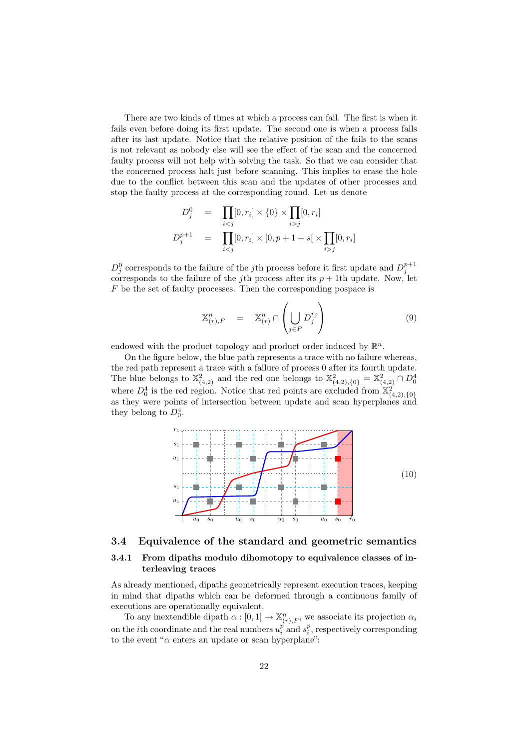There are two kinds of times at which a process can fail. The first is when it fails even before doing its first update. The second one is when a process fails after its last update. Notice that the relative position of the fails to the scans is not relevant as nobody else will see the effect of the scan and the concerned faulty process will not help with solving the task. So that we can consider that the concerned process halt just before scanning. This implies to erase the hole due to the conflict between this scan and the updates of other processes and stop the faulty process at the corresponding round. Let us denote

$$
\begin{aligned}
D_j^0 &= \prod_{i<j}[0, r_i] \times \{0\} \times \prod_{i>j}[0, r_i] \\
D_j^{p+1} &= \prod_{i<j}[0, r_i] \times [0, p+1+s[ \times \prod_{i>j}[0, r_i]
\end{aligned}
$$

$D_j^0$ corresponds to the failure of the $j$th process before it first update and $D_j^{p+1}$ corresponds to the failure of the $j$th process after its $p+1$th update. Now, let $F$ be the set of faulty processes. Then the corresponding pospace is

$$
\mathbb{X}^n_{(r),F} \quad = \quad \mathbb{X}^n_{(r)} \cap \left( \bigcup_{j \in F} D_j^{r_j} \right) \tag{9}
$$

endowed with the product topology and product order induced by $\mathbb{R}^n$.

On the figure below, the blue path represents a trace with no failure whereas, the red path represent a trace with a failure of process 0 after its fourth update. The blue belongs to $\mathbb{X}^2_{(4,2)}$ and the red one belongs to $\mathbb{X}^2_{(4,2),\{0\}} = \mathbb{X}^2_{(4,2)} \cap D_0^4$ where $D_0^4$ is the red region. Notice that red points are excluded from $\mathbb{X}^2_{(4,2),\{0\}}$ as they were points of intersection between update and scan hyperplanes and they belong to $D_0^4$.

(10)

### 3.4 Equivalence of the standard and geometric semantics

#### 3.4.1 From dipaths modulo dihomotopy to equivalence classes of interleaving traces

As already mentioned, dipaths geometrically represent execution traces, keeping in mind that dipaths which can be deformed through a continuous family of executions are operationally equivalent.

To any inextendible dipath $\alpha : [0, 1] \to \mathbb{X}^n_{(r),F}$, we associate its projection $\alpha_i$ on the $i$th coordinate and the real numbers $u_i^p$ and $s_i^p$, respectively corresponding to the event "$\alpha$ enters an update or scan hyperplane":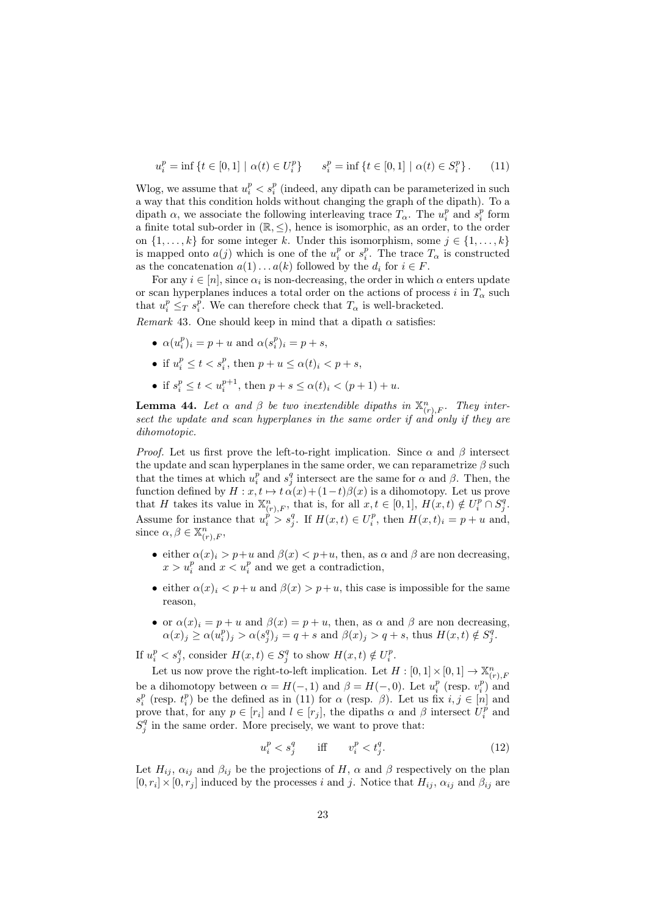$$u_i^p = \inf\{t \in [0,1] \mid \alpha(t) \in U_i^p\} \qquad s_i^p = \inf\{t \in [0,1] \mid \alpha(t) \in S_i^p\}. \tag{11}$$

Wlog, we assume that $u_i^p < s_i^p$ (indeed, any dipath can be parameterized in such a way that this condition holds without changing the graph of the dipath). To a dipath $\alpha$, we associate the following interleaving trace $T_\alpha$. The $u_i^p$ and $s_i^p$ form a finite total sub-order in $(\mathbb{R}, \leq)$, hence is isomorphic, as an order, to the order on $\{1, \ldots, k\}$ for some integer $k$. Under this isomorphism, some $j \in \{1, \ldots, k\}$ is mapped onto $a(j)$ which is one of the $u_i^p$ or $s_i^p$. The trace $T_\alpha$ is constructed as the concatenation $a(1) \ldots a(k)$ followed by the $d_i$ for $i \in F$.

For any $i \in [n]$, since $\alpha_i$ is non-decreasing, the order in which $\alpha$ enters update or scan hyperplanes induces a total order on the actions of process $i$ in $T_\alpha$ such that $u_i^p \leq_T s_i^p$. We can therefore check that $T_\alpha$ is well-bracketed.

*Remark* 43. One should keep in mind that a dipath $\alpha$ satisfies:

- $\alpha(u_i^p)_i = p + u$ and $\alpha(s_i^p)_i = p + s$,
- if $u_i^p \leq t < s_i^p$, then $p + u \leq \alpha(t)_i < p + s$,
- if $s_i^p \leq t < u_i^{p+1}$, then $p + s \leq \alpha(t)_i < (p+1) + u$.

**Lemma 44.** *Let $\alpha$ and $\beta$ be two inextendible dipaths in $\mathbb{X}^n_{(r),F}$. They intersect the update and scan hyperplanes in the same order if and only if they are dihomotopic.*

*Proof.* Let us first prove the left-to-right implication. Since $\alpha$ and $\beta$ intersect the update and scan hyperplanes in the same order, we can reparametrize $\beta$ such that the times at which $u_i^p$ and $s_j^q$ intersect are the same for $\alpha$ and $\beta$. Then, the function defined by $H : x, t \mapsto t\,\alpha(x) + (1-t)\beta(x)$ is a dihomotopy. Let us prove that $H$ takes its value in $\mathbb{X}^n_{(r),F}$, that is, for all $x, t \in [0,1]$, $H(x,t) \notin U_i^p \cap S_j^q$. Assume for instance that $u_i^p > s_j^q$. If $H(x,t) \in U_i^p$, then $H(x,t)_i = p + u$ and, since $\alpha, \beta \in \mathbb{X}^n_{(r),F}$,

- either $\alpha(x)_i > p+u$ and $\beta(x) < p+u$, then, as $\alpha$ and $\beta$ are non decreasing, $x > u_i^p$ and $x < u_i^p$ and we get a contradiction,
- either $\alpha(x)_i < p+u$ and $\beta(x) > p+u$, this case is impossible for the same reason,
- or $\alpha(x)_i = p+u$ and $\beta(x) = p+u$, then, as $\alpha$ and $\beta$ are non decreasing, $\alpha(x)_j \geq \alpha(u_i^p)_j > \alpha(s_j^q)_j = q + s$ and $\beta(x)_j > q + s$, thus $H(x,t) \notin S_j^q$.

If $u_i^p < s_j^q$, consider $H(x,t) \in S_j^q$ to show $H(x,t) \notin U_i^p$.

Let us now prove the right-to-left implication. Let $H : [0,1] \times [0,1] \to \mathbb{X}^n_{(r),F}$ be a dihomotopy between $\alpha = H(-,1)$ and $\beta = H(-,0)$. Let $u_i^p$ (resp. $v_i^p$) and $s_i^p$ (resp. $t_i^p$) be the defined as in (11) for $\alpha$ (resp. $\beta$). Let us fix $i, j \in [n]$ and prove that, for any $p \in [r_i]$ and $l \in [r_j]$, the dipaths $\alpha$ and $\beta$ intersect $U_i^p$ and $S_j^q$ in the same order. More precisely, we want to prove that:

$$u_i^p < s_j^q \qquad \text{iff} \qquad v_i^p < t_j^q. \tag{12}$$

Let $H_{ij}$, $\alpha_{ij}$ and $\beta_{ij}$ be the projections of $H$, $\alpha$ and $\beta$ respectively on the plan $[0, r_i] \times [0, r_j]$ induced by the processes $i$ and $j$. Notice that $H_{ij}$, $\alpha_{ij}$ and $\beta_{ij}$ are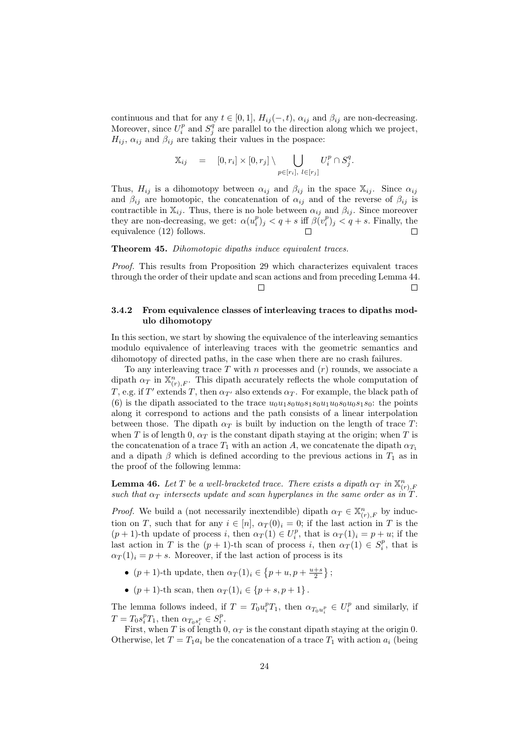continuous and that for any $t \in [0,1]$, $H_{ij}(-,t)$, $\alpha_{ij}$ and $\beta_{ij}$ are non-decreasing. Moreover, since $U_i^p$ and $S_j^q$ are parallel to the direction along which we project, $H_{ij}$, $\alpha_{ij}$ and $\beta_{ij}$ are taking their values in the pospace:

$$\mathbb{X}_{ij} \quad = \quad [0, r_i] \times [0, r_j] \setminus \bigcup_{p \in [r_i],\ l \in [r_j]} U_i^p \cap S_j^q.$$

Thus, $H_{ij}$ is a dihomotopy between $\alpha_{ij}$ and $\beta_{ij}$ in the space $\mathbb{X}_{ij}$. Since $\alpha_{ij}$ and $\beta_{ij}$ are homotopic, the concatenation of $\alpha_{ij}$ and of the reverse of $\beta_{ij}$ is contractible in $\mathbb{X}_{ij}$. Thus, there is no hole between $\alpha_{ij}$ and $\beta_{ij}$. Since moreover they are non-decreasing, we get: $\alpha(u_i^p)_j < q + s$ iff $\beta(v_i^p)_j < q + s$. Finally, the equivalence (12) follows. □ □

**Theorem 45.** *Dihomotopic dipaths induce equivalent traces.*

*Proof.* This results from Proposition 29 which characterizes equivalent traces through the order of their update and scan actions and from preceding Lemma 44. □ □

### 3.4.2 From equivalence classes of interleaving traces to dipaths modulo dihomotopy

In this section, we start by showing the equivalence of the interleaving semantics modulo equivalence of interleaving traces with the geometric semantics and dihomotopy of directed paths, in the case when there are no crash failures.

To any interleaving trace $T$ with $n$ processes and $(r)$ rounds, we associate a dipath $\alpha_T$ in $\mathbb{X}^n_{(r),F}$. This dipath accurately reflects the whole computation of $T$, e.g. if $T'$ extends $T$, then $\alpha_{T'}$ also extends $\alpha_T$. For example, the black path of (6) is the dipath associated to the trace $u_0u_1s_0u_0s_1s_0u_1u_0s_0u_0s_1s_0$: the points along it correspond to actions and the path consists of a linear interpolation between those. The dipath $\alpha_T$ is built by induction on the length of trace $T$: when $T$ is of length 0, $\alpha_T$ is the constant dipath staying at the origin; when $T$ is the concatenation of a trace $T_1$ with an action $A$, we concatenate the dipath $\alpha_{T_1}$ and a dipath $\beta$ which is defined according to the previous actions in $T_1$ as in the proof of the following lemma:

**Lemma 46.** *Let $T$ be a well-bracketed trace. There exists a dipath $\alpha_T$ in $\mathbb{X}^n_{(r),F}$ such that $\alpha_T$ intersects update and scan hyperplanes in the same order as in $T$.*

*Proof.* We build a (not necessarily inextendible) dipath $\alpha_T \in \mathbb{X}^n_{(r),F}$ by induction on $T$, such that for any $i \in [n]$, $\alpha_T(0)_i = 0$; if the last action in $T$ is the $(p+1)$-th update of process $i$, then $\alpha_T(1) \in U_i^p$, that is $\alpha_T(1)_i = p + u$; if the last action in $T$ is the $(p+1)$-th scan of process $i$, then $\alpha_T(1) \in S_i^p$, that is $\alpha_T(1)_i = p + s$. Moreover, if the last action of process is its

- $(p+1)$-th update, then $\alpha_T(1)_i \in \left\{p + u, p + \frac{u+s}{2}\right\}$;
- $(p+1)$-th scan, then $\alpha_T(1)_i \in \{p + s, p + 1\}$.

The lemma follows indeed, if $T = T_0 u_i^p T_1$, then $\alpha_{T_0 u_i^p} \in U_i^p$ and similarly, if $T = T_0 s_i^p T_1$, then $\alpha_{T_0 s_i^p} \in S_i^p$.

First, when $T$ is of length 0, $\alpha_T$ is the constant dipath staying at the origin 0. Otherwise, let $T = T_1 a_i$ be the concatenation of a trace $T_1$ with action $a_i$ (being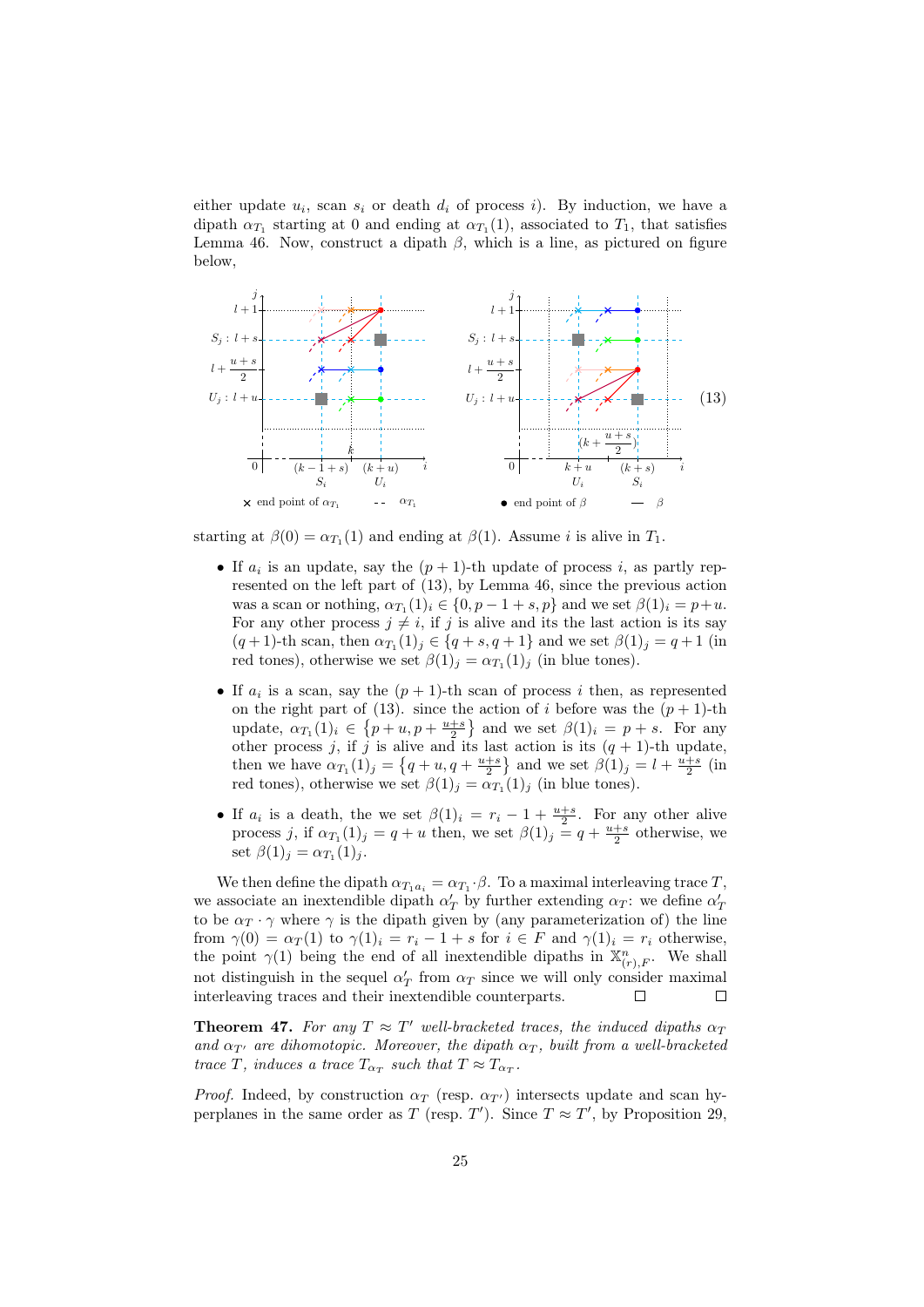either update $u_i$, scan $s_i$ or death $d_i$ of process $i$). By induction, we have a dipath $\alpha_{T_1}$ starting at 0 and ending at $\alpha_{T_1}(1)$, associated to $T_1$, that satisfies Lemma 46. Now, construct a dipath $\beta$, which is a line, as pictured on figure below,

(13)

starting at $\beta(0) = \alpha_{T_1}(1)$ and ending at $\beta(1)$. Assume $i$ is alive in $T_1$.

- If $a_i$ is an update, say the $(p+1)$-th update of process $i$, as partly represented on the left part of (13), by Lemma 46, since the previous action was a scan or nothing, $\alpha_{T_1}(1)_i \in \{0, p-1+s, p\}$ and we set $\beta(1)_i = p+u$. For any other process $j \neq i$, if $j$ is alive and its the last action is its say $(q+1)$-th scan, then $\alpha_{T_1}(1)_j \in \{q+s, q+1\}$ and we set $\beta(1)_j = q+1$ (in red tones), otherwise we set $\beta(1)_j = \alpha_{T_1}(1)_j$ (in blue tones).
- If $a_i$ is a scan, say the $(p+1)$-th scan of process $i$ then, as represented on the right part of (13). since the action of $i$ before was the $(p+1)$-th update, $\alpha_{T_1}(1)_i \in \left\{p+u, p+\frac{u+s}{2}\right\}$ and we set $\beta(1)_i = p+s$. For any other process $j$, if $j$ is alive and its last action is its $(q+1)$-th update, then we have $\alpha_{T_1}(1)_j = \left\{q+u, q+\frac{u+s}{2}\right\}$ and we set $\beta(1)_j = l+\frac{u+s}{2}$ (in red tones), otherwise we set $\beta(1)_j = \alpha_{T_1}(1)_j$ (in blue tones).
- If $a_i$ is a death, the we set $\beta(1)_i = r_i - 1 + \frac{u+s}{2}$. For any other alive process $j$, if $\alpha_{T_1}(1)_j = q+u$ then, we set $\beta(1)_j = q+\frac{u+s}{2}$ otherwise, we set $\beta(1)_j = \alpha_{T_1}(1)_j$.

We then define the dipath $\alpha_{T_1 a_i} = \alpha_{T_1} \cdot \beta$. To a maximal interleaving trace $T$, we associate an inextendible dipath $\alpha'_T$ by further extending $\alpha_T$: we define $\alpha'_T$ to be $\alpha_T \cdot \gamma$ where $\gamma$ is the dipath given by (any parameterization of) the line from $\gamma(0) = \alpha_T(1)$ to $\gamma(1)_i = r_i - 1 + s$ for $i \in F$ and $\gamma(1)_i = r_i$ otherwise, the point $\gamma(1)$ being the end of all inextendible dipaths in $\mathbb{X}^n_{(r),F}$. We shall not distinguish in the sequel $\alpha'_T$ from $\alpha_T$ since we will only consider maximal interleaving traces and their inextendible counterparts. ☐ ☐

**Theorem 47.** *For any $T \approx T'$ well-bracketed traces, the induced dipaths $\alpha_T$ and $\alpha_{T'}$ are dihomotopic. Moreover, the dipath $\alpha_T$, built from a well-bracketed trace $T$, induces a trace $T_{\alpha_T}$ such that $T \approx T_{\alpha_T}$.*

*Proof.* Indeed, by construction $\alpha_T$ (resp. $\alpha_{T'}$) intersects update and scan hyperplanes in the same order as $T$ (resp. $T'$). Since $T \approx T'$, by Proposition 29,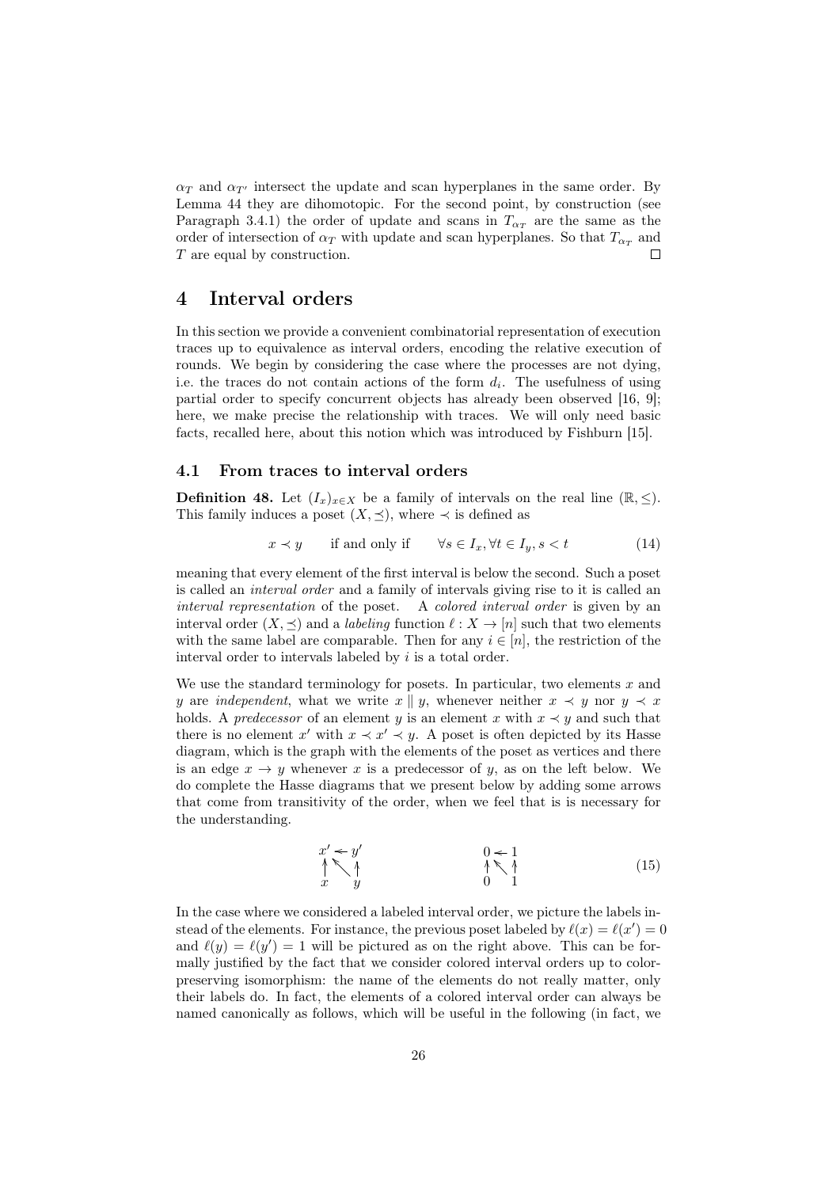$\alpha_T$ and $\alpha_{T'}$ intersect the update and scan hyperplanes in the same order. By Lemma 44 they are dihomotopic. For the second point, by construction (see Paragraph 3.4.1) the order of update and scans in $T_{\alpha_T}$ are the same as the order of intersection of $\alpha_T$ with update and scan hyperplanes. So that $T_{\alpha_T}$ and $T$ are equal by construction. □

# 4 Interval orders

In this section we provide a convenient combinatorial representation of execution traces up to equivalence as interval orders, encoding the relative execution of rounds. We begin by considering the case where the processes are not dying, i.e. the traces do not contain actions of the form $d_i$. The usefulness of using partial order to specify concurrent objects has already been observed [16, 9]; here, we make precise the relationship with traces. We will only need basic facts, recalled here, about this notion which was introduced by Fishburn [15].

## 4.1 From traces to interval orders

**Definition 48.** Let $(I_x)_{x \in X}$ be a family of intervals on the real line $(\mathbb{R}, \leq)$. This family induces a poset $(X, \preceq)$, where $\prec$ is defined as

$$x \prec y \qquad \text{if and only if} \qquad \forall s \in I_x, \forall t \in I_y, s < t \tag{14}$$

meaning that every element of the first interval is below the second. Such a poset is called an *interval order* and a family of intervals giving rise to it is called an *interval representation* of the poset. A *colored interval order* is given by an interval order $(X, \preceq)$ and a *labeling* function $\ell : X \to [n]$ such that two elements with the same label are comparable. Then for any $i \in [n]$, the restriction of the interval order to intervals labeled by $i$ is a total order.

We use the standard terminology for posets. In particular, two elements $x$ and $y$ are *independent*, what we write $x \parallel y$, whenever neither $x \prec y$ nor $y \prec x$ holds. A *predecessor* of an element $y$ is an element $x$ with $x \prec y$ and such that there is no element $x'$ with $x \prec x' \prec y$. A poset is often depicted by its Hasse diagram, which is the graph with the elements of the poset as vertices and there is an edge $x \to y$ whenever $x$ is a predecessor of $y$, as on the left below. We do complete the Hasse diagrams that we present below by adding some arrows that come from transitivity of the order, when we feel that is is necessary for the understanding.

$$\begin{array}{ccc} x' & \leftarrow & y' \\ \uparrow & \nwarrow & \uparrow \\ x & & y \end{array} \qquad\qquad\qquad \begin{array}{ccc} 0 & \leftarrow & 1 \\ \uparrow & \nwarrow & \uparrow \\ 0 & & 1 \end{array} \tag{15}$$

In the case where we considered a labeled interval order, we picture the labels instead of the elements. For instance, the previous poset labeled by $\ell(x) = \ell(x') = 0$ and $\ell(y) = \ell(y') = 1$ will be pictured as on the right above. This can be formally justified by the fact that we consider colored interval orders up to color-preserving isomorphism: the name of the elements do not really matter, only their labels do. In fact, the elements of a colored interval order can always be named canonically as follows, which will be useful in the following (in fact, we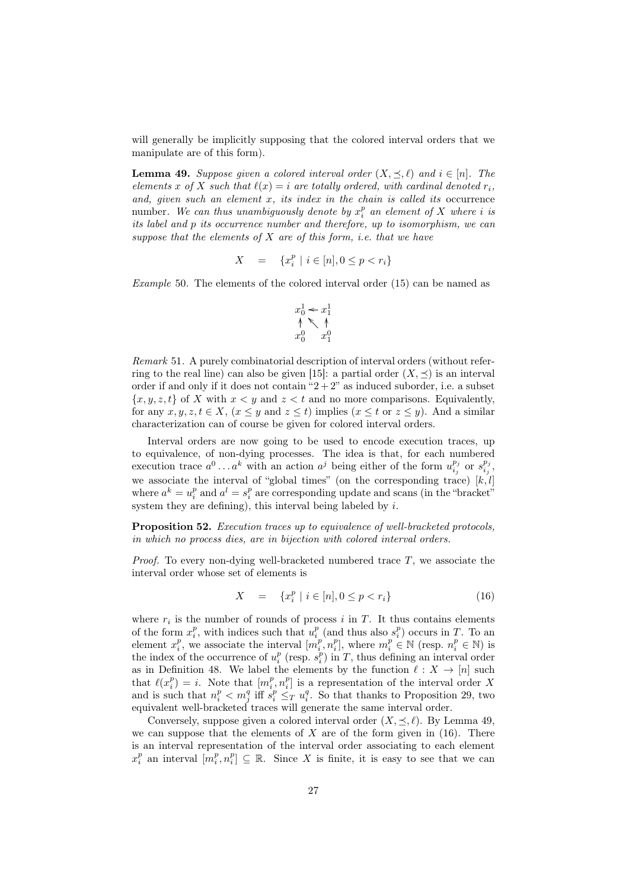will generally be implicitly supposing that the colored interval orders that we manipulate are of this form).

**Lemma 49.** *Suppose given a colored interval order $(X, \preceq, \ell)$ and $i \in [n]$. The elements $x$ of $X$ such that $\ell(x) = i$ are totally ordered, with cardinal denoted $r_i$, and, given such an element $x$, its index in the chain is called its* occurrence number. *We can thus unambiguously denote by $x_i^p$ an element of $X$ where $i$ is its label and $p$ its occurrence number and therefore, up to isomorphism, we can suppose that the elements of $X$ are of this form, i.e. that we have*

$$X \quad = \quad \{x_i^p \mid i \in [n], 0 \leq p < r_i\}$$

*Example* 50. The elements of the colored interval order (15) can be named as

$$\begin{array}{ccc} x_0^1 & \leftarrow & x_1^1 \\ \uparrow & \nwarrow & \uparrow \\ x_0^0 & & x_1^0 \end{array}$$

*Remark* 51. A purely combinatorial description of interval orders (without referring to the real line) can also be given [15]: a partial order $(X, \preceq)$ is an interval order if and only if it does not contain "$2+2$" as induced suborder, i.e. a subset $\{x, y, z, t\}$ of $X$ with $x < y$ and $z < t$ and no more comparisons. Equivalently, for any $x, y, z, t \in X$, ($x \leq y$ and $z \leq t$) implies ($x \leq t$ or $z \leq y$). And a similar characterization can of course be given for colored interval orders.

Interval orders are now going to be used to encode execution traces, up to equivalence, of non-dying processes. The idea is that, for each numbered execution trace $a^0 \ldots a^k$ with an action $a^j$ being either of the form $u_{i_j}^{p_j}$ or $s_{i_j}^{p_j}$, we associate the interval of "global times" (on the corresponding trace) $[k, l]$ where $a^k = u_i^p$ and $a^l = s_i^p$ are corresponding update and scans (in the "bracket" system they are defining), this interval being labeled by $i$.

**Proposition 52.** *Execution traces up to equivalence of well-bracketed protocols, in which no process dies, are in bijection with colored interval orders.*

*Proof.* To every non-dying well-bracketed numbered trace $T$, we associate the interval order whose set of elements is

$$X \quad = \quad \{x_i^p \mid i \in [n], 0 \leq p < r_i\} \tag{16}$$

where $r_i$ is the number of rounds of process $i$ in $T$. It thus contains elements of the form $x_i^p$, with indices such that $u_i^p$ (and thus also $s_i^p$) occurs in $T$. To an element $x_i^p$, we associate the interval $[m_i^p, n_i^p]$, where $m_i^p \in \mathbb{N}$ (resp. $n_i^p \in \mathbb{N}$) is the index of the occurrence of $u_i^p$ (resp. $s_i^p$) in $T$, thus defining an interval order as in Definition 48. We label the elements by the function $\ell : X \to [n]$ such that $\ell(x_i^p) = i$. Note that $[m_i^p, n_i^p]$ is a representation of the interval order $X$ and is such that $n_i^p < m_j^q$ iff $s_i^p \leq_T u_i^q$. So that thanks to Proposition 29, two equivalent well-bracketed traces will generate the same interval order.

Conversely, suppose given a colored interval order $(X, \preceq, \ell)$. By Lemma 49, we can suppose that the elements of $X$ are of the form given in (16). There is an interval representation of the interval order associating to each element $x_i^p$ an interval $[m_i^p, n_i^p] \subseteq \mathbb{R}$. Since $X$ is finite, it is easy to see that we can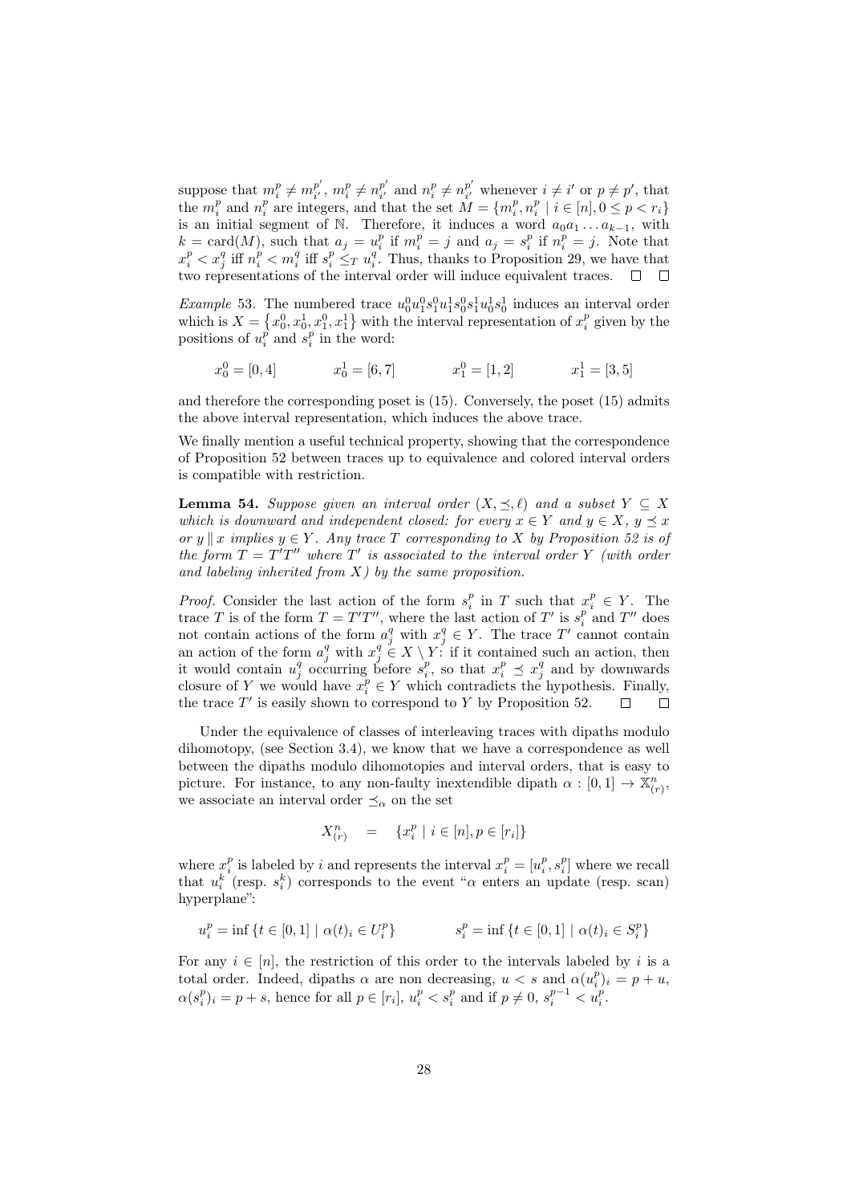suppose that $m_i^p \neq m_{i'}^{p'}$, $m_i^p \neq n_{i'}^{p'}$ and $n_i^p \neq n_{i'}^{p'}$ whenever $i \neq i'$ or $p \neq p'$, that the $m_i^p$ and $n_i^p$ are integers, and that the set $M = \{m_i^p, n_i^p \mid i \in [n], 0 \leq p < r_i\}$ is an initial segment of $\mathbb{N}$. Therefore, it induces a word $a_0 a_1 \ldots a_{k-1}$, with $k = \mathrm{card}(M)$, such that $a_j = u_i^p$ if $m_i^p = j$ and $a_j = s_i^p$ if $n_i^p = j$. Note that $x_i^p < x_j^q$ iff $n_i^p < m_i^q$ iff $s_i^p \leq_T u_i^q$. Thus, thanks to Proposition 29, we have that two representations of the interval order will induce equivalent traces. $\square$ $\square$

*Example* 53. The numbered trace $u_0^0 u_1^0 s_1^0 u_1^1 s_0^0 s_1^1 u_0^1 s_0^1$ induces an interval order which is $X = \{x_0^0, x_0^1, x_1^0, x_1^1\}$ with the interval representation of $x_i^p$ given by the positions of $u_i^p$ and $s_i^p$ in the word:

$$x_0^0 = [0, 4] \qquad x_0^1 = [6, 7] \qquad x_1^0 = [1, 2] \qquad x_1^1 = [3, 5]$$

and therefore the corresponding poset is (15). Conversely, the poset (15) admits the above interval representation, which induces the above trace.

We finally mention a useful technical property, showing that the correspondence of Proposition 52 between traces up to equivalence and colored interval orders is compatible with restriction.

**Lemma 54.** *Suppose given an interval order $(X, \preceq, \ell)$ and a subset $Y \subseteq X$ which is downward and independent closed: for every $x \in Y$ and $y \in X$, $y \preceq x$ or $y \parallel x$ implies $y \in Y$. Any trace $T$ corresponding to $X$ by Proposition 52 is of the form $T = T'T''$ where $T'$ is associated to the interval order $Y$ (with order and labeling inherited from $X$) by the same proposition.*

*Proof.* Consider the last action of the form $s_i^p$ in $T$ such that $x_i^p \in Y$. The trace $T$ is of the form $T = T'T''$, where the last action of $T'$ is $s_i^p$ and $T''$ does not contain actions of the form $a_j^q$ with $x_j^q \in Y$. The trace $T'$ cannot contain an action of the form $a_j^q$ with $x_j^q \in X \setminus Y$: if it contained such an action, then it would contain $u_j^q$ occurring before $s_i^p$, so that $x_i^p \preceq x_j^q$ and by downwards closure of $Y$ we would have $x_i^p \in Y$ which contradicts the hypothesis. Finally, the trace $T'$ is easily shown to correspond to $Y$ by Proposition 52. $\square$ $\square$

Under the equivalence of classes of interleaving traces with dipaths modulo dihomotopy, (see Section 3.4), we know that we have a correspondence as well between the dipaths modulo dihomotopies and interval orders, that is easy to picture. For instance, to any non-faulty inextendible dipath $\alpha : [0,1] \to \mathbb{X}_{(r)}^n$, we associate an interval order $\preceq_\alpha$ on the set

$$X_{(r)}^n \quad = \quad \{x_i^p \mid i \in [n], p \in [r_i]\}$$

where $x_i^p$ is labeled by $i$ and represents the interval $x_i^p = [u_i^p, s_i^p]$ where we recall that $u_i^k$ (resp. $s_i^k$) corresponds to the event "$\alpha$ enters an update (resp. scan) hyperplane":

$$u_i^p = \inf\{t \in [0,1] \mid \alpha(t)_i \in U_i^p\} \qquad\qquad s_i^p = \inf\{t \in [0,1] \mid \alpha(t)_i \in S_i^p\}$$

For any $i \in [n]$, the restriction of this order to the intervals labeled by $i$ is a total order. Indeed, dipaths $\alpha$ are non decreasing, $u < s$ and $\alpha(u_i^p)_i = p + u$, $\alpha(s_i^p)_i = p + s$, hence for all $p \in [r_i]$, $u_i^p < s_i^p$ and if $p \neq 0$, $s_i^{p-1} < u_i^p$.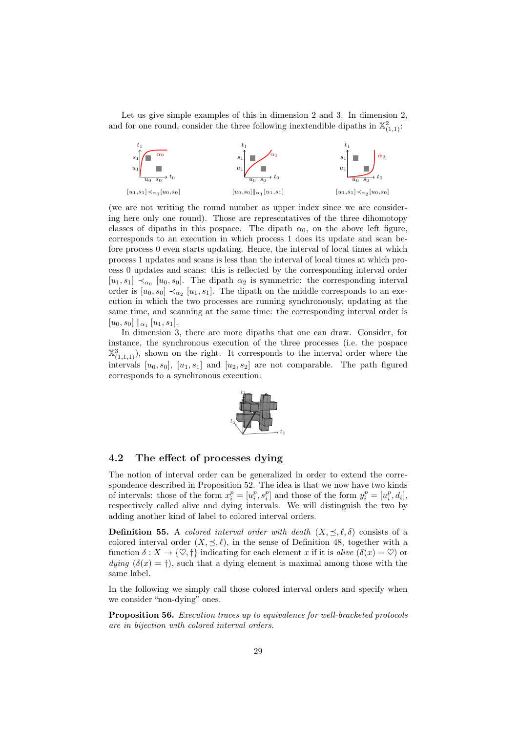Let us give simple examples of this in dimension 2 and 3. In dimension 2, and for one round, consider the three following inextendible dipaths in $\mathbb{X}^2_{(1,1)}$:

$[u_1,s_1] \prec_{\alpha_0} [u_0,s_0]$ $\quad$ $[u_0,s_0] \|_{\alpha_1} [u_1,s_1]$ $\quad$ $[u_1,s_1] \prec_{\alpha_2} [u_0,s_0]$

(we are not writing the round number as upper index since we are considering here only one round). Those are representatives of the three dihomotopy classes of dipaths in this pospace. The dipath $\alpha_0$, on the above left figure, corresponds to an execution in which process 1 does its update and scan before process 0 even starts updating. Hence, the interval of local times at which process 1 updates and scans is less than the interval of local times at which process 0 updates and scans: this is reflected by the corresponding interval order $[u_1, s_1] \prec_{\alpha_0} [u_0, s_0]$. The dipath $\alpha_2$ is symmetric: the corresponding interval order is $[u_0, s_0] \prec_{\alpha_2} [u_1, s_1]$. The dipath on the middle corresponds to an execution in which the two processes are running synchronously, updating at the same time, and scanning at the same time: the corresponding interval order is $[u_0, s_0] \|_{\alpha_1} [u_1, s_1]$.

In dimension 3, there are more dipaths that one can draw. Consider, for instance, the synchronous execution of the three processes (i.e. the pospace $\mathbb{X}^3_{(1,1,1)}$), shown on the right. It corresponds to the interval order where the intervals $[u_0, s_0]$, $[u_1, s_1]$ and $[u_2, s_2]$ are not comparable. The path figured corresponds to a synchronous execution:

## 4.2 The effect of processes dying

The notion of interval order can be generalized in order to extend the correspondence described in Proposition 52. The idea is that we now have two kinds of intervals: those of the form $x^p_i = [u^p_i, s^p_i]$ and those of the form $y^p_i = [u^p_i, d_i]$, respectively called alive and dying intervals. We will distinguish the two by adding another kind of label to colored interval orders.

**Definition 55.** *A colored interval order with death* $(X, \preceq, \ell, \delta)$ *consists of a colored interval order* $(X, \preceq, \ell)$*, in the sense of Definition 48, together with a function* $\delta : X \to \{\heartsuit, \dagger\}$ *indicating for each element* $x$ *if it is alive* ($\delta(x) = \heartsuit$) *or dying* ($\delta(x) = \dagger$)*, such that a dying element is maximal among those with the same label.*

In the following we simply call those colored interval orders and specify when we consider "non-dying" ones.

**Proposition 56.** *Execution traces up to equivalence for well-bracketed protocols are in bijection with colored interval orders.*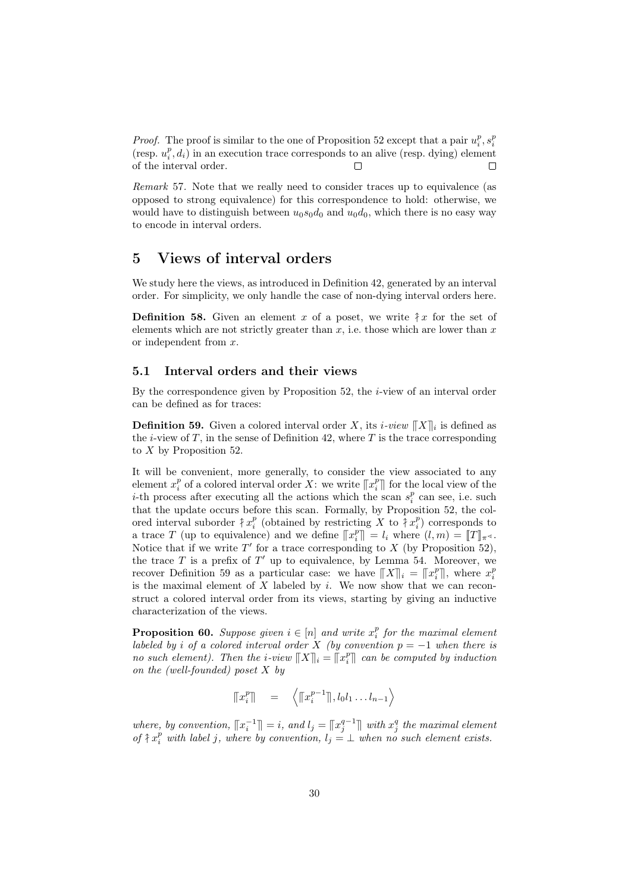*Proof.* The proof is similar to the one of Proposition 52 except that a pair $u_i^p, s_i^p$ (resp. $u_i^p, d_i$) in an execution trace corresponds to an alive (resp. dying) element of the interval order. □ □

*Remark* 57. Note that we really need to consider traces up to equivalence (as opposed to strong equivalence) for this correspondence to hold: otherwise, we would have to distinguish between $u_0 s_0 d_0$ and $u_0 d_0$, which there is no easy way to encode in interval orders.

# 5 Views of interval orders

We study here the views, as introduced in Definition 42, generated by an interval order. For simplicity, we only handle the case of non-dying interval orders here.

**Definition 58.** Given an element $x$ of a poset, we write $\Uparrow x$ for the set of elements which are not strictly greater than $x$, i.e. those which are lower than $x$ or independent from $x$.

## 5.1 Interval orders and their views

By the correspondence given by Proposition 52, the $i$-view of an interval order can be defined as for traces:

**Definition 59.** Given a colored interval order $X$, its *$i$-view* $\llbracket X \rrbracket_i$ is defined as the $i$-view of $T$, in the sense of Definition 42, where $T$ is the trace corresponding to $X$ by Proposition 52.

It will be convenient, more generally, to consider the view associated to any element $x_i^p$ of a colored interval order $X$: we write $\llbracket x_i^p \rrbracket$ for the local view of the $i$-th process after executing all the actions which the scan $s_i^p$ can see, i.e. such that the update occurs before this scan. Formally, by Proposition 52, the colored interval suborder $\Uparrow x_i^p$ (obtained by restricting $X$ to $\Uparrow x_i^p$) corresponds to a trace $T$ (up to equivalence) and we define $\llbracket x_i^p \rrbracket = l_i$ where $(l, m) = \llbracket T \rrbracket_{\pi^\triangleleft}$. Notice that if we write $T'$ for a trace corresponding to $X$ (by Proposition 52), the trace $T$ is a prefix of $T'$ up to equivalence, by Lemma 54. Moreover, we recover Definition 59 as a particular case: we have $\llbracket X \rrbracket_i = \llbracket x_i^p \rrbracket$, where $x_i^p$ is the maximal element of $X$ labeled by $i$. We now show that we can reconstruct a colored interval order from its views, starting by giving an inductive characterization of the views.

**Proposition 60.** *Suppose given $i \in [n]$ and write $x_i^p$ for the maximal element labeled by $i$ of a colored interval order $X$ (by convention $p = -1$ when there is no such element). Then the $i$-view $\llbracket X \rrbracket_i = \llbracket x_i^p \rrbracket$ can be computed by induction on the (well-founded) poset $X$ by*

$$\llbracket x_i^p \rrbracket \quad = \quad \left\langle \llbracket x_i^{p-1} \rrbracket, l_0 l_1 \dots l_{n-1} \right\rangle$$

*where, by convention, $\llbracket x_i^{-1} \rrbracket = i$, and $l_j = \llbracket x_j^{q-1} \rrbracket$ with $x_j^q$ the maximal element of $\Uparrow x_i^p$ with label $j$, where by convention, $l_j = \perp$ when no such element exists.*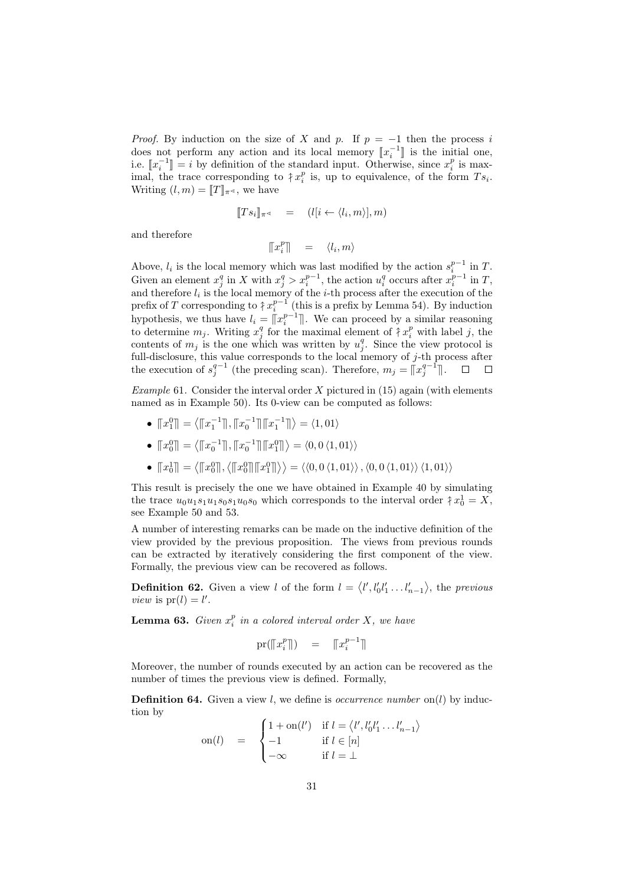*Proof.* By induction on the size of $X$ and $p$. If $p = -1$ then the process $i$ does not perform any action and its local memory $[\![x_i^{-1}]\!]$ is the initial one, i.e. $[\![x_i^{-1}]\!] = i$ by definition of the standard input. Otherwise, since $x_i^p$ is maximal, the trace corresponding to $\Updownarrow x_i^p$ is, up to equivalence, of the form $Ts_i$. Writing $(l, m) = [\![T]\!]_{\pi^\triangleleft}$, we have

$$[\![Ts_i]\!]_{\pi^\triangleleft} \quad = \quad (l[i \leftarrow \langle l_i, m\rangle], m)$$

and therefore

$$[\![x_i^p]\!] \quad = \quad \langle l_i, m\rangle$$

Above, $l_i$ is the local memory which was last modified by the action $s_i^{p-1}$ in $T$. Given an element $x_j^q$ in $X$ with $x_j^q > x_i^{p-1}$, the action $u_i^q$ occurs after $x_i^{p-1}$ in $T$, and therefore $l_i$ is the local memory of the $i$-th process after the execution of the prefix of $T$ corresponding to $\Updownarrow x_i^{p-1}$ (this is a prefix by Lemma 54). By induction hypothesis, we thus have $l_i = [\![x_i^{p-1}]\!]$. We can proceed by a similar reasoning to determine $m_j$. Writing $x_j^q$ for the maximal element of $\Updownarrow x_i^p$ with label $j$, the contents of $m_j$ is the one which was written by $u_j^q$. Since the view protocol is full-disclosure, this value corresponds to the local memory of $j$-th process after the execution of $s_j^{q-1}$ (the preceding scan). Therefore, $m_j = [\![x_j^{q-1}]\!]$. □ □

*Example* 61. Consider the interval order $X$ pictured in (15) again (with elements named as in Example 50). Its 0-view can be computed as follows:

- $[\![x_1^0]\!] = \left\langle [\![x_1^{-1}]\!], [\![x_0^{-1}]\!][\![x_1^{-1}]\!] \right\rangle = \langle 1, 01\rangle$
- $[\![x_0^0]\!] = \left\langle [\![x_0^{-1}]\!], [\![x_0^{-1}]\!][\![x_1^0]\!] \right\rangle = \langle 0, 0\,\langle 1, 01\rangle\rangle$
- $[\![x_0^1]\!] = \left\langle [\![x_0^0]\!], \left\langle [\![x_0^0]\!][\![x_1^0]\!] \right\rangle \right\rangle = \langle\langle 0, 0\,\langle 1, 01\rangle\rangle\,, \langle 0, 0\,\langle 1, 01\rangle\rangle\,\langle 1, 01\rangle\rangle$

This result is precisely the one we have obtained in Example 40 by simulating the trace $u_0u_1s_1u_1s_0s_1u_0s_0$ which corresponds to the interval order $\Updownarrow x_0^1 = X$, see Example 50 and 53.

A number of interesting remarks can be made on the inductive definition of the view provided by the previous proposition. The views from previous rounds can be extracted by iteratively considering the first component of the view. Formally, the previous view can be recovered as follows.

**Definition 62.** Given a view $l$ of the form $l = \left\langle l', l'_0 l'_1 \ldots l'_{n-1}\right\rangle$, the *previous view* is $\mathrm{pr}(l) = l'$.

**Lemma 63.** *Given $x_i^p$ in a colored interval order $X$, we have*

$$\mathrm{pr}([\![x_i^p]\!]) \quad = \quad [\![x_i^{p-1}]\!]$$

Moreover, the number of rounds executed by an action can be recovered as the number of times the previous view is defined. Formally,

**Definition 64.** Given a view $l$, we define is *occurrence number* $\mathrm{on}(l)$ by induction by

$$\mathrm{on}(l) \quad = \quad \begin{cases} 1 + \mathrm{on}(l') & \text{if } l = \left\langle l', l'_0 l'_1 \ldots l'_{n-1}\right\rangle \\ -1 & \text{if } l \in [n] \\ -\infty & \text{if } l = \bot \end{cases}$$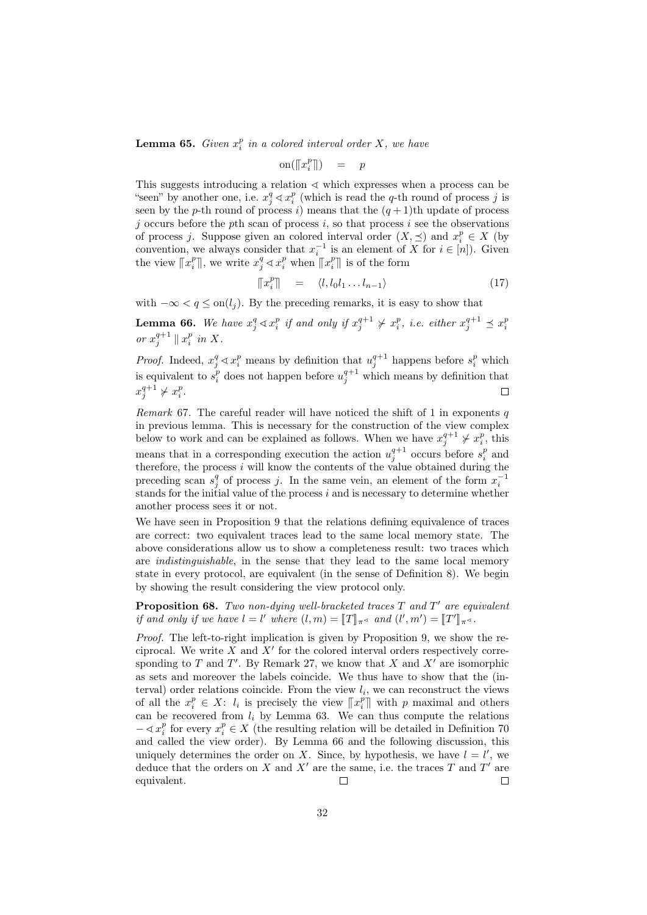**Lemma 65.** *Given $x_i^p$ in a colored interval order $X$, we have*

$$\mathrm{on}(\llbracket x_i^p \rrbracket) \quad = \quad p$$

This suggests introducing a relation $\lessdot$ which expresses when a process can be "seen" by another one, i.e. $x_j^q \lessdot x_i^p$ (which is read the $q$-th round of process $j$ is seen by the $p$-th round of process $i$) means that the $(q+1)$th update of process $j$ occurs before the $p$th scan of process $i$, so that process $i$ see the observations of process $j$. Suppose given an colored interval order $(X, \preceq)$ and $x_i^p \in X$ (by convention, we always consider that $x_i^{-1}$ is an element of $X$ for $i \in [n]$). Given the view $\llbracket x_i^p \rrbracket$, we write $x_j^q \lessdot x_i^p$ when $\llbracket x_i^p \rrbracket$ is of the form

$$\llbracket x_i^p \rrbracket \quad = \quad \langle l, l_0 l_1 \ldots l_{n-1} \rangle \tag{17}$$

with $-\infty < q \leq \mathrm{on}(l_j)$. By the preceding remarks, it is easy to show that

**Lemma 66.** *We have $x_j^q \lessdot x_i^p$ if and only if $x_j^{q+1} \not\succ x_i^p$, i.e. either $x_j^{q+1} \preceq x_i^p$ or $x_j^{q+1} \parallel x_i^p$ in $X$.*

*Proof.* Indeed, $x_j^q \lessdot x_i^p$ means by definition that $u_j^{q+1}$ happens before $s_i^p$ which is equivalent to $s_i^p$ does not happen before $u_j^{q+1}$ which means by definition that $x_j^{q+1} \not\succ x_i^p$. □

*Remark* 67. The careful reader will have noticed the shift of 1 in exponents $q$ in previous lemma. This is necessary for the construction of the view complex below to work and can be explained as follows. When we have $x_j^{q+1} \not\succ x_i^p$, this means that in a corresponding execution the action $u_j^{q+1}$ occurs before $s_i^p$ and therefore, the process $i$ will know the contents of the value obtained during the preceding scan $s_j^q$ of process $j$. In the same vein, an element of the form $x_i^{-1}$ stands for the initial value of the process $i$ and is necessary to determine whether another process sees it or not.

We have seen in Proposition 9 that the relations defining equivalence of traces are correct: two equivalent traces lead to the same local memory state. The above considerations allow us to show a completeness result: two traces which are *indistinguishable*, in the sense that they lead to the same local memory state in every protocol, are equivalent (in the sense of Definition 8). We begin by showing the result considering the view protocol only.

**Proposition 68.** *Two non-dying well-bracketed traces $T$ and $T'$ are equivalent if and only if we have $l = l'$ where $(l, m) = \llbracket T \rrbracket_{\pi^\lessdot}$ and $(l', m') = \llbracket T' \rrbracket_{\pi^\lessdot}$.*

*Proof.* The left-to-right implication is given by Proposition 9, we show the reciprocal. We write $X$ and $X'$ for the colored interval orders respectively corresponding to $T$ and $T'$. By Remark 27, we know that $X$ and $X'$ are isomorphic as sets and moreover the labels coincide. We thus have to show that the (interval) order relations coincide. From the view $l_i$, we can reconstruct the views of all the $x_i^p \in X$: $l_i$ is precisely the view $\llbracket x_i^p \rrbracket$ with $p$ maximal and others can be recovered from $l_i$ by Lemma 63. We can thus compute the relations $- \lessdot x_i^p$ for every $x_i^p \in X$ (the resulting relation will be detailed in Definition 70 and called the view order). By Lemma 66 and the following discussion, this uniquely determines the order on $X$. Since, by hypothesis, we have $l = l'$, we deduce that the orders on $X$ and $X'$ are the same, i.e. the traces $T$ and $T'$ are equivalent. □ □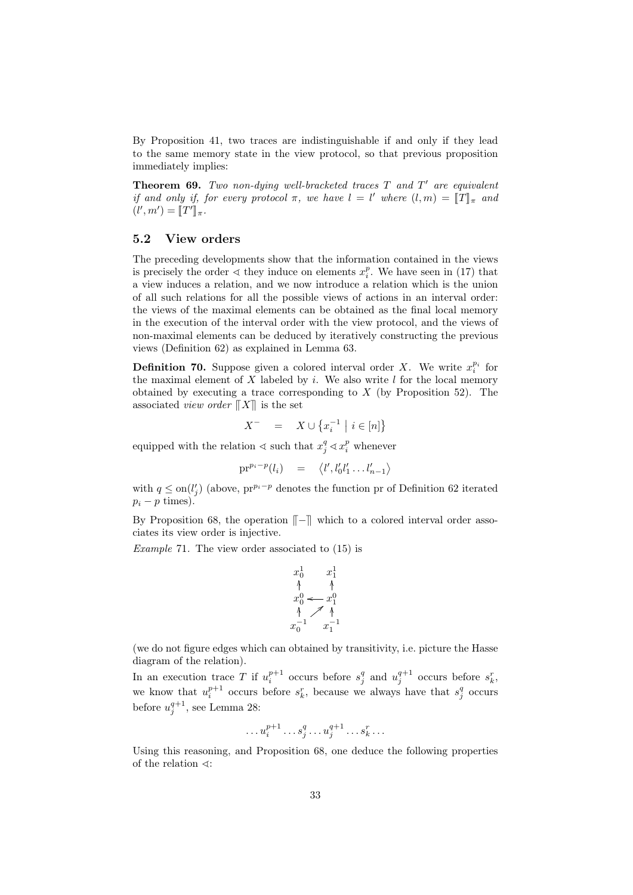By Proposition 41, two traces are indistinguishable if and only if they lead to the same memory state in the view protocol, so that previous proposition immediately implies:

**Theorem 69.** *Two non-dying well-bracketed traces $T$ and $T'$ are equivalent if and only if, for every protocol $\pi$, we have $l = l'$ where $(l, m) = [\![T]\!]_\pi$ and $(l', m') = [\![T']\!]_\pi$.*

## 5.2 View orders

The preceding developments show that the information contained in the views is precisely the order $\lessdot$ they induce on elements $x_i^p$. We have seen in (17) that a view induces a relation, and we now introduce a relation which is the union of all such relations for all the possible views of actions in an interval order: the views of the maximal elements can be obtained as the final local memory in the execution of the interval order with the view protocol, and the views of non-maximal elements can be deduced by iteratively constructing the previous views (Definition 62) as explained in Lemma 63.

**Definition 70.** Suppose given a colored interval order $X$. We write $x_i^{p_i}$ for the maximal element of $X$ labeled by $i$. We also write $l$ for the local memory obtained by executing a trace corresponding to $X$ (by Proposition 52). The associated *view order* $[\![X]\!]$ is the set

$$X^- \quad = \quad X \cup \left\{ x_i^{-1} \;\middle|\; i \in [n] \right\}$$

equipped with the relation $\lessdot$ such that $x_j^q \lessdot x_i^p$ whenever

$$\mathrm{pr}^{p_i - p}(l_i) \quad = \quad \left\langle l', l'_0 l'_1 \ldots l'_{n-1} \right\rangle$$

with $q \leq \mathrm{on}(l'_j)$ (above, $\mathrm{pr}^{p_i-p}$ denotes the function pr of Definition 62 iterated $p_i - p$ times).

By Proposition 68, the operation $[\![-]\!]$ which to a colored interval order associates its view order is injective.

*Example* 71. The view order associated to (15) is

$$\begin{array}{ccc} x_0^1 & & x_1^1 \\ \uparrow & & \uparrow \\ x_0^0 & \longleftarrow & x_1^0 \\ \uparrow & \nearrow & \uparrow \\ x_0^{-1} & & x_1^{-1} \end{array}$$

(we do not figure edges which can obtained by transitivity, i.e. picture the Hasse diagram of the relation).

In an execution trace $T$ if $u_i^{p+1}$ occurs before $s_j^q$ and $u_j^{q+1}$ occurs before $s_k^r$, we know that $u_i^{p+1}$ occurs before $s_k^r$, because we always have that $s_j^q$ occurs before $u_j^{q+1}$, see Lemma 28:

$$\ldots u_i^{p+1} \ldots s_j^q \ldots u_j^{q+1} \ldots s_k^r \ldots$$

Using this reasoning, and Proposition 68, one deduce the following properties of the relation $\lessdot$: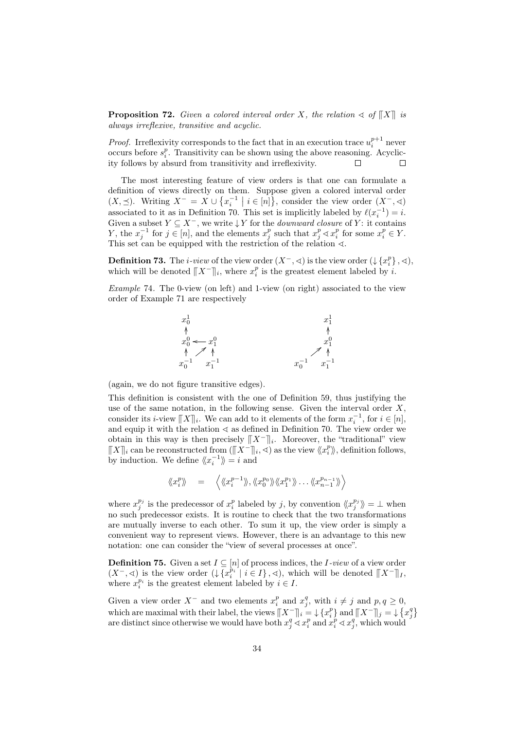**Proposition 72.** *Given a colored interval order $X$, the relation $\lessdot$ of $[\![X]\!]$ is always irreflexive, transitive and acyclic.*

*Proof.* Irreflexivity corresponds to the fact that in an execution trace $u_i^{p+1}$ never occurs before $s_i^p$. Transitivity can be shown using the above reasoning. Acyclicity follows by absurd from transitivity and irreflexivity. □ □

The most interesting feature of view orders is that one can formulate a definition of views directly on them. Suppose given a colored interval order $(X, \preceq)$. Writing $X^- = X \cup \{x_i^{-1} \mid i \in [n]\}$, consider the view order $(X^-, \lessdot)$ associated to it as in Definition 70. This set is implicitly labeled by $\ell(x_i^{-1}) = i$. Given a subset $Y \subseteq X^-$, we write $\downarrow Y$ for the *downward closure* of $Y$: it contains $Y$, the $x_j^{-1}$ for $j \in [n]$, and the elements $x_j^p$ such that $x_j^p \lessdot x_i^p$ for some $x_i^p \in Y$. This set can be equipped with the restriction of the relation $\lessdot$.

**Definition 73.** The *$i$-view* of the view order $(X^-, \lessdot)$ is the view order $(\downarrow \{x_i^p\}, \lessdot)$, which will be denoted $[\![X^-]\!]_i$, where $x_i^p$ is the greatest element labeled by $i$.

*Example* 74. The 0-view (on left) and 1-view (on right) associated to the view order of Example 71 are respectively

$$
\begin{array}{ccc}
x_0^1 & & \\
\uparrow & & \\
x_0^0 & \longleftarrow & x_1^0 \\
\uparrow & \nearrow & \uparrow \\
x_0^{-1} & & x_1^{-1}
\end{array}
\qquad\qquad\qquad
\begin{array}{ccc}
 & & x_1^1 \\
 & & \uparrow \\
 & & x_1^0 \\
 & \nearrow & \uparrow \\
x_0^{-1} & & x_1^{-1}
\end{array}
$$

(again, we do not figure transitive edges).

This definition is consistent with the one of Definition 59, thus justifying the use of the same notation, in the following sense. Given the interval order $X$, consider its $i$-view $[\![X]\!]_i$. We can add to it elements of the form $x_i^{-1}$, for $i \in [n]$, and equip it with the relation $\lessdot$ as defined in Definition 70. The view order we obtain in this way is then precisely $[\![X^-]\!]_i$. Moreover, the "traditional" view $[\![X]\!]_i$ can be reconstructed from $([\![X^-]\!]_i, \lessdot)$ as the view $\langle\!\langle x_i^p \rangle\!\rangle$, definition follows, by induction. We define $\langle\!\langle x_i^{-1} \rangle\!\rangle = i$ and

$$
\langle\!\langle x_i^p \rangle\!\rangle \quad = \quad \left\langle \langle\!\langle x_i^{p-1} \rangle\!\rangle, \langle\!\langle x_0^{p_0} \rangle\!\rangle \langle\!\langle x_1^{p_1} \rangle\!\rangle \ldots \langle\!\langle x_{n-1}^{p_{n-1}} \rangle\!\rangle \right\rangle
$$

where $x_j^{p_j}$ is the predecessor of $x_i^p$ labeled by $j$, by convention $\langle\!\langle x_j^{p_j} \rangle\!\rangle = \perp$ when no such predecessor exists. It is routine to check that the two transformations are mutually inverse to each other. To sum it up, the view order is simply a convenient way to represent views. However, there is an advantage to this new notation: one can consider the "view of several processes at once".

**Definition 75.** Given a set $I \subseteq [n]$ of process indices, the *$I$-view* of a view order $(X^-, \lessdot)$ is the view order $(\downarrow \{x_i^{p_i} \mid i \in I\}, \lessdot)$, which will be denoted $[\![X^-]\!]_I$, where $x_i^{p_i}$ is the greatest element labeled by $i \in I$.

Given a view order $X^-$ and two elements $x_i^p$ and $x_j^q$, with $i \neq j$ and $p, q \geq 0$, which are maximal with their label, the views $[\![X^-]\!]_i = \downarrow \{x_i^p\}$ and $[\![X^-]\!]_j = \downarrow \{x_j^q\}$ are distinct since otherwise we would have both $x_j^q \lessdot x_i^p$ and $x_i^p \lessdot x_j^q$, which would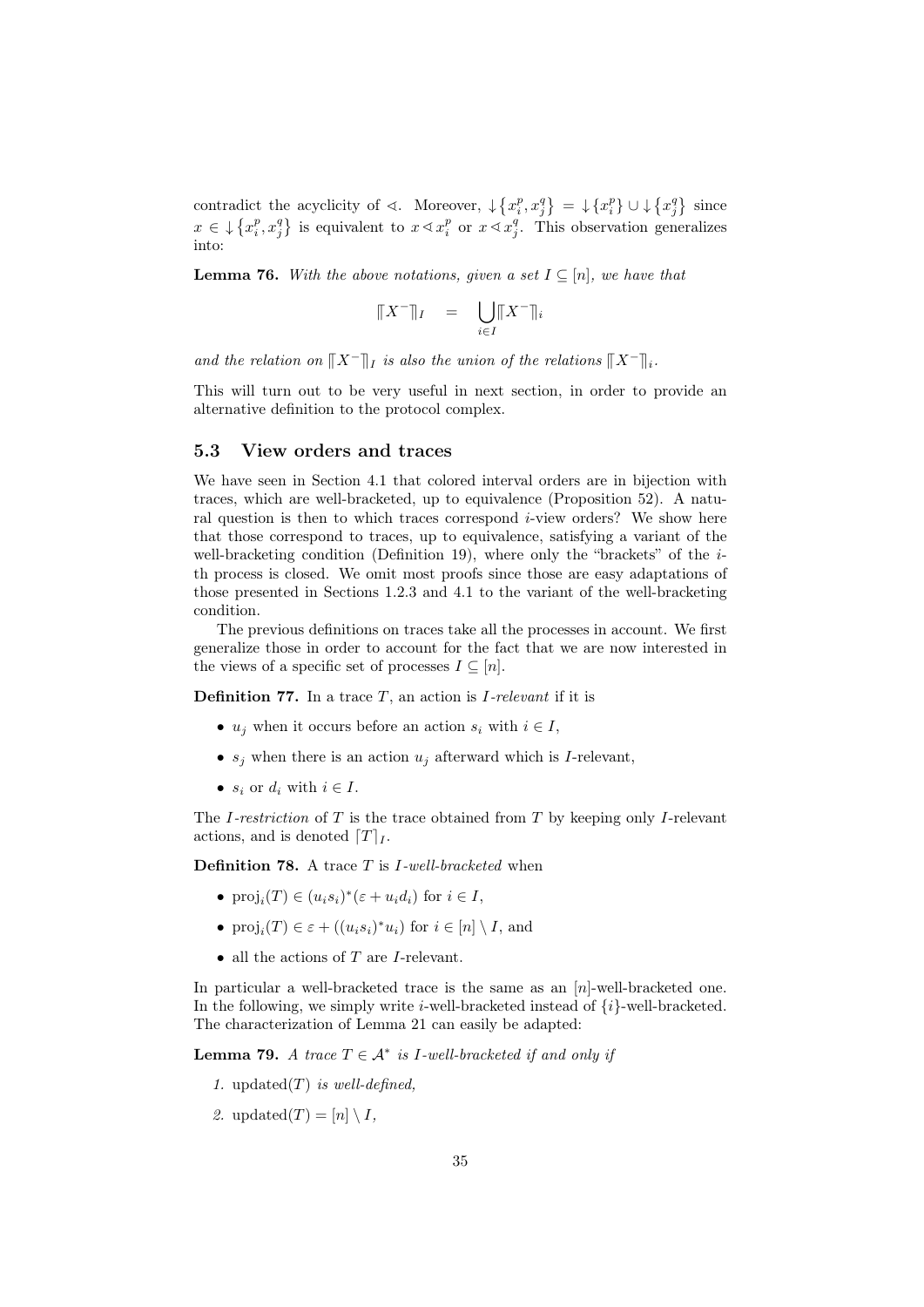contradict the acyclicity of $\lhd$. Moreover, $\downarrow\{x_i^p, x_j^q\} = \downarrow\{x_i^p\} \cup \downarrow\{x_j^q\}$ since $x \in \downarrow\{x_i^p, x_j^q\}$ is equivalent to $x \lhd x_i^p$ or $x \lhd x_j^q$. This observation generalizes into:

**Lemma 76.** *With the above notations, given a set $I \subseteq [n]$, we have that*

$$\llbracket X^- \rrbracket_I \quad = \quad \bigcup_{i \in I} \llbracket X^- \rrbracket_i$$

*and the relation on $\llbracket X^- \rrbracket_I$ is also the union of the relations $\llbracket X^- \rrbracket_i$.*

This will turn out to be very useful in next section, in order to provide an alternative definition to the protocol complex.

### 5.3 View orders and traces

We have seen in Section 4.1 that colored interval orders are in bijection with traces, which are well-bracketed, up to equivalence (Proposition 52). A natural question is then to which traces correspond $i$-view orders? We show here that those correspond to traces, up to equivalence, satisfying a variant of the well-bracketing condition (Definition 19), where only the "brackets" of the $i$-th process is closed. We omit most proofs since those are easy adaptations of those presented in Sections 1.2.3 and 4.1 to the variant of the well-bracketing condition.

The previous definitions on traces take all the processes in account. We first generalize those in order to account for the fact that we are now interested in the views of a specific set of processes $I \subseteq [n]$.

**Definition 77.** In a trace $T$, an action is *$I$-relevant* if it is

- $u_j$ when it occurs before an action $s_i$ with $i \in I$,
- $s_j$ when there is an action $u_j$ afterward which is $I$-relevant,
- $s_i$ or $d_i$ with $i \in I$.

The *$I$-restriction* of $T$ is the trace obtained from $T$ by keeping only $I$-relevant actions, and is denoted $\lceil T \rceil_I$.

**Definition 78.** A trace $T$ is *$I$-well-bracketed* when

- $\operatorname{proj}_i(T) \in (u_i s_i)^*(\varepsilon + u_i d_i)$ for $i \in I$,
- $\operatorname{proj}_i(T) \in \varepsilon + ((u_i s_i)^* u_i)$ for $i \in [n] \setminus I$, and
- all the actions of $T$ are $I$-relevant.

In particular a well-bracketed trace is the same as an $[n]$-well-bracketed one. In the following, we simply write $i$-well-bracketed instead of $\{i\}$-well-bracketed. The characterization of Lemma 21 can easily be adapted:

**Lemma 79.** *A trace $T \in \mathcal{A}^*$ is $I$-well-bracketed if and only if*

1. $\operatorname{updated}(T)$ *is well-defined,*
2. $\operatorname{updated}(T) = [n] \setminus I$,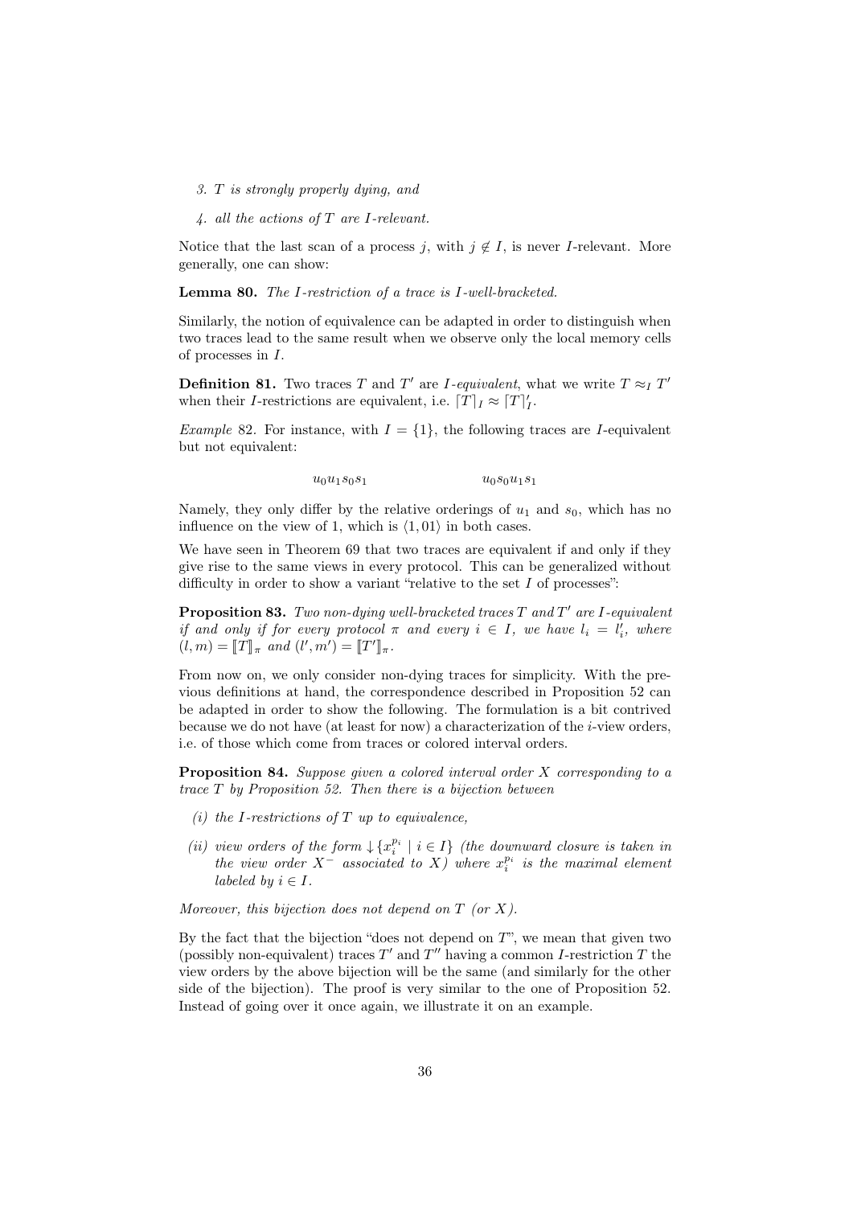3. $T$ is strongly properly dying, and

4. all the actions of $T$ are $I$-relevant.

Notice that the last scan of a process $j$, with $j \notin I$, is never $I$-relevant. More generally, one can show:

**Lemma 80.** *The $I$-restriction of a trace is $I$-well-bracketed.*

Similarly, the notion of equivalence can be adapted in order to distinguish when two traces lead to the same result when we observe only the local memory cells of processes in $I$.

**Definition 81.** Two traces $T$ and $T'$ are *$I$-equivalent*, what we write $T \approx_I T'$ when their $I$-restrictions are equivalent, i.e. $\lceil T \rceil_I \approx \lceil T \rceil'_I$.

*Example* 82. For instance, with $I = \{1\}$, the following traces are $I$-equivalent but not equivalent:

$$u_0 u_1 s_0 s_1 \qquad\qquad u_0 s_0 u_1 s_1$$

Namely, they only differ by the relative orderings of $u_1$ and $s_0$, which has no influence on the view of 1, which is $\langle 1, 01 \rangle$ in both cases.

We have seen in Theorem 69 that two traces are equivalent if and only if they give rise to the same views in every protocol. This can be generalized without difficulty in order to show a variant "relative to the set $I$ of processes":

**Proposition 83.** *Two non-dying well-bracketed traces $T$ and $T'$ are $I$-equivalent if and only if for every protocol $\pi$ and every $i \in I$, we have $l_i = l'_i$, where $(l, m) = [\![T]\!]_\pi$ and $(l', m') = [\![T']\!]_\pi$.*

From now on, we only consider non-dying traces for simplicity. With the previous definitions at hand, the correspondence described in Proposition 52 can be adapted in order to show the following. The formulation is a bit contrived because we do not have (at least for now) a characterization of the $i$-view orders, i.e. of those which come from traces or colored interval orders.

**Proposition 84.** *Suppose given a colored interval order $X$ corresponding to a trace $T$ by Proposition 52. Then there is a bijection between*

*(i) the $I$-restrictions of $T$ up to equivalence,*

*(ii) view orders of the form $\downarrow\{x_i^{p_i} \mid i \in I\}$ (the downward closure is taken in the view order $X^-$ associated to $X$) where $x_i^{p_i}$ is the maximal element labeled by $i \in I$.*

*Moreover, this bijection does not depend on $T$ (or $X$).*

By the fact that the bijection "does not depend on $T$", we mean that given two (possibly non-equivalent) traces $T'$ and $T''$ having a common $I$-restriction $T$ the view orders by the above bijection will be the same (and similarly for the other side of the bijection). The proof is very similar to the one of Proposition 52. Instead of going over it once again, we illustrate it on an example.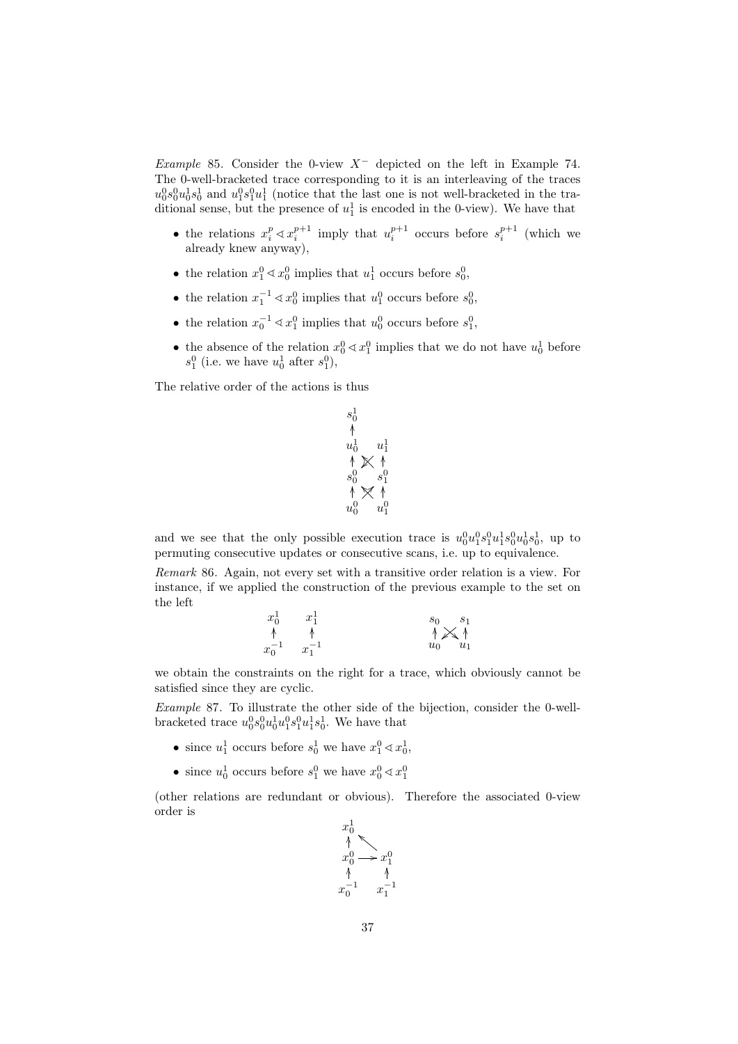*Example* 85. Consider the 0-view $X^-$ depicted on the left in Example 74. The 0-well-bracketed trace corresponding to it is an interleaving of the traces $u_0^0 s_0^0 u_0^1 s_0^1$ and $u_1^0 s_1^0 u_1^1$ (notice that the last one is not well-bracketed in the traditional sense, but the presence of $u_1^1$ is encoded in the 0-view). We have that

- the relations $x_i^p \lessdot x_i^{p+1}$ imply that $u_i^{p+1}$ occurs before $s_i^{p+1}$ (which we already knew anyway),
- the relation $x_1^0 \lessdot x_0^0$ implies that $u_1^1$ occurs before $s_0^0$,
- the relation $x_1^{-1} \lessdot x_0^0$ implies that $u_1^0$ occurs before $s_0^0$,
- the relation $x_0^{-1} \lessdot x_1^0$ implies that $u_0^0$ occurs before $s_1^0$,
- the absence of the relation $x_0^0 \lessdot x_1^0$ implies that we do not have $u_0^1$ before $s_1^0$ (i.e. we have $u_0^1$ after $s_1^0$),

The relative order of the actions is thus

$$
\begin{array}{ccc}
s_0^1 & & \\
\uparrow & & \\
u_0^1 & & u_1^1 \\
\uparrow & \times & \uparrow \\
s_0^0 & & s_1^0 \\
\uparrow & \times & \uparrow \\
u_0^0 & & u_1^0
\end{array}
$$

and we see that the only possible execution trace is $u_0^0 u_1^0 s_1^0 u_1^1 s_0^0 u_0^1 s_0^1$, up to permuting consecutive updates or consecutive scans, i.e. up to equivalence.

*Remark* 86. Again, not every set with a transitive order relation is a view. For instance, if we applied the construction of the previous example to the set on the left

$$
\begin{array}{cc}
x_0^1 & x_1^1 \\
\uparrow & \uparrow \\
x_0^{-1} & x_1^{-1}
\end{array}
\qquad\qquad\qquad
\begin{array}{ccc}
s_0 & & s_1 \\
\uparrow & \times & \uparrow \\
u_0 & & u_1
\end{array}
$$

we obtain the constraints on the right for a trace, which obviously cannot be satisfied since they are cyclic.

*Example* 87. To illustrate the other side of the bijection, consider the 0-well-bracketed trace $u_0^0 s_0^0 u_0^1 u_1^0 s_1^0 u_1^1 s_0^1$. We have that

- since $u_1^1$ occurs before $s_0^1$ we have $x_1^0 \lessdot x_0^1$,
- since $u_0^1$ occurs before $s_1^0$ we have $x_0^0 \lessdot x_1^0$

(other relations are redundant or obvious). Therefore the associated 0-view order is

$$
\begin{array}{ccc}
x_0^1 & \nwarrow & \\
\uparrow & & \\
x_0^0 & \longrightarrow & x_1^0 \\
\uparrow & & \uparrow \\
x_0^{-1} & & x_1^{-1}
\end{array}
$$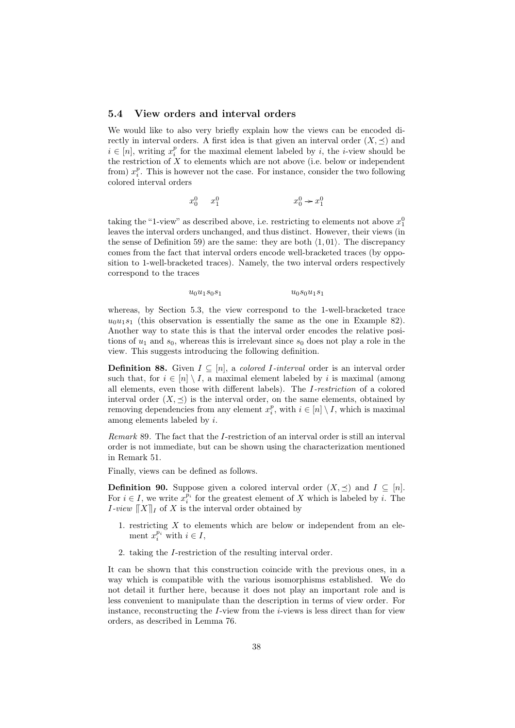### 5.4 View orders and interval orders

We would like to also very briefly explain how the views can be encoded directly in interval orders. A first idea is that given an interval order $(X, \preceq)$ and $i \in [n]$, writing $x_i^p$ for the maximal element labeled by $i$, the $i$-view should be the restriction of $X$ to elements which are not above (i.e. below or independent from) $x_i^p$. This is however not the case. For instance, consider the two following colored interval orders

$$x_0^0 \quad x_1^0 \qquad\qquad\qquad x_0^0 \twoheadrightarrow x_1^0$$

taking the "1-view" as described above, i.e. restricting to elements not above $x_1^0$ leaves the interval orders unchanged, and thus distinct. However, their views (in the sense of Definition 59) are the same: they are both $\langle 1, 01 \rangle$. The discrepancy comes from the fact that interval orders encode well-bracketed traces (by opposition to 1-well-bracketed traces). Namely, the two interval orders respectively correspond to the traces

$$u_0 u_1 s_0 s_1 \qquad\qquad\qquad u_0 s_0 u_1 s_1$$

whereas, by Section 5.3, the view correspond to the 1-well-bracketed trace $u_0 u_1 s_1$ (this observation is essentially the same as the one in Example 82). Another way to state this is that the interval order encodes the relative positions of $u_1$ and $s_0$, whereas this is irrelevant since $s_0$ does not play a role in the view. This suggests introducing the following definition.

**Definition 88.** Given $I \subseteq [n]$, a *colored $I$-interval* order is an interval order such that, for $i \in [n] \setminus I$, a maximal element labeled by $i$ is maximal (among all elements, even those with different labels). The *$I$-restriction* of a colored interval order $(X, \preceq)$ is the interval order, on the same elements, obtained by removing dependencies from any element $x_i^p$, with $i \in [n] \setminus I$, which is maximal among elements labeled by $i$.

*Remark* 89. The fact that the $I$-restriction of an interval order is still an interval order is not immediate, but can be shown using the characterization mentioned in Remark 51.

Finally, views can be defined as follows.

**Definition 90.** Suppose given a colored interval order $(X, \preceq)$ and $I \subseteq [n]$. For $i \in I$, we write $x_i^{p_i}$ for the greatest element of $X$ which is labeled by $i$. The *$I$-view* $[\![X]\!]_I$ of $X$ is the interval order obtained by

1. restricting $X$ to elements which are below or independent from an element $x_i^{p_i}$ with $i \in I$,
2. taking the $I$-restriction of the resulting interval order.

It can be shown that this construction coincide with the previous ones, in a way which is compatible with the various isomorphisms established. We do not detail it further here, because it does not play an important role and is less convenient to manipulate than the description in terms of view order. For instance, reconstructing the $I$-view from the $i$-views is less direct than for view orders, as described in Lemma 76.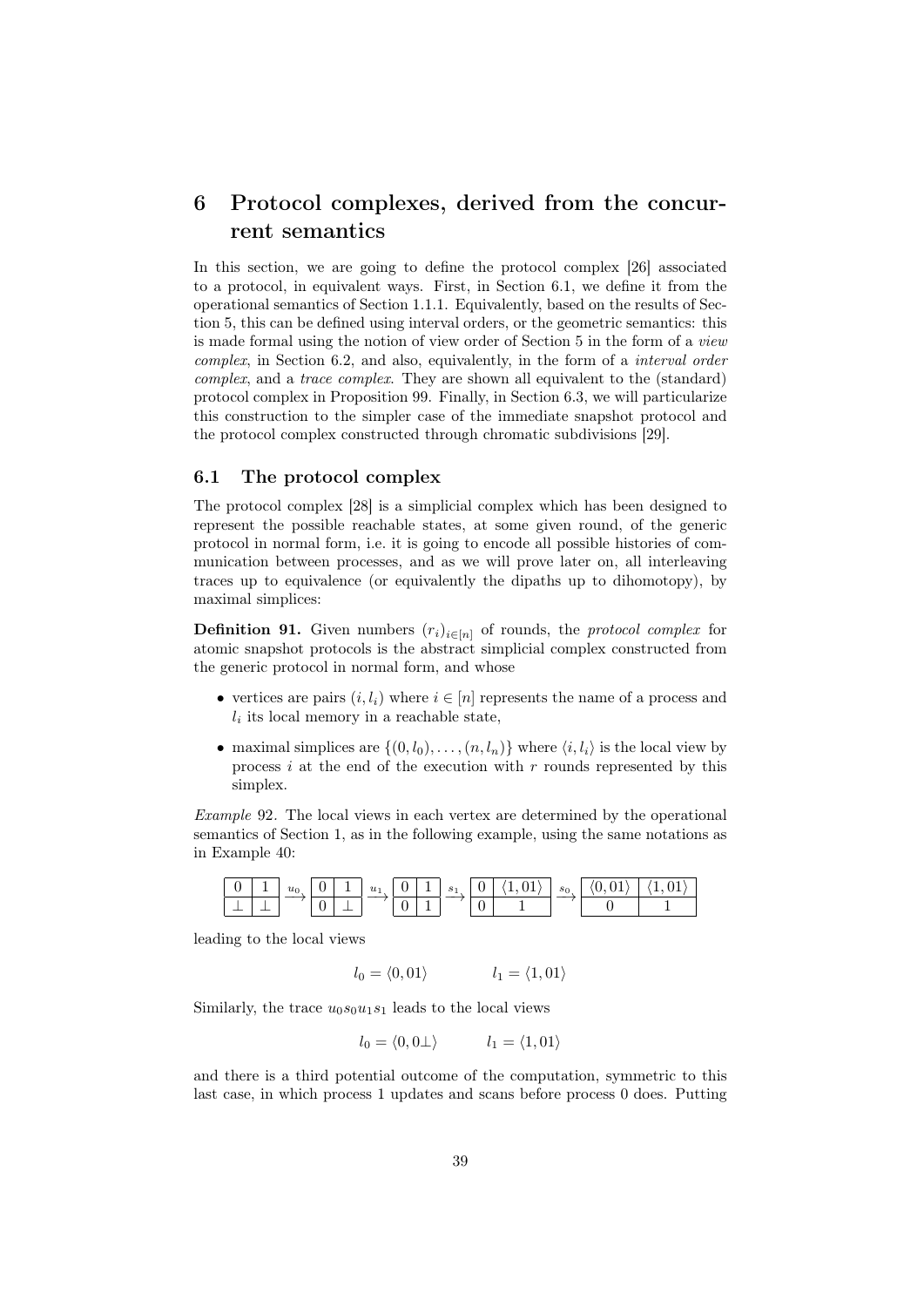# 6 Protocol complexes, derived from the concurrent semantics

In this section, we are going to define the protocol complex [26] associated to a protocol, in equivalent ways. First, in Section 6.1, we define it from the operational semantics of Section 1.1.1. Equivalently, based on the results of Section 5, this can be defined using interval orders, or the geometric semantics: this is made formal using the notion of view order of Section 5 in the form of a *view complex*, in Section 6.2, and also, equivalently, in the form of a *interval order complex*, and a *trace complex*. They are shown all equivalent to the (standard) protocol complex in Proposition 99. Finally, in Section 6.3, we will particularize this construction to the simpler case of the immediate snapshot protocol and the protocol complex constructed through chromatic subdivisions [29].

## 6.1 The protocol complex

The protocol complex [28] is a simplicial complex which has been designed to represent the possible reachable states, at some given round, of the generic protocol in normal form, i.e. it is going to encode all possible histories of communication between processes, and as we will prove later on, all interleaving traces up to equivalence (or equivalently the dipaths up to dihomotopy), by maximal simplices:

**Definition 91.** Given numbers $(r_i)_{i \in [n]}$ of rounds, the *protocol complex* for atomic snapshot protocols is the abstract simplicial complex constructed from the generic protocol in normal form, and whose

- vertices are pairs $(i, l_i)$ where $i \in [n]$ represents the name of a process and $l_i$ its local memory in a reachable state,
- maximal simplices are $\{(0, l_0), \ldots, (n, l_n)\}$ where $\langle i, l_i \rangle$ is the local view by process $i$ at the end of the execution with $r$ rounds represented by this simplex.

*Example* 92. The local views in each vertex are determined by the operational semantics of Section 1, as in the following example, using the same notations as in Example 40:

$$\begin{array}{|c|c|}\hline 0 & 1 \\ \hline \bot & \bot \\ \hline \end{array} \xrightarrow{u_0} \begin{array}{|c|c|}\hline 0 & 1 \\ \hline 0 & \bot \\ \hline \end{array} \xrightarrow{u_1} \begin{array}{|c|c|}\hline 0 & 1 \\ \hline 0 & 1 \\ \hline \end{array} \xrightarrow{s_1} \begin{array}{|c|c|}\hline 0 & \langle 1, 01 \rangle \\ \hline 0 & 1 \\ \hline \end{array} \xrightarrow{s_0} \begin{array}{|c|c|}\hline \langle 0, 01 \rangle & \langle 1, 01 \rangle \\ \hline 0 & 1 \\ \hline \end{array}$$

leading to the local views

$$l_0 = \langle 0, 01 \rangle \qquad\qquad l_1 = \langle 1, 01 \rangle$$

Similarly, the trace $u_0 s_0 u_1 s_1$ leads to the local views

$$l_0 = \langle 0, 0\bot \rangle \qquad\qquad l_1 = \langle 1, 01 \rangle$$

and there is a third potential outcome of the computation, symmetric to this last case, in which process 1 updates and scans before process 0 does. Putting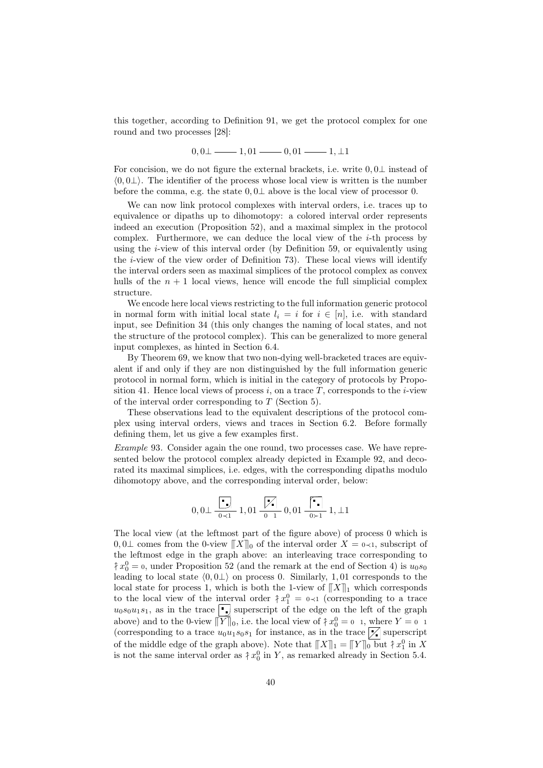this together, according to Definition 91, we get the protocol complex for one round and two processes [28]:

$$0, 0\bot \text{ ——— } 1, 01 \text{ ——— } 0, 01 \text{ ——— } 1, \bot 1$$

For concision, we do not figure the external brackets, i.e. write $0, 0\bot$ instead of $\langle 0, 0\bot\rangle$. The identifier of the process whose local view is written is the number before the comma, e.g. the state $0, 0\bot$ above is the local view of processor 0.

We can now link protocol complexes with interval orders, i.e. traces up to equivalence or dipaths up to dihomotopy: a colored interval order represents indeed an execution (Proposition 52), and a maximal simplex in the protocol complex. Furthermore, we can deduce the local view of the $i$-th process by using the $i$-view of this interval order (by Definition 59, or equivalently using the $i$-view of the view order of Definition 73). These local views will identify the interval orders seen as maximal simplices of the protocol complex as convex hulls of the $n + 1$ local views, hence will encode the full simplicial complex structure.

We encode here local views restricting to the full information generic protocol in normal form with initial local state $l_i = i$ for $i \in [n]$, i.e. with standard input, see Definition 34 (this only changes the naming of local states, and not the structure of the protocol complex). This can be generalized to more general input complexes, as hinted in Section 6.4.

By Theorem 69, we know that two non-dying well-bracketed traces are equivalent if and only if they are non distinguished by the full information generic protocol in normal form, which is initial in the category of protocols by Proposition 41. Hence local views of process $i$, on a trace $T$, corresponds to the $i$-view of the interval order corresponding to $T$ (Section 5).

These observations lead to the equivalent descriptions of the protocol complex using interval orders, views and traces in Section 6.2. Before formally defining them, let us give a few examples first.

*Example* 93. Consider again the one round, two processes case. We have represented below the protocol complex already depicted in Example 92, and decorated its maximal simplices, i.e. edges, with the corresponding dipaths modulo dihomotopy above, and the corresponding interval order, below:

$$0, 0\bot \;\underset{0 \prec 1}{\text{———}}\; 1, 01 \;\underset{0 \quad 1}{\text{———}}\; 0, 01 \;\underset{0 \succ 1}{\text{———}}\; 1, \bot 1$$

The local view (at the leftmost part of the figure above) of process 0 which is $0, 0\bot$ comes from the 0-view $[\![X]\!]_0$ of the interval order $X = 0 \prec 1$, subscript of the leftmost edge in the graph above: an interleaving trace corresponding to $\Uparrow x_0^0 = 0$, under Proposition 52 (and the remark at the end of Section 4) is $u_0 s_0$ leading to local state $\langle 0, 0\bot\rangle$ on process 0. Similarly, $1, 01$ corresponds to the local state for process 1, which is both the 1-view of $[\![X]\!]_1$ which corresponds to the local view of the interval order $\Uparrow x_1^0 = 0 \prec 1$ (corresponding to a trace $u_0 s_0 u_1 s_1$, as in the trace superscript of the edge on the left of the graph above) and to the 0-view $[\![Y]\!]_0$, i.e. the local view of $\Uparrow x_0^0 = 0 \quad 1$, where $Y = 0 \quad 1$ (corresponding to a trace $u_0 u_1 s_0 s_1$ for instance, as in the trace superscript of the middle edge of the graph above). Note that $[\![X]\!]_1 = [\![Y]\!]_0$ but $\Uparrow x_1^0$ in $X$ is not the same interval order as $\Uparrow x_0^0$ in $Y$, as remarked already in Section 5.4.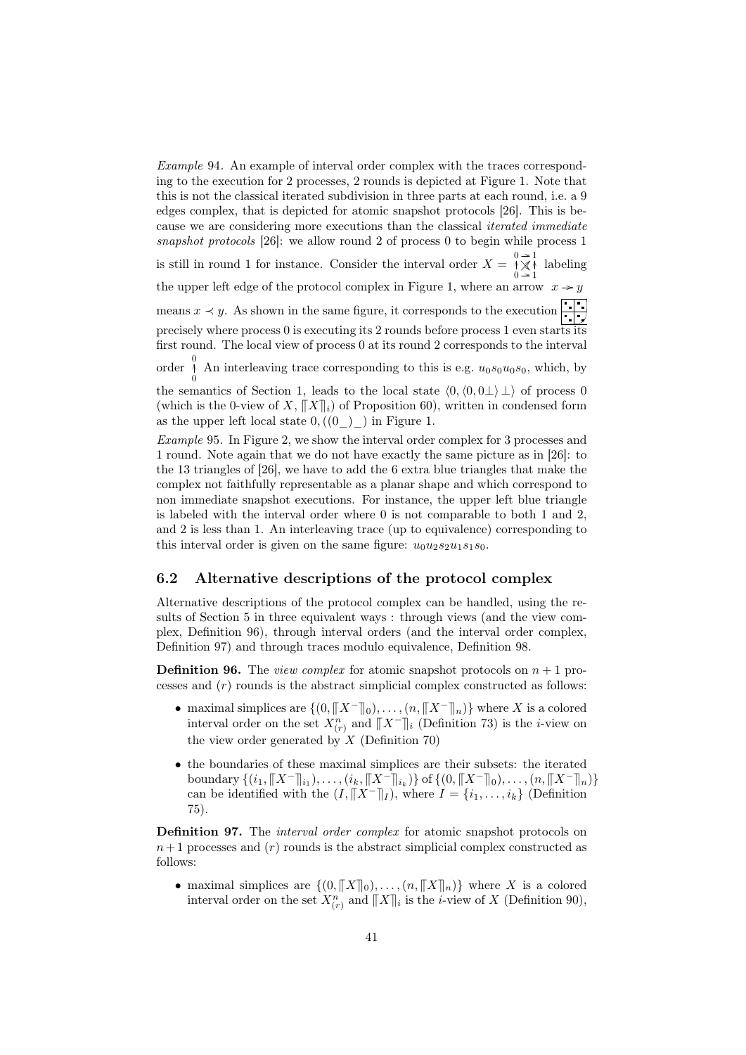*Example* 94. An example of interval order complex with the traces corresponding to the execution for 2 processes, 2 rounds is depicted at Figure 1. Note that this is not the classical iterated subdivision in three parts at each round, i.e. a 9 edges complex, that is depicted for atomic snapshot protocols [26]. This is because we are considering more executions than the classical *iterated immediate snapshot protocols* [26]: we allow round 2 of process 0 to begin while process 1 is still in round 1 for instance. Consider the interval order $X = $ [diagram: $0 \to 1$ over $0 \to 1$, with crossed arrows] labeling the upper left edge of the protocol complex in Figure 1, where an arrow $x \twoheadrightarrow y$ means $x \prec y$. As shown in the same figure, it corresponds to the execution [diagram] precisely where process 0 is executing its 2 rounds before process 1 even starts its first round. The local view of process 0 at its round 2 corresponds to the interval order [diagram: $0$ over $0$]. An interleaving trace corresponding to this is e.g. $u_0s_0u_0s_0$, which, by the semantics of Section 1, leads to the local state $\langle 0, \langle 0, 0\bot\rangle \bot\rangle$ of process 0 (which is the 0-view of $X$, $[\![X]\!]_i$) of Proposition 60), written in condensed form as the upper left local state $0, ((0\_)\_)$ in Figure 1.

*Example* 95. In Figure 2, we show the interval order complex for 3 processes and 1 round. Note again that we do not have exactly the same picture as in [26]: to the 13 triangles of [26], we have to add the 6 extra blue triangles that make the complex not faithfully representable as a planar shape and which correspond to non immediate snapshot executions. For instance, the upper left blue triangle is labeled with the interval order where 0 is not comparable to both 1 and 2, and 2 is less than 1. An interleaving trace (up to equivalence) corresponding to this interval order is given on the same figure: $u_0u_2s_2u_1s_1s_0$.

## 6.2 Alternative descriptions of the protocol complex

Alternative descriptions of the protocol complex can be handled, using the results of Section 5 in three equivalent ways : through views (and the view complex, Definition 96), through interval orders (and the interval order complex, Definition 97) and through traces modulo equivalence, Definition 98.

**Definition 96.** The *view complex* for atomic snapshot protocols on $n+1$ processes and $(r)$ rounds is the abstract simplicial complex constructed as follows:

- maximal simplices are $\{(0, [\![X^-]\!]_0), \ldots, (n, [\![X^-]\!]_n)\}$ where $X$ is a colored interval order on the set $X^n_{(r)}$ and $[\![X^-]\!]_i$ (Definition 73) is the $i$-view on the view order generated by $X$ (Definition 70)
- the boundaries of these maximal simplices are their subsets: the iterated boundary $\{(i_1, [\![X^-]\!]_{i_1}), \ldots, (i_k, [\![X^-]\!]_{i_k})\}$ of $\{(0, [\![X^-]\!]_0), \ldots, (n, [\![X^-]\!]_n)\}$ can be identified with the $(I, [\![X^-]\!]_I)$, where $I = \{i_1, \ldots, i_k\}$ (Definition 75).

**Definition 97.** The *interval order complex* for atomic snapshot protocols on $n+1$ processes and $(r)$ rounds is the abstract simplicial complex constructed as follows:

- maximal simplices are $\{(0, [\![X]\!]_0), \ldots, (n, [\![X]\!]_n)\}$ where $X$ is a colored interval order on the set $X^n_{(r)}$ and $[\![X]\!]_i$ is the $i$-view of $X$ (Definition 90),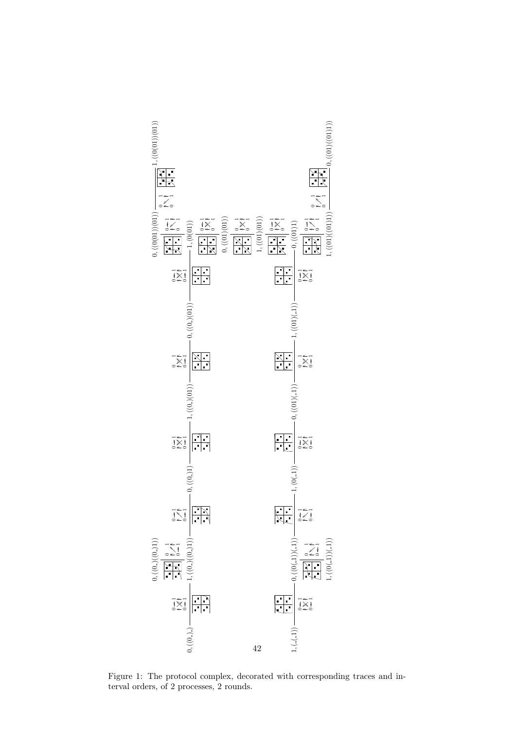Figure 1: The protocol complex, decorated with corresponding traces and interval orders, of 2 processes, 2 rounds.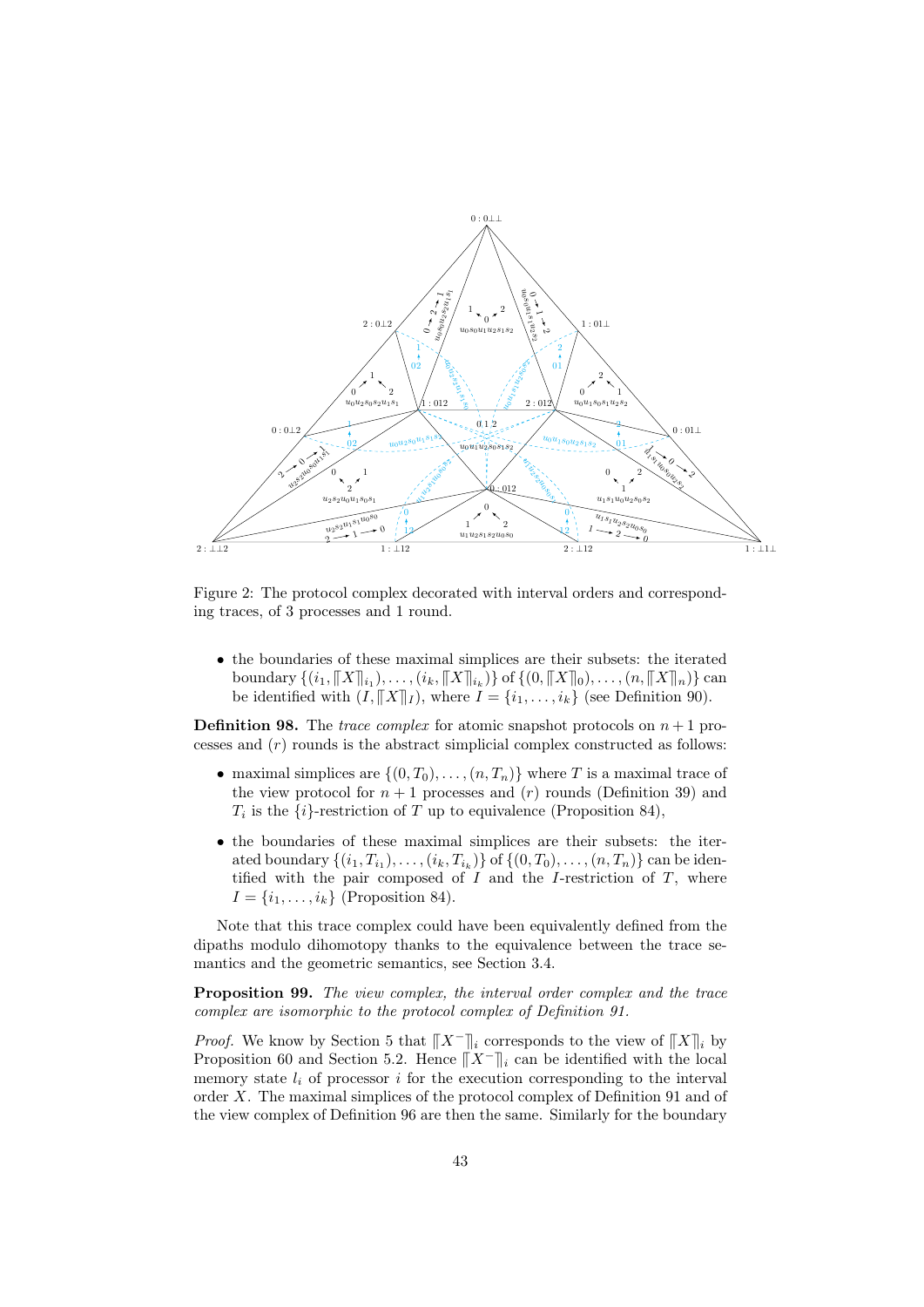Figure 2: The protocol complex decorated with interval orders and corresponding traces, of 3 processes and 1 round.

- the boundaries of these maximal simplices are their subsets: the iterated boundary $\{(i_1, [\![X]\!]_{i_1}), \ldots, (i_k, [\![X]\!]_{i_k})\}$ of $\{(0, [\![X]\!]_0), \ldots, (n, [\![X]\!]_n)\}$ can be identified with $(I, [\![X]\!]_I)$, where $I = \{i_1, \ldots, i_k\}$ (see Definition 90).

**Definition 98.** The *trace complex* for atomic snapshot protocols on $n+1$ processes and $(r)$ rounds is the abstract simplicial complex constructed as follows:

- maximal simplices are $\{(0, T_0), \ldots, (n, T_n)\}$ where $T$ is a maximal trace of the view protocol for $n+1$ processes and $(r)$ rounds (Definition 39) and $T_i$ is the $\{i\}$-restriction of $T$ up to equivalence (Proposition 84),
- the boundaries of these maximal simplices are their subsets: the iterated boundary $\{(i_1, T_{i_1}), \ldots, (i_k, T_{i_k})\}$ of $\{(0, T_0), \ldots, (n, T_n)\}$ can be identified with the pair composed of $I$ and the $I$-restriction of $T$, where $I = \{i_1, \ldots, i_k\}$ (Proposition 84).

Note that this trace complex could have been equivalently defined from the dipaths modulo dihomotopy thanks to the equivalence between the trace semantics and the geometric semantics, see Section 3.4.

**Proposition 99.** *The view complex, the interval order complex and the trace complex are isomorphic to the protocol complex of Definition 91.*

*Proof.* We know by Section 5 that $[\![X^-]\!]_i$ corresponds to the view of $[\![X]\!]_i$ by Proposition 60 and Section 5.2. Hence $[\![X^-]\!]_i$ can be identified with the local memory state $l_i$ of processor $i$ for the execution corresponding to the interval order $X$. The maximal simplices of the protocol complex of Definition 91 and of the view complex of Definition 96 are then the same. Similarly for the boundary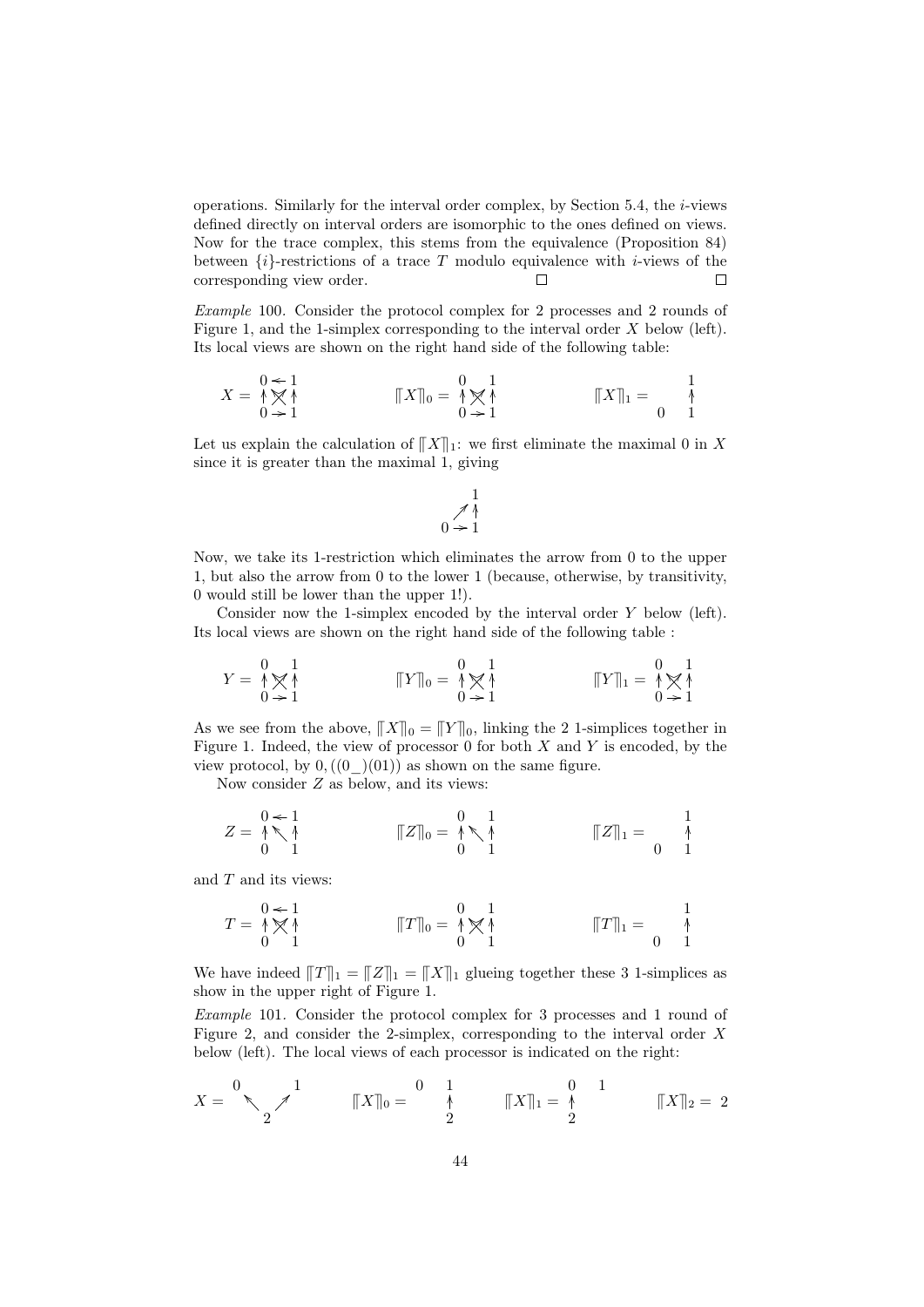operations. Similarly for the interval order complex, by Section 5.4, the $i$-views defined directly on interval orders are isomorphic to the ones defined on views. Now for the trace complex, this stems from the equivalence (Proposition 84) between $\{i\}$-restrictions of a trace $T$ modulo equivalence with $i$-views of the corresponding view order. □ □

*Example* 100. Consider the protocol complex for 2 processes and 2 rounds of Figure 1, and the 1-simplex corresponding to the interval order $X$ below (left). Its local views are shown on the right hand side of the following table:

$$X = \begin{array}{ccc} 0 & \leftarrow & 1 \\ \uparrow & \times & \uparrow \\ 0 & \rightarrow & 1 \end{array} \qquad [\![X]\!]_0 = \begin{array}{ccc} 0 & & 1 \\ \uparrow & \times & \uparrow \\ 0 & \rightarrow & 1 \end{array} \qquad [\![X]\!]_1 = \begin{array}{ccc} & & 1 \\ & & \uparrow \\ 0 & & 1 \end{array}$$

Let us explain the calculation of $[\![X]\!]_1$: we first eliminate the maximal 0 in $X$ since it is greater than the maximal 1, giving

$$\begin{array}{ccc} & & 1 \\ & \nearrow & \uparrow \\ 0 & \rightarrow & 1 \end{array}$$

Now, we take its 1-restriction which eliminates the arrow from 0 to the upper 1, but also the arrow from 0 to the lower 1 (because, otherwise, by transitivity, 0 would still be lower than the upper 1!).

Consider now the 1-simplex encoded by the interval order $Y$ below (left). Its local views are shown on the right hand side of the following table :

$$Y = \begin{array}{ccc} 0 & & 1 \\ \uparrow & \times & \uparrow \\ 0 & \rightarrow & 1 \end{array} \qquad [\![Y]\!]_0 = \begin{array}{ccc} 0 & & 1 \\ \uparrow & \times & \uparrow \\ 0 & \rightarrow & 1 \end{array} \qquad [\![Y]\!]_1 = \begin{array}{ccc} 0 & & 1 \\ \uparrow & \times & \uparrow \\ 0 & \rightarrow & 1 \end{array}$$

As we see from the above, $[\![X]\!]_0 = [\![Y]\!]_0$, linking the 2 1-simplices together in Figure 1. Indeed, the view of processor 0 for both $X$ and $Y$ is encoded, by the view protocol, by $0, ((0\_)(01))$ as shown on the same figure.

Now consider $Z$ as below, and its views:

$$Z = \begin{array}{ccc} 0 & \leftarrow & 1 \\ \uparrow & \nwarrow & \uparrow \\ 0 & & 1 \end{array} \qquad [\![Z]\!]_0 = \begin{array}{ccc} 0 & & 1 \\ \uparrow & \nwarrow & \uparrow \\ 0 & & 1 \end{array} \qquad [\![Z]\!]_1 = \begin{array}{ccc} & & 1 \\ & & \uparrow \\ 0 & & 1 \end{array}$$

and $T$ and its views:

$$T = \begin{array}{ccc} 0 & \leftarrow & 1 \\ \uparrow & \times & \uparrow \\ 0 & & 1 \end{array} \qquad [\![T]\!]_0 = \begin{array}{ccc} 0 & & 1 \\ \uparrow & \times & \uparrow \\ 0 & & 1 \end{array} \qquad [\![T]\!]_1 = \begin{array}{ccc} & & 1 \\ & & \uparrow \\ 0 & & 1 \end{array}$$

We have indeed $[\![T]\!]_1 = [\![Z]\!]_1 = [\![X]\!]_1$ glueing together these 3 1-simplices as show in the upper right of Figure 1.

*Example* 101. Consider the protocol complex for 3 processes and 1 round of Figure 2, and consider the 2-simplex, corresponding to the interval order $X$ below (left). The local views of each processor is indicated on the right:

$$X = \begin{array}{ccc} 0 & & 1 \\ & \nwarrow \;\; \nearrow & \\ & 2 & \end{array} \qquad [\![X]\!]_0 = \begin{array}{cc} 0 & 1 \\ & \uparrow \\ & 2 \end{array} \qquad [\![X]\!]_1 = \begin{array}{cc} 0 & 1 \\ \uparrow & \\ 2 & \end{array} \qquad [\![X]\!]_2 = 2$$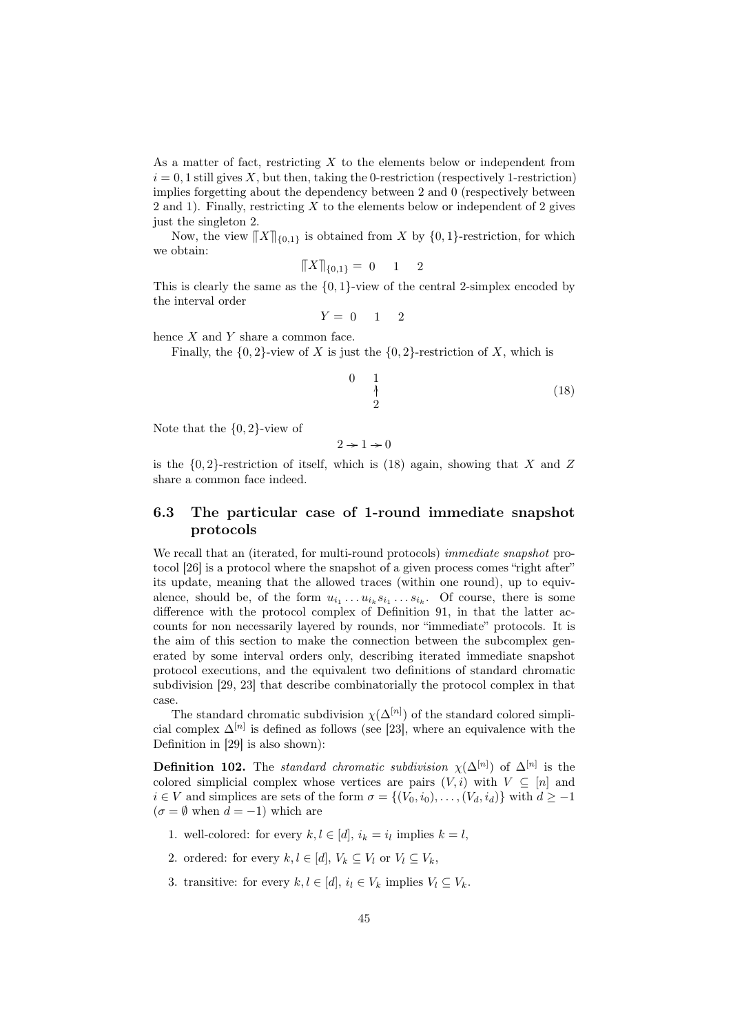As a matter of fact, restricting $X$ to the elements below or independent from $i = 0, 1$ still gives $X$, but then, taking the 0-restriction (respectively 1-restriction) implies forgetting about the dependency between 2 and 0 (respectively between 2 and 1). Finally, restricting $X$ to the elements below or independent of 2 gives just the singleton 2.

Now, the view $[\![X]\!]_{\{0,1\}}$ is obtained from $X$ by $\{0, 1\}$-restriction, for which we obtain:

$$[\![X]\!]_{\{0,1\}} = \; 0 \quad 1 \quad 2$$

This is clearly the same as the $\{0, 1\}$-view of the central 2-simplex encoded by the interval order

$$Y = \; 0 \quad 1 \quad 2$$

hence $X$ and $Y$ share a common face.

Finally, the $\{0, 2\}$-view of $X$ is just the $\{0, 2\}$-restriction of $X$, which is

$$\begin{array}{cc} 0 & 1 \\ & \uparrow \\ & 2 \end{array} \tag{18}$$

Note that the $\{0, 2\}$-view of

$$2 \twoheadrightarrow 1 \twoheadrightarrow 0$$

is the $\{0, 2\}$-restriction of itself, which is (18) again, showing that $X$ and $Z$ share a common face indeed.

## 6.3 The particular case of 1-round immediate snapshot protocols

We recall that an (iterated, for multi-round protocols) *immediate snapshot* protocol [26] is a protocol where the snapshot of a given process comes "right after" its update, meaning that the allowed traces (within one round), up to equivalence, should be, of the form $u_{i_1} \dots u_{i_k} s_{i_1} \dots s_{i_k}$. Of course, there is some difference with the protocol complex of Definition 91, in that the latter accounts for non necessarily layered by rounds, nor "immediate" protocols. It is the aim of this section to make the connection between the subcomplex generated by some interval orders only, describing iterated immediate snapshot protocol executions, and the equivalent two definitions of standard chromatic subdivision [29, 23] that describe combinatorially the protocol complex in that case.

The standard chromatic subdivision $\chi(\Delta^{[n]})$ of the standard colored simplicial complex $\Delta^{[n]}$ is defined as follows (see [23], where an equivalence with the Definition in [29] is also shown):

**Definition 102.** The *standard chromatic subdivision* $\chi(\Delta^{[n]})$ of $\Delta^{[n]}$ is the colored simplicial complex whose vertices are pairs $(V, i)$ with $V \subseteq [n]$ and $i \in V$ and simplices are sets of the form $\sigma = \{(V_0, i_0), \dots, (V_d, i_d)\}$ with $d \geq -1$ ($\sigma = \emptyset$ when $d = -1$) which are

1. well-colored: for every $k, l \in [d]$, $i_k = i_l$ implies $k = l$,
2. ordered: for every $k, l \in [d]$, $V_k \subseteq V_l$ or $V_l \subseteq V_k$,
3. transitive: for every $k, l \in [d]$, $i_l \in V_k$ implies $V_l \subseteq V_k$.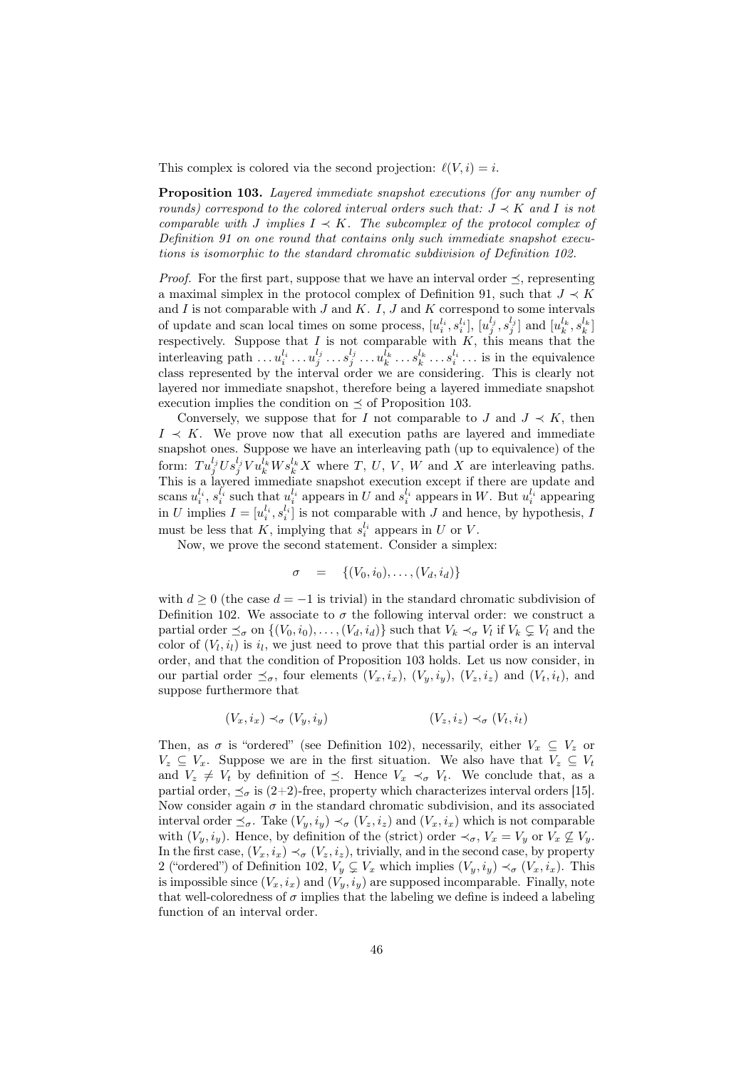This complex is colored via the second projection: $\ell(V, i) = i$.

**Proposition 103.** *Layered immediate snapshot executions (for any number of rounds) correspond to the colored interval orders such that: $J \prec K$ and $I$ is not comparable with $J$ implies $I \prec K$. The subcomplex of the protocol complex of Definition 91 on one round that contains only such immediate snapshot executions is isomorphic to the standard chromatic subdivision of Definition 102.*

*Proof.* For the first part, suppose that we have an interval order $\preceq$, representing a maximal simplex in the protocol complex of Definition 91, such that $J \prec K$ and $I$ is not comparable with $J$ and $K$. $I$, $J$ and $K$ correspond to some intervals of update and scan local times on some process, $[u_i^{l_i}, s_i^{l_i}]$, $[u_j^{l_j}, s_j^{l_j}]$ and $[u_k^{l_k}, s_k^{l_k}]$ respectively. Suppose that $I$ is not comparable with $K$, this means that the interleaving path $\ldots u_i^{l_i} \ldots u_j^{l_j} \ldots s_j^{l_j} \ldots u_k^{l_k} \ldots s_k^{l_k} \ldots s_i^{l_i} \ldots$ is in the equivalence class represented by the interval order we are considering. This is clearly not layered nor immediate snapshot, therefore being a layered immediate snapshot execution implies the condition on $\preceq$ of Proposition 103.

Conversely, we suppose that for $I$ not comparable to $J$ and $J \prec K$, then $I \prec K$. We prove now that all execution paths are layered and immediate snapshot ones. Suppose we have an interleaving path (up to equivalence) of the form: $T u_j^{l_j} U s_j^{l_j} V u_k^{l_k} W s_k^{l_k} X$ where $T$, $U$, $V$, $W$ and $X$ are interleaving paths. This is a layered immediate snapshot execution except if there are update and scans $u_i^{l_i}$, $s_i^{l_i}$ such that $u_i^{l_i}$ appears in $U$ and $s_i^{l_i}$ appears in $W$. But $u_i^{l_i}$ appearing in $U$ implies $I = [u_i^{l_i}, s_i^{l_i}]$ is not comparable with $J$ and hence, by hypothesis, $I$ must be less that $K$, implying that $s_i^{l_i}$ appears in $U$ or $V$.

Now, we prove the second statement. Consider a simplex:

$$\sigma \quad = \quad \{(V_0, i_0), \ldots, (V_d, i_d)\}$$

with $d \geq 0$ (the case $d = -1$ is trivial) in the standard chromatic subdivision of Definition 102. We associate to $\sigma$ the following interval order: we construct a partial order $\preceq_\sigma$ on $\{(V_0, i_0), \ldots, (V_d, i_d)\}$ such that $V_k \prec_\sigma V_l$ if $V_k \subsetneq V_l$ and the color of $(V_l, i_l)$ is $i_l$, we just need to prove that this partial order is an interval order, and that the condition of Proposition 103 holds. Let us now consider, in our partial order $\preceq_\sigma$, four elements $(V_x, i_x)$, $(V_y, i_y)$, $(V_z, i_z)$ and $(V_t, i_t)$, and suppose furthermore that

$$(V_x, i_x) \prec_\sigma (V_y, i_y) \qquad\qquad (V_z, i_z) \prec_\sigma (V_t, i_t)$$

Then, as $\sigma$ is "ordered" (see Definition 102), necessarily, either $V_x \subseteq V_z$ or $V_z \subseteq V_x$. Suppose we are in the first situation. We also have that $V_z \subseteq V_t$ and $V_z \neq V_t$ by definition of $\preceq$. Hence $V_x \prec_\sigma V_t$. We conclude that, as a partial order, $\preceq_\sigma$ is (2+2)-free, property which characterizes interval orders [15]. Now consider again $\sigma$ in the standard chromatic subdivision, and its associated interval order $\preceq_\sigma$. Take $(V_y, i_y) \prec_\sigma (V_z, i_z)$ and $(V_x, i_x)$ which is not comparable with $(V_y, i_y)$. Hence, by definition of the (strict) order $\prec_\sigma$, $V_x = V_y$ or $V_x \not\subseteq V_y$. In the first case, $(V_x, i_x) \prec_\sigma (V_z, i_z)$, trivially, and in the second case, by property 2 ("ordered") of Definition 102, $V_y \subsetneq V_x$ which implies $(V_y, i_y) \prec_\sigma (V_x, i_x)$. This is impossible since $(V_x, i_x)$ and $(V_y, i_y)$ are supposed incomparable. Finally, note that well-coloredness of $\sigma$ implies that the labeling we define is indeed a labeling function of an interval order.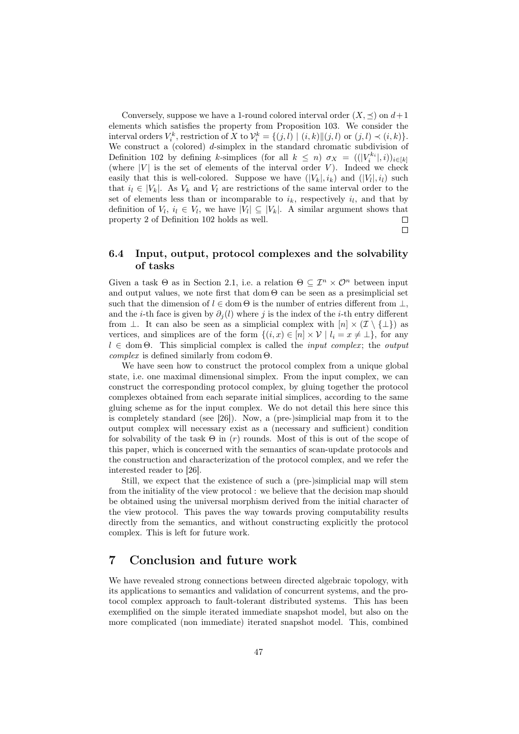Conversely, suppose we have a 1-round colored interval order $(X, \preceq)$ on $d+1$ elements which satisfies the property from Proposition 103. We consider the interval orders $V_i^k$, restriction of $X$ to $\mathcal{V}_i^k = \{(j,l) \mid (i,k) \| (j,l) \text{ or } (j,l) \prec (i,k)\}$. We construct a (colored) $d$-simplex in the standard chromatic subdivision of Definition 102 by defining $k$-simplices (for all $k \leq n$) $\sigma_X = ((|V_i^{k_i}|, i))_{i \in [k]}$ (where $|V|$ is the set of elements of the interval order $V$). Indeed we check easily that this is well-colored. Suppose we have $(|V_k|, i_k)$ and $(|V_l|, i_l)$ such that $i_l \in |V_k|$. As $V_k$ and $V_l$ are restrictions of the same interval order to the set of elements less than or incomparable to $i_k$, respectively $i_l$, and that by definition of $V_l$, $i_l \in V_l$, we have $|V_l| \subseteq |V_k|$. A similar argument shows that property 2 of Definition 102 holds as well. □

□

## 6.4 Input, output, protocol complexes and the solvability of tasks

Given a task $\Theta$ as in Section 2.1, i.e. a relation $\Theta \subseteq \mathcal{I}^n \times \mathcal{O}^n$ between input and output values, we note first that $\operatorname{dom} \Theta$ can be seen as a presimplicial set such that the dimension of $l \in \operatorname{dom} \Theta$ is the number of entries different from $\perp$, and the $i$-th face is given by $\partial_j(l)$ where $j$ is the index of the $i$-th entry different from $\perp$. It can also be seen as a simplicial complex with $[n] \times (\mathcal{I} \setminus \{\perp\})$ as vertices, and simplices are of the form $\{(i,x) \in [n] \times \mathcal{V} \mid l_i = x \neq \perp\}$, for any $l \in \operatorname{dom} \Theta$. This simplicial complex is called the *input complex*; the *output complex* is defined similarly from $\operatorname{codom} \Theta$.

We have seen how to construct the protocol complex from a unique global state, i.e. one maximal dimensional simplex. From the input complex, we can construct the corresponding protocol complex, by gluing together the protocol complexes obtained from each separate initial simplices, according to the same gluing scheme as for the input complex. We do not detail this here since this is completely standard (see [26]). Now, a (pre-)simplicial map from it to the output complex will necessary exist as a (necessary and sufficient) condition for solvability of the task $\Theta$ in ($r$) rounds. Most of this is out of the scope of this paper, which is concerned with the semantics of scan-update protocols and the construction and characterization of the protocol complex, and we refer the interested reader to [26].

Still, we expect that the existence of such a (pre-)simplicial map will stem from the initiality of the view protocol : we believe that the decision map should be obtained using the universal morphism derived from the initial character of the view protocol. This paves the way towards proving computability results directly from the semantics, and without constructing explicitly the protocol complex. This is left for future work.

# 7 Conclusion and future work

We have revealed strong connections between directed algebraic topology, with its applications to semantics and validation of concurrent systems, and the protocol complex approach to fault-tolerant distributed systems. This has been exemplified on the simple iterated immediate snapshot model, but also on the more complicated (non immediate) iterated snapshot model. This, combined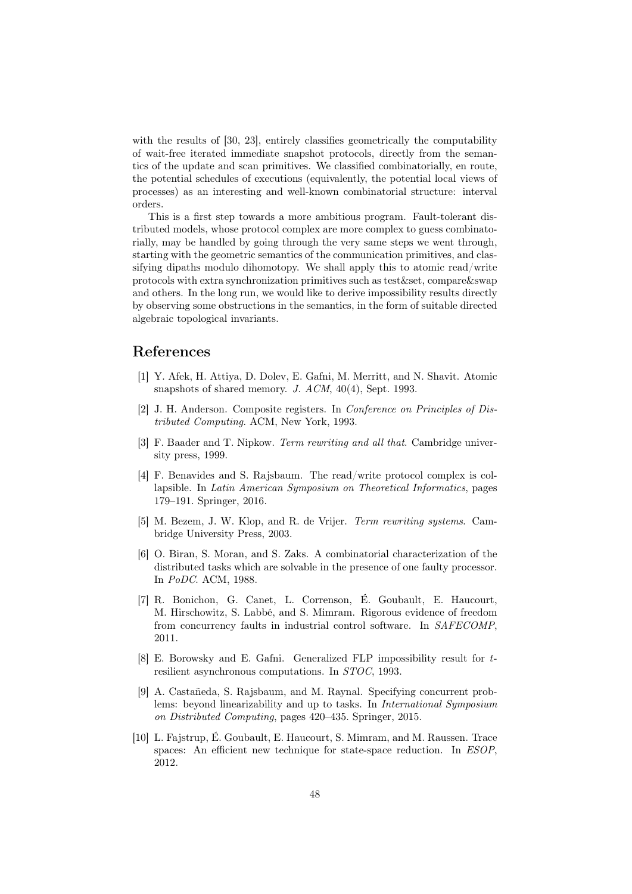with the results of [30, 23], entirely classifies geometrically the computability of wait-free iterated immediate snapshot protocols, directly from the semantics of the update and scan primitives. We classified combinatorially, en route, the potential schedules of executions (equivalently, the potential local views of processes) as an interesting and well-known combinatorial structure: interval orders.

This is a first step towards a more ambitious program. Fault-tolerant distributed models, whose protocol complex are more complex to guess combinatorially, may be handled by going through the very same steps we went through, starting with the geometric semantics of the communication primitives, and classifying dipaths modulo dihomotopy. We shall apply this to atomic read/write protocols with extra synchronization primitives such as test&set, compare&swap and others. In the long run, we would like to derive impossibility results directly by observing some obstructions in the semantics, in the form of suitable directed algebraic topological invariants.

# References

[1] Y. Afek, H. Attiya, D. Dolev, E. Gafni, M. Merritt, and N. Shavit. Atomic snapshots of shared memory. *J. ACM*, 40(4), Sept. 1993.

[2] J. H. Anderson. Composite registers. In *Conference on Principles of Distributed Computing*. ACM, New York, 1993.

[3] F. Baader and T. Nipkow. *Term rewriting and all that*. Cambridge university press, 1999.

[4] F. Benavides and S. Rajsbaum. The read/write protocol complex is collapsible. In *Latin American Symposium on Theoretical Informatics*, pages 179–191. Springer, 2016.

[5] M. Bezem, J. W. Klop, and R. de Vrijer. *Term rewriting systems*. Cambridge University Press, 2003.

[6] O. Biran, S. Moran, and S. Zaks. A combinatorial characterization of the distributed tasks which are solvable in the presence of one faulty processor. In *PoDC*. ACM, 1988.

[7] R. Bonichon, G. Canet, L. Correnson, É. Goubault, E. Haucourt, M. Hirschowitz, S. Labbé, and S. Mimram. Rigorous evidence of freedom from concurrency faults in industrial control software. In *SAFECOMP*, 2011.

[8] E. Borowsky and E. Gafni. Generalized FLP impossibility result for $t$-resilient asynchronous computations. In *STOC*, 1993.

[9] A. Castañeda, S. Rajsbaum, and M. Raynal. Specifying concurrent problems: beyond linearizability and up to tasks. In *International Symposium on Distributed Computing*, pages 420–435. Springer, 2015.

[10] L. Fajstrup, É. Goubault, E. Haucourt, S. Mimram, and M. Raussen. Trace spaces: An efficient new technique for state-space reduction. In *ESOP*, 2012.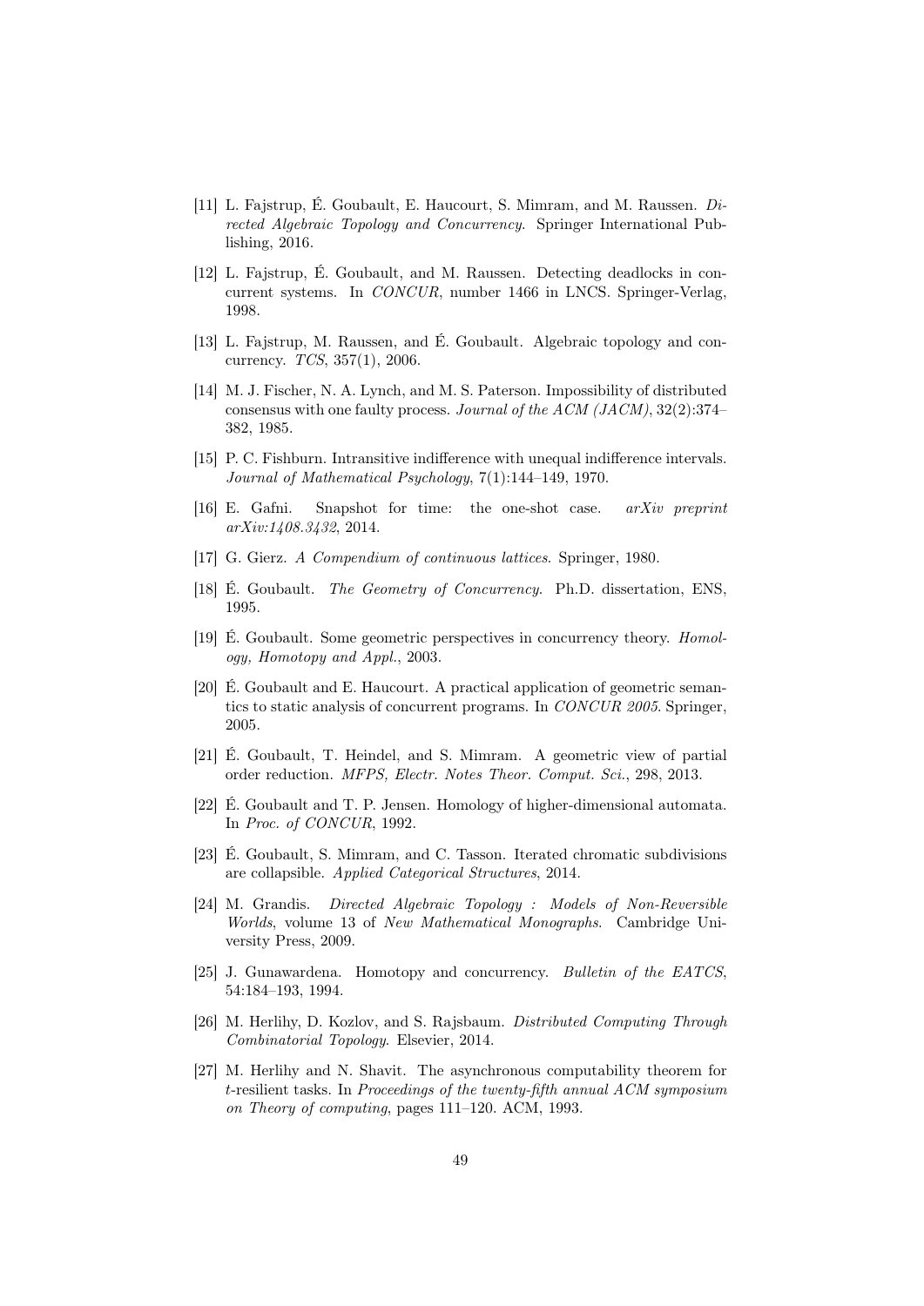[11] L. Fajstrup, É. Goubault, E. Haucourt, S. Mimram, and M. Raussen. *Directed Algebraic Topology and Concurrency*. Springer International Publishing, 2016.

[12] L. Fajstrup, É. Goubault, and M. Raussen. Detecting deadlocks in concurrent systems. In *CONCUR*, number 1466 in LNCS. Springer-Verlag, 1998.

[13] L. Fajstrup, M. Raussen, and É. Goubault. Algebraic topology and concurrency. *TCS*, 357(1), 2006.

[14] M. J. Fischer, N. A. Lynch, and M. S. Paterson. Impossibility of distributed consensus with one faulty process. *Journal of the ACM (JACM)*, 32(2):374–382, 1985.

[15] P. C. Fishburn. Intransitive indifference with unequal indifference intervals. *Journal of Mathematical Psychology*, 7(1):144–149, 1970.

[16] E. Gafni. Snapshot for time: the one-shot case. *arXiv preprint arXiv:1408.3432*, 2014.

[17] G. Gierz. *A Compendium of continuous lattices*. Springer, 1980.

[18] É. Goubault. *The Geometry of Concurrency*. Ph.D. dissertation, ENS, 1995.

[19] É. Goubault. Some geometric perspectives in concurrency theory. *Homology, Homotopy and Appl.*, 2003.

[20] É. Goubault and E. Haucourt. A practical application of geometric semantics to static analysis of concurrent programs. In *CONCUR 2005*. Springer, 2005.

[21] É. Goubault, T. Heindel, and S. Mimram. A geometric view of partial order reduction. *MFPS, Electr. Notes Theor. Comput. Sci.*, 298, 2013.

[22] É. Goubault and T. P. Jensen. Homology of higher-dimensional automata. In *Proc. of CONCUR*, 1992.

[23] É. Goubault, S. Mimram, and C. Tasson. Iterated chromatic subdivisions are collapsible. *Applied Categorical Structures*, 2014.

[24] M. Grandis. *Directed Algebraic Topology : Models of Non-Reversible Worlds*, volume 13 of *New Mathematical Monographs*. Cambridge University Press, 2009.

[25] J. Gunawardena. Homotopy and concurrency. *Bulletin of the EATCS*, 54:184–193, 1994.

[26] M. Herlihy, D. Kozlov, and S. Rajsbaum. *Distributed Computing Through Combinatorial Topology*. Elsevier, 2014.

[27] M. Herlihy and N. Shavit. The asynchronous computability theorem for $t$-resilient tasks. In *Proceedings of the twenty-fifth annual ACM symposium on Theory of computing*, pages 111–120. ACM, 1993.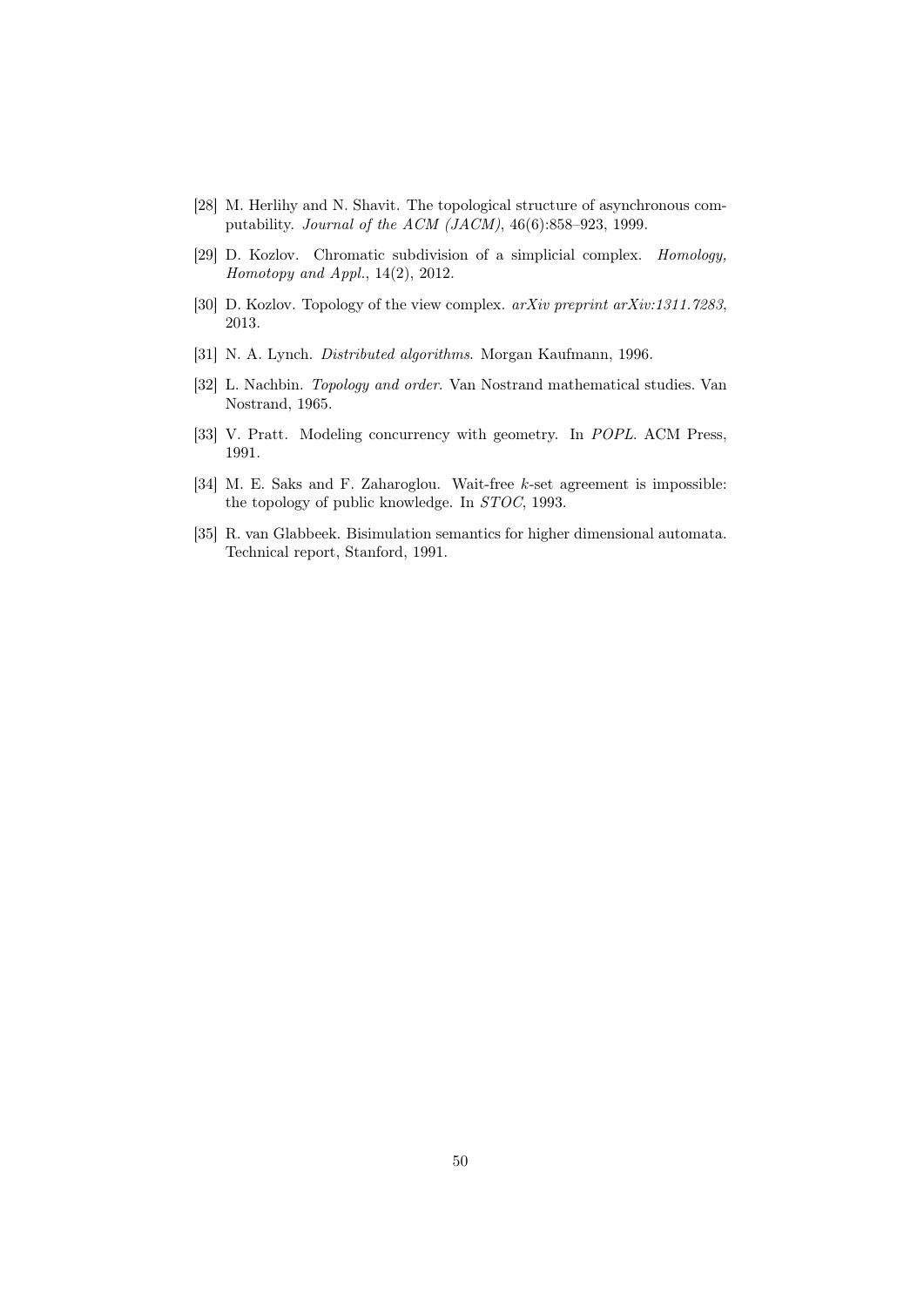[28] M. Herlihy and N. Shavit. The topological structure of asynchronous computability. *Journal of the ACM (JACM)*, 46(6):858–923, 1999.

[29] D. Kozlov. Chromatic subdivision of a simplicial complex. *Homology, Homotopy and Appl.*, 14(2), 2012.

[30] D. Kozlov. Topology of the view complex. *arXiv preprint arXiv:1311.7283*, 2013.

[31] N. A. Lynch. *Distributed algorithms*. Morgan Kaufmann, 1996.

[32] L. Nachbin. *Topology and order*. Van Nostrand mathematical studies. Van Nostrand, 1965.

[33] V. Pratt. Modeling concurrency with geometry. In *POPL*. ACM Press, 1991.

[34] M. E. Saks and F. Zaharoglou. Wait-free $k$-set agreement is impossible: the topology of public knowledge. In *STOC*, 1993.

[35] R. van Glabbeek. Bisimulation semantics for higher dimensional automata. Technical report, Stanford, 1991.